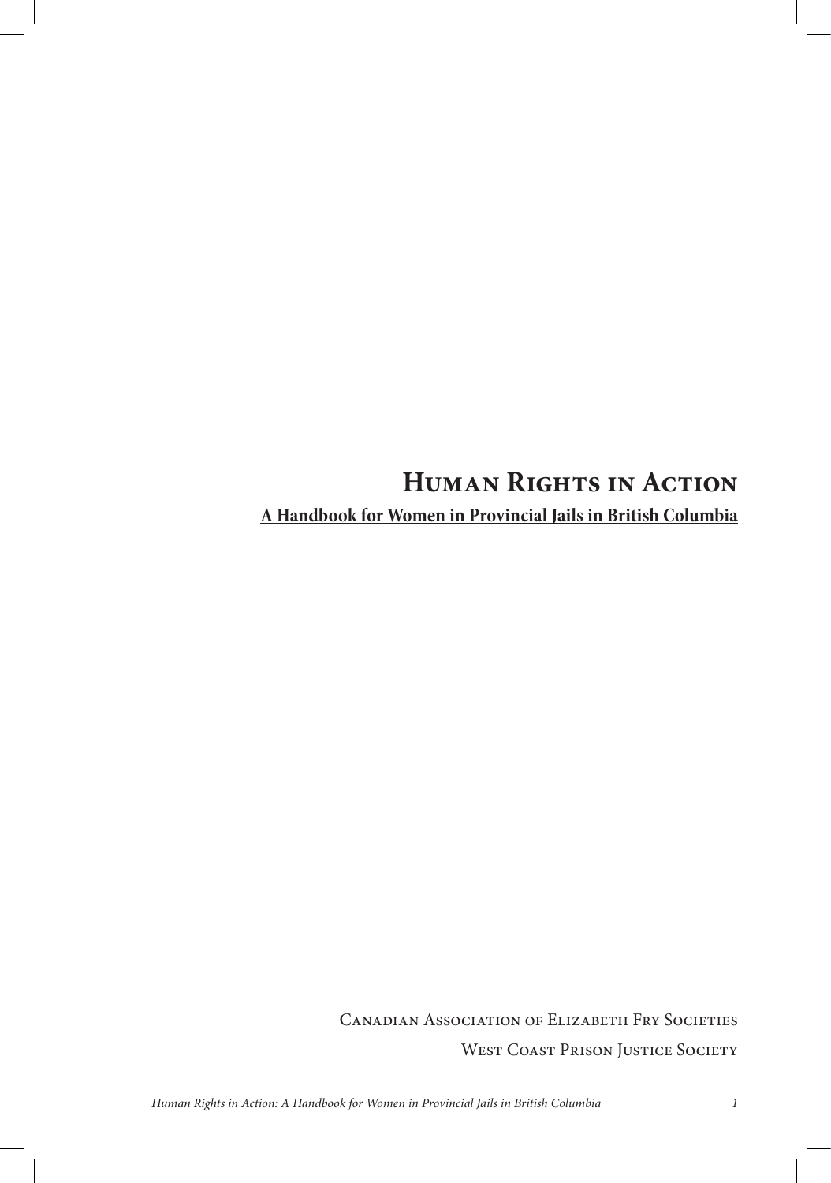# Human Rights in Action

**A Handbook for Women in Provincial Jails in British Columbia**

Canadian Association of Elizabeth Fry Societies

West Coast Prison Justice Society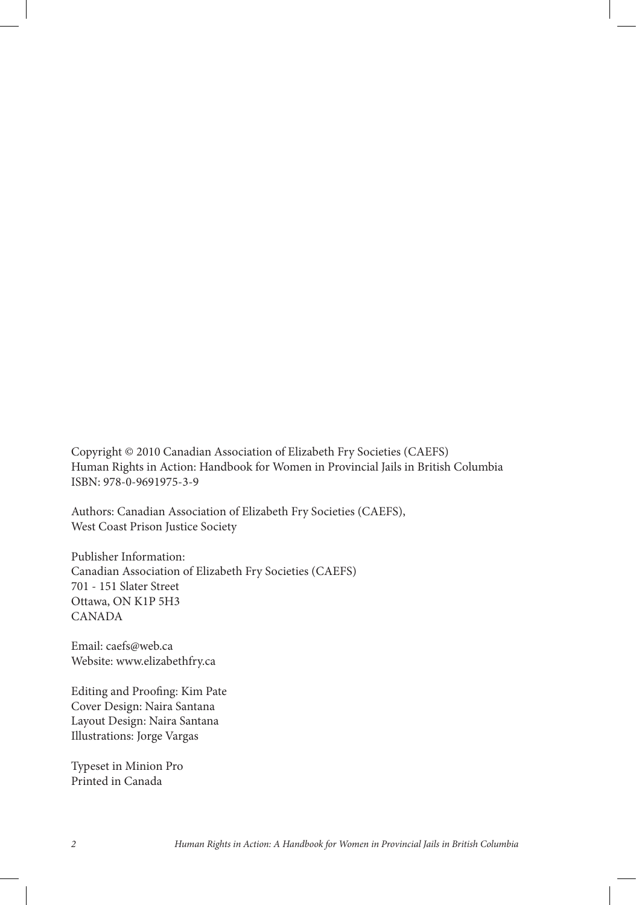Copyright © 2010 Canadian Association of Elizabeth Fry Societies (CAEFS)
Human Rights in Action: Handbook for Women in Provincial Jails in British Columbia
ISBN: 978-0-9691975-3-9

Authors: Canadian Association of Elizabeth Fry Societies (CAEFS),
West Coast Prison Justice Society

Publisher Information:
Canadian Association of Elizabeth Fry Societies (CAEFS)
701 - 151 Slater Street
Ottawa, ON K1P 5H3
CANADA

Email: caefs@web.ca
Website: www.elizabethfry.ca

Editing and Proofing: Kim Pate
Cover Design: Naira Santana
Layout Design: Naira Santana
Illustrations: Jorge Vargas

Typeset in Minion Pro
Printed in Canada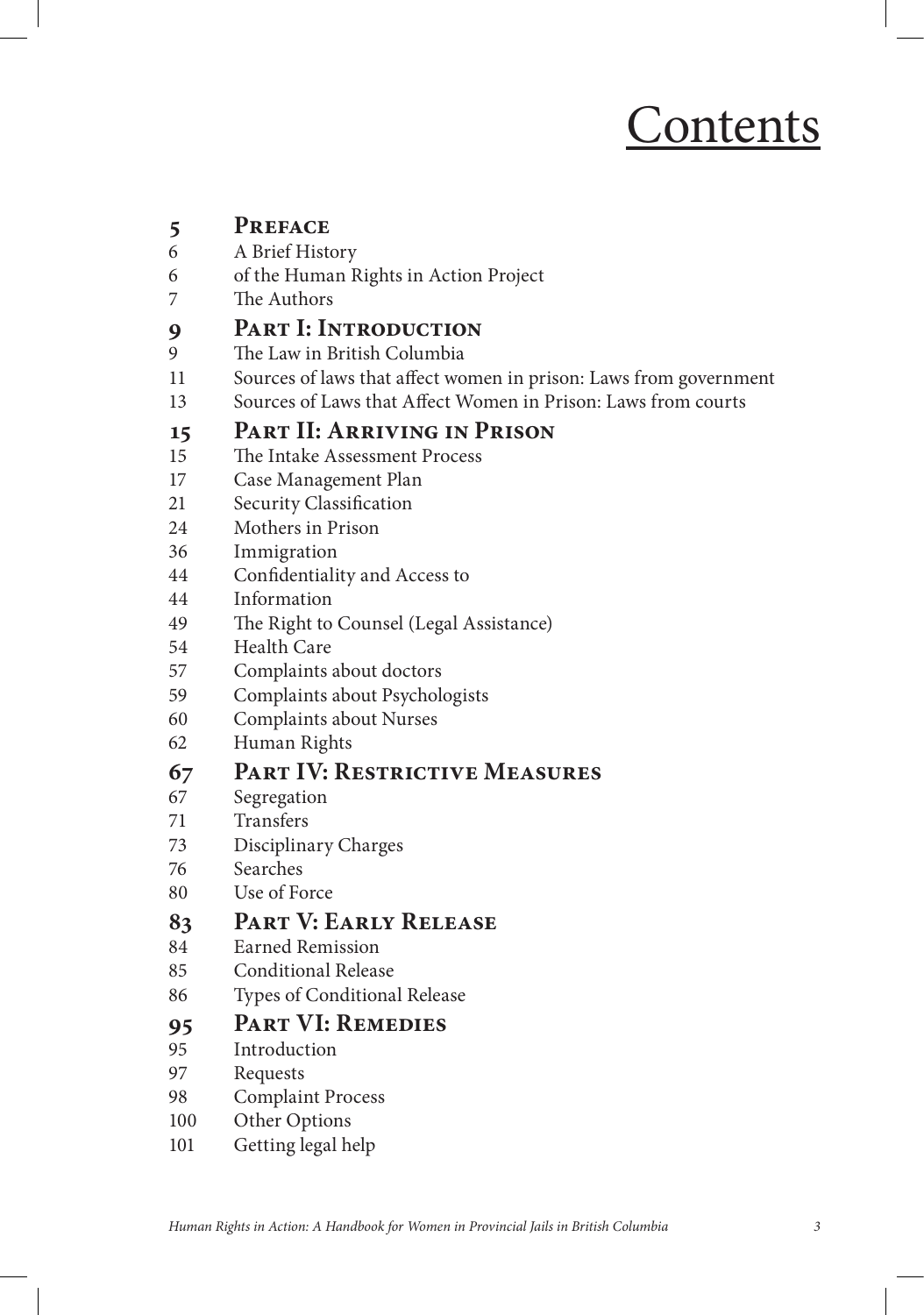# Contents

| | |
|---|---|
| **5** | **Preface** |
| 6 | A Brief History |
| 6 | of the Human Rights in Action Project |
| 7 | The Authors |
| **9** | **Part I: Introduction** |
| 9 | The Law in British Columbia |
| 11 | Sources of laws that affect women in prison: Laws from government |
| 13 | Sources of Laws that Affect Women in Prison: Laws from courts |
| **15** | **Part II: Arriving in Prison** |
| 15 | The Intake Assessment Process |
| 17 | Case Management Plan |
| 21 | Security Classification |
| 24 | Mothers in Prison |
| 36 | Immigration |
| 44 | Confidentiality and Access to |
| 44 | Information |
| 49 | The Right to Counsel (Legal Assistance) |
| 54 | Health Care |
| 57 | Complaints about doctors |
| 59 | Complaints about Psychologists |
| 60 | Complaints about Nurses |
| 62 | Human Rights |
| **67** | **Part IV: Restrictive Measures** |
| 67 | Segregation |
| 71 | Transfers |
| 73 | Disciplinary Charges |
| 76 | Searches |
| 80 | Use of Force |
| **83** | **Part V: Early Release** |
| 84 | Earned Remission |
| 85 | Conditional Release |
| 86 | Types of Conditional Release |
| **95** | **Part VI: Remedies** |
| 95 | Introduction |
| 97 | Requests |
| 98 | Complaint Process |
| 100 | Other Options |
| 101 | Getting legal help |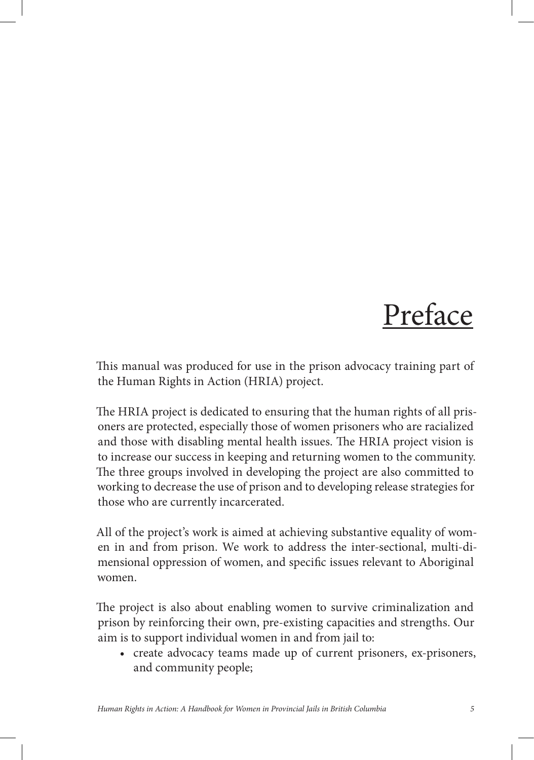# Preface

This manual was produced for use in the prison advocacy training part of the Human Rights in Action (HRIA) project.

The HRIA project is dedicated to ensuring that the human rights of all prisoners are protected, especially those of women prisoners who are racialized and those with disabling mental health issues. The HRIA project vision is to increase our success in keeping and returning women to the community. The three groups involved in developing the project are also committed to working to decrease the use of prison and to developing release strategies for those who are currently incarcerated.

All of the project's work is aimed at achieving substantive equality of women in and from prison. We work to address the inter-sectional, multi-dimensional oppression of women, and specific issues relevant to Aboriginal women.

The project is also about enabling women to survive criminalization and prison by reinforcing their own, pre-existing capacities and strengths. Our aim is to support individual women in and from jail to:

- create advocacy teams made up of current prisoners, ex-prisoners, and community people;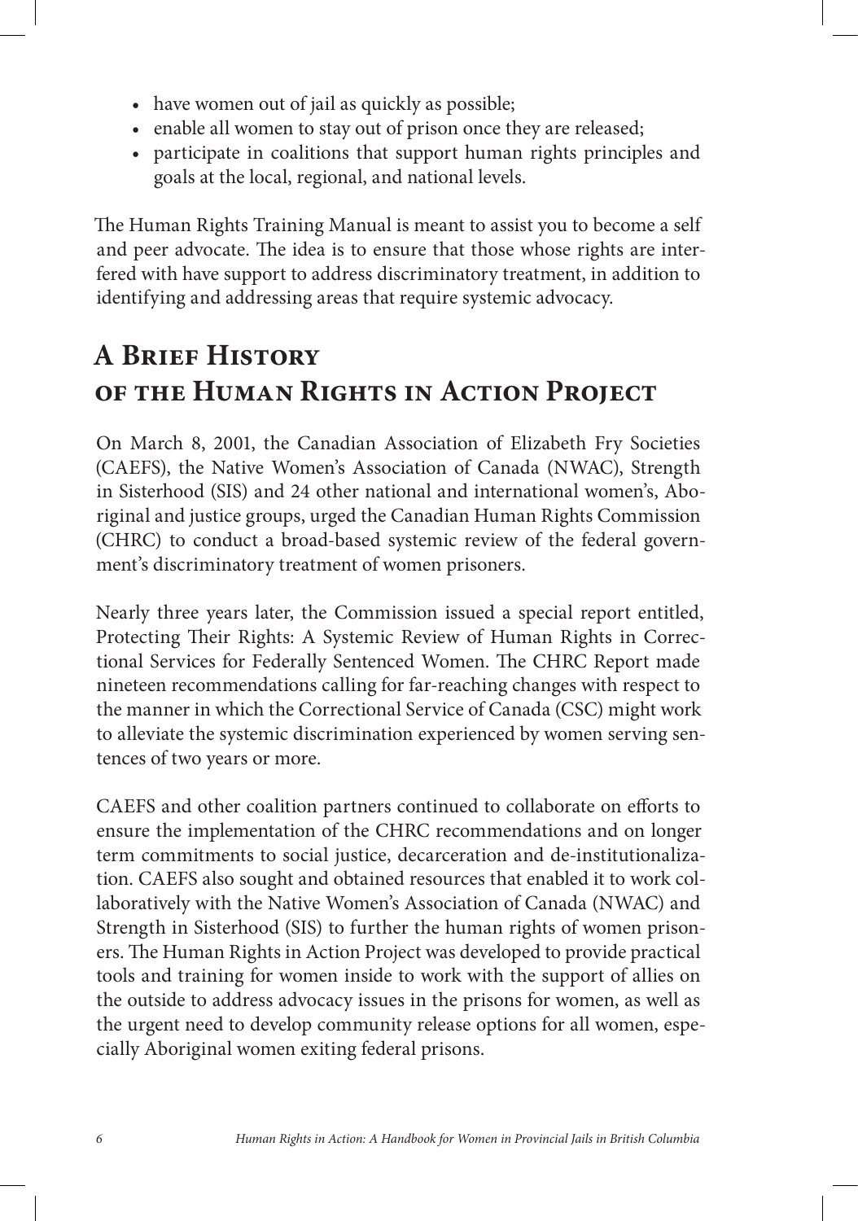- have women out of jail as quickly as possible;
- enable all women to stay out of prison once they are released;
- participate in coalitions that support human rights principles and goals at the local, regional, and national levels.

The Human Rights Training Manual is meant to assist you to become a self and peer advocate. The idea is to ensure that those whose rights are interfered with have support to address discriminatory treatment, in addition to identifying and addressing areas that require systemic advocacy.

## A Brief History of the Human Rights in Action Project

On March 8, 2001, the Canadian Association of Elizabeth Fry Societies (CAEFS), the Native Women's Association of Canada (NWAC), Strength in Sisterhood (SIS) and 24 other national and international women's, Aboriginal and justice groups, urged the Canadian Human Rights Commission (CHRC) to conduct a broad-based systemic review of the federal government's discriminatory treatment of women prisoners.

Nearly three years later, the Commission issued a special report entitled, Protecting Their Rights: A Systemic Review of Human Rights in Correctional Services for Federally Sentenced Women. The CHRC Report made nineteen recommendations calling for far-reaching changes with respect to the manner in which the Correctional Service of Canada (CSC) might work to alleviate the systemic discrimination experienced by women serving sentences of two years or more.

CAEFS and other coalition partners continued to collaborate on efforts to ensure the implementation of the CHRC recommendations and on longer term commitments to social justice, decarceration and de-institutionalization. CAEFS also sought and obtained resources that enabled it to work collaboratively with the Native Women's Association of Canada (NWAC) and Strength in Sisterhood (SIS) to further the human rights of women prisoners. The Human Rights in Action Project was developed to provide practical tools and training for women inside to work with the support of allies on the outside to address advocacy issues in the prisons for women, as well as the urgent need to develop community release options for all women, especially Aboriginal women exiting federal prisons.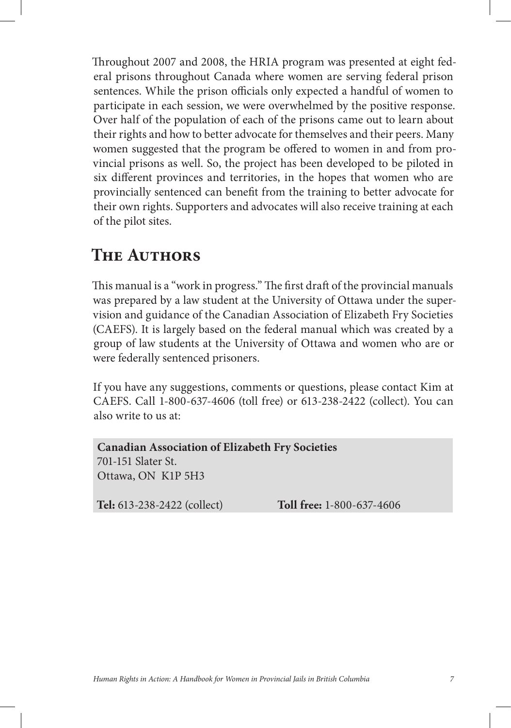Throughout 2007 and 2008, the HRIA program was presented at eight federal prisons throughout Canada where women are serving federal prison sentences. While the prison officials only expected a handful of women to participate in each session, we were overwhelmed by the positive response. Over half of the population of each of the prisons came out to learn about their rights and how to better advocate for themselves and their peers. Many women suggested that the program be offered to women in and from provincial prisons as well. So, the project has been developed to be piloted in six different provinces and territories, in the hopes that women who are provincially sentenced can benefit from the training to better advocate for their own rights. Supporters and advocates will also receive training at each of the pilot sites.

## The Authors

This manual is a "work in progress." The first draft of the provincial manuals was prepared by a law student at the University of Ottawa under the supervision and guidance of the Canadian Association of Elizabeth Fry Societies (CAEFS). It is largely based on the federal manual which was created by a group of law students at the University of Ottawa and women who are or were federally sentenced prisoners.

If you have any suggestions, comments or questions, please contact Kim at CAEFS. Call 1-800-637-4606 (toll free) or 613-238-2422 (collect). You can also write to us at:

**Canadian Association of Elizabeth Fry Societies**
701-151 Slater St.
Ottawa, ON K1P 5H3

**Tel:** 613-238-2422 (collect) **Toll free:** 1-800-637-4606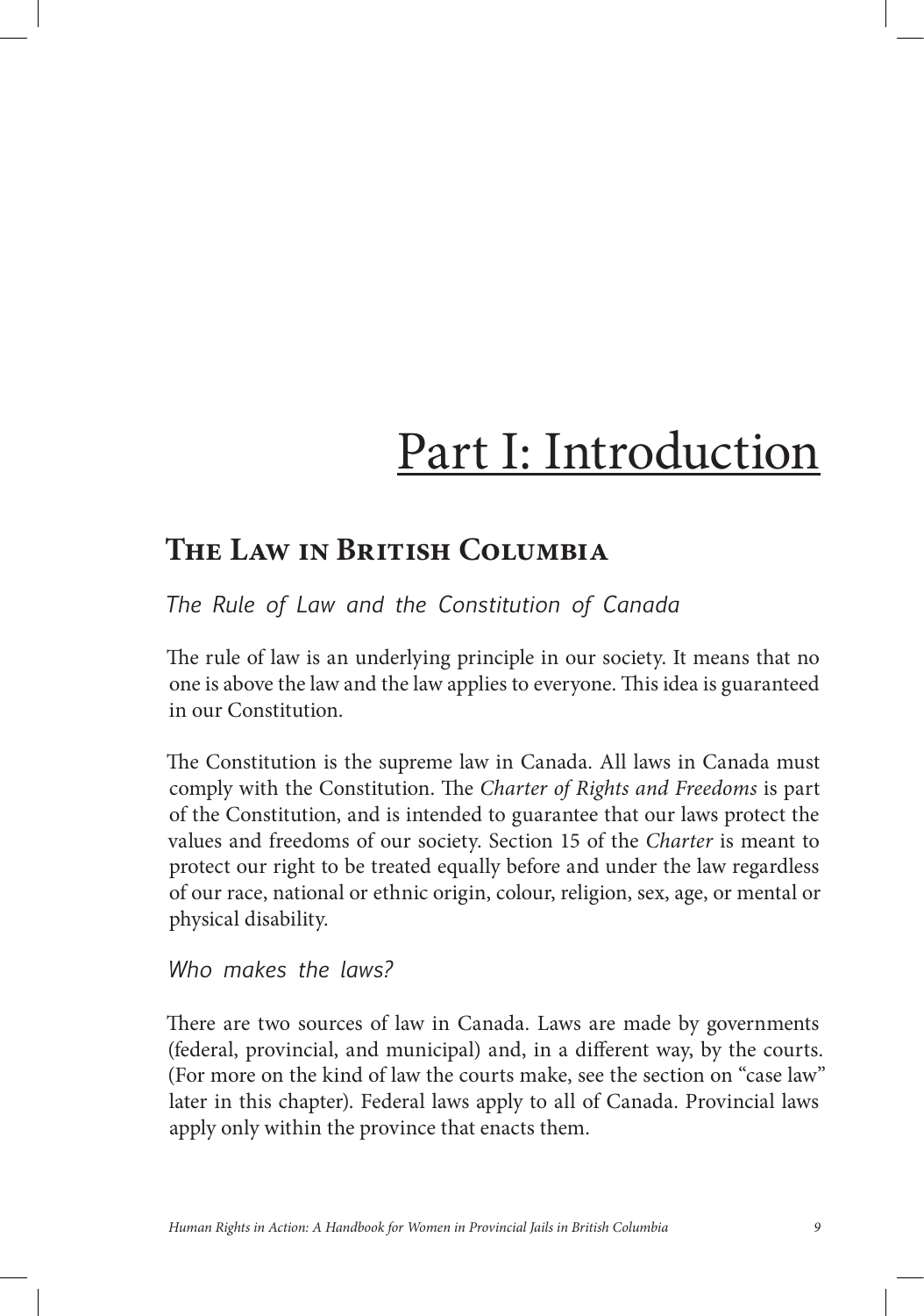# Part I: Introduction

## The Law in British Columbia

### *The Rule of Law and the Constitution of Canada*

The rule of law is an underlying principle in our society. It means that no one is above the law and the law applies to everyone. This idea is guaranteed in our Constitution.

The Constitution is the supreme law in Canada. All laws in Canada must comply with the Constitution. The *Charter of Rights and Freedoms* is part of the Constitution, and is intended to guarantee that our laws protect the values and freedoms of our society. Section 15 of the *Charter* is meant to protect our right to be treated equally before and under the law regardless of our race, national or ethnic origin, colour, religion, sex, age, or mental or physical disability.

### *Who makes the laws?*

There are two sources of law in Canada. Laws are made by governments (federal, provincial, and municipal) and, in a different way, by the courts. (For more on the kind of law the courts make, see the section on "case law" later in this chapter). Federal laws apply to all of Canada. Provincial laws apply only within the province that enacts them.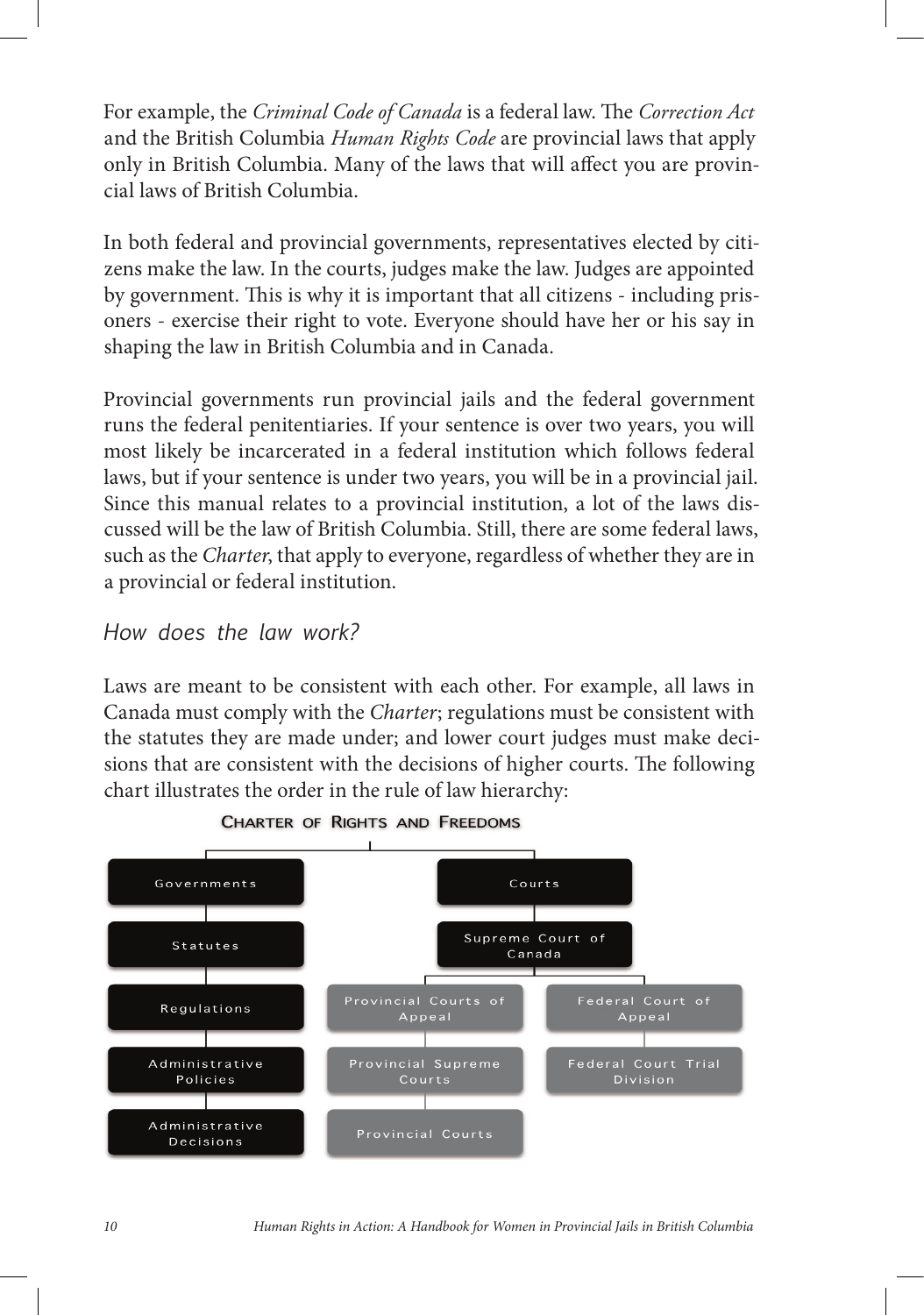For example, the *Criminal Code of Canada* is a federal law. The *Correction Act* and the British Columbia *Human Rights Code* are provincial laws that apply only in British Columbia. Many of the laws that will affect you are provincial laws of British Columbia.

In both federal and provincial governments, representatives elected by citizens make the law. In the courts, judges make the law. Judges are appointed by government. This is why it is important that all citizens - including prisoners - exercise their right to vote. Everyone should have her or his say in shaping the law in British Columbia and in Canada.

Provincial governments run provincial jails and the federal government runs the federal penitentiaries. If your sentence is over two years, you will most likely be incarcerated in a federal institution which follows federal laws, but if your sentence is under two years, you will be in a provincial jail. Since this manual relates to a provincial institution, a lot of the laws discussed will be the law of British Columbia. Still, there are some federal laws, such as the *Charter*, that apply to everyone, regardless of whether they are in a provincial or federal institution.

### *How does the law work?*

Laws are meant to be consistent with each other. For example, all laws in Canada must comply with the *Charter*; regulations must be consistent with the statutes they are made under; and lower court judges must make decisions that are consistent with the decisions of higher courts. The following chart illustrates the order in the rule of law hierarchy:

**Charter of Rights and Freedoms**

- Governments
  - Statutes
    - Regulations
      - Administrative Policies
        - Administrative Decisions
- Courts
  - Supreme Court of Canada
    - Provincial Courts of Appeal
      - Provincial Supreme Courts
        - Provincial Courts
    - Federal Court of Appeal
      - Federal Court Trial Division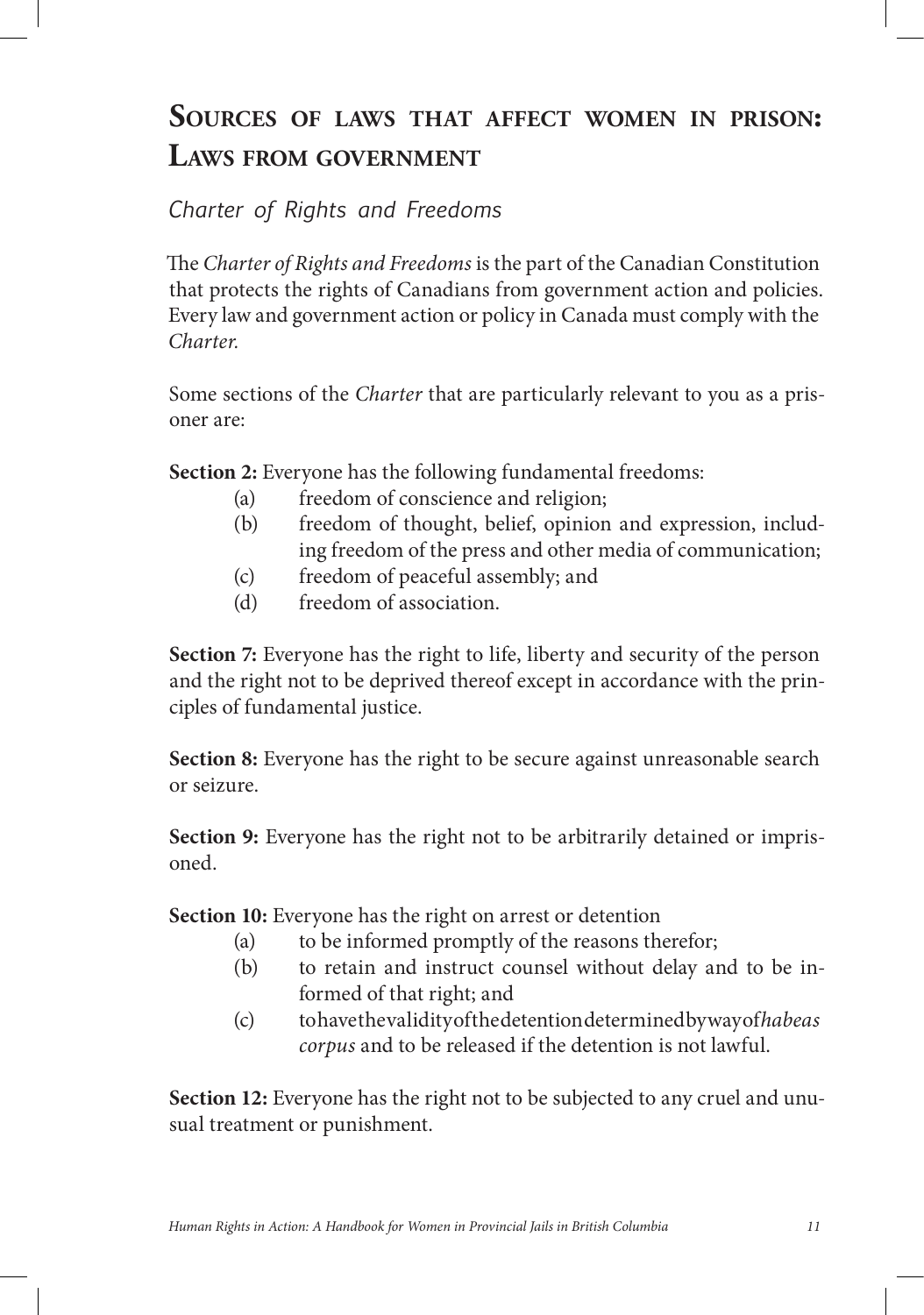# Sources of laws that affect women in prison: Laws from government

## *Charter of Rights and Freedoms*

The *Charter of Rights and Freedoms* is the part of the Canadian Constitution that protects the rights of Canadians from government action and policies. Every law and government action or policy in Canada must comply with the *Charter*.

Some sections of the *Charter* that are particularly relevant to you as a prisoner are:

**Section 2:** Everyone has the following fundamental freedoms:

- (a) freedom of conscience and religion;
- (b) freedom of thought, belief, opinion and expression, including freedom of the press and other media of communication;
- (c) freedom of peaceful assembly; and
- (d) freedom of association.

**Section 7:** Everyone has the right to life, liberty and security of the person and the right not to be deprived thereof except in accordance with the principles of fundamental justice.

**Section 8:** Everyone has the right to be secure against unreasonable search or seizure.

**Section 9:** Everyone has the right not to be arbitrarily detained or imprisoned.

**Section 10:** Everyone has the right on arrest or detention

- (a) to be informed promptly of the reasons therefor;
- (b) to retain and instruct counsel without delay and to be informed of that right; and
- (c) to have the validity of the detention determined by way of *habeas corpus* and to be released if the detention is not lawful.

**Section 12:** Everyone has the right not to be subjected to any cruel and unusual treatment or punishment.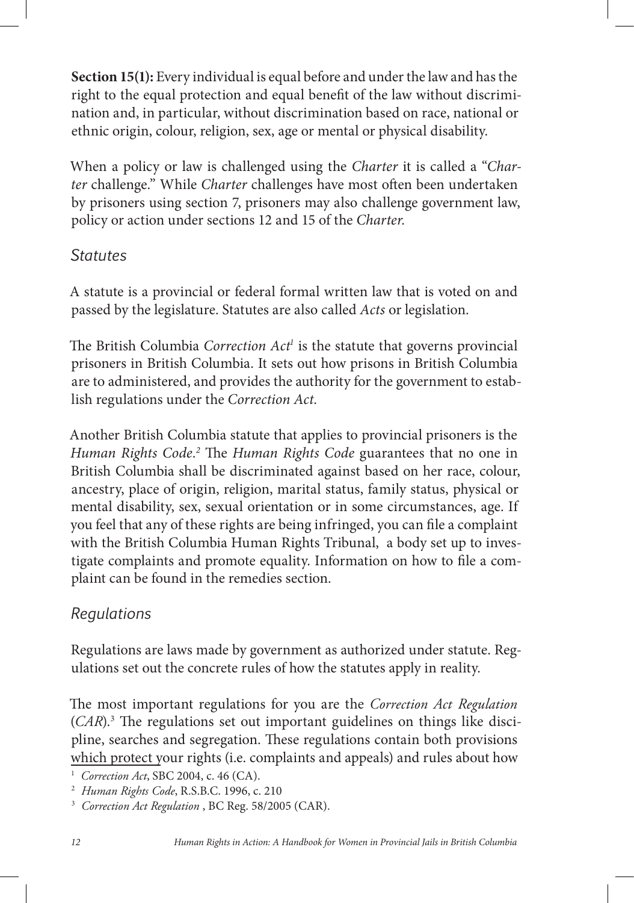**Section 15(1):** Every individual is equal before and under the law and has the right to the equal protection and equal benefit of the law without discrimination and, in particular, without discrimination based on race, national or ethnic origin, colour, religion, sex, age or mental or physical disability.

When a policy or law is challenged using the *Charter* it is called a "*Charter* challenge." While *Charter* challenges have most often been undertaken by prisoners using section 7, prisoners may also challenge government law, policy or action under sections 12 and 15 of the *Charter*.

### *Statutes*

A statute is a provincial or federal formal written law that is voted on and passed by the legislature. Statutes are also called *Acts* or legislation.

The British Columbia *Correction Act*[1] is the statute that governs provincial prisoners in British Columbia. It sets out how prisons in British Columbia are to administered, and provides the authority for the government to establish regulations under the *Correction Act*.

Another British Columbia statute that applies to provincial prisoners is the *Human Rights Code*.[2] The *Human Rights Code* guarantees that no one in British Columbia shall be discriminated against based on her race, colour, ancestry, place of origin, religion, marital status, family status, physical or mental disability, sex, sexual orientation or in some circumstances, age. If you feel that any of these rights are being infringed, you can file a complaint with the British Columbia Human Rights Tribunal, a body set up to investigate complaints and promote equality. Information on how to file a complaint can be found in the remedies section.

### *Regulations*

Regulations are laws made by government as authorized under statute. Regulations set out the concrete rules of how the statutes apply in reality.

The most important regulations for you are the *Correction Act Regulation* (*CAR*).[3] The regulations set out important guidelines on things like discipline, searches and segregation. These regulations contain both provisions which protect your rights (i.e. complaints and appeals) and rules about how

[1] *Correction Act*, SBC 2004, c. 46 (CA).

[2] *Human Rights Code*, R.S.B.C. 1996, c. 210

[3] *Correction Act Regulation* , BC Reg. 58/2005 (CAR).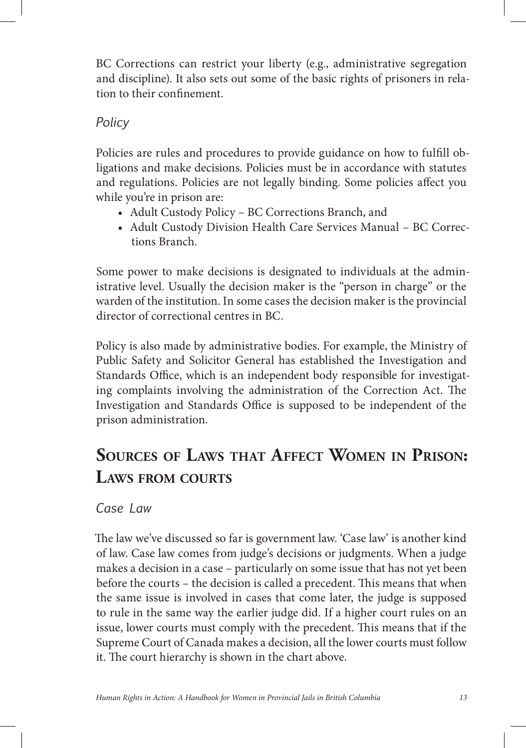BC Corrections can restrict your liberty (e.g., administrative segregation and discipline). It also sets out some of the basic rights of prisoners in relation to their confinement.

### *Policy*

Policies are rules and procedures to provide guidance on how to fulfill obligations and make decisions. Policies must be in accordance with statutes and regulations. Policies are not legally binding. Some policies affect you while you're in prison are:

- Adult Custody Policy – BC Corrections Branch, and
- Adult Custody Division Health Care Services Manual – BC Corrections Branch.

Some power to make decisions is designated to individuals at the administrative level. Usually the decision maker is the "person in charge" or the warden of the institution. In some cases the decision maker is the provincial director of correctional centres in BC.

Policy is also made by administrative bodies. For example, the Ministry of Public Safety and Solicitor General has established the Investigation and Standards Office, which is an independent body responsible for investigating complaints involving the administration of the Correction Act. The Investigation and Standards Office is supposed to be independent of the prison administration.

## Sources of Laws that Affect Women in Prison: Laws from courts

### *Case Law*

The law we've discussed so far is government law. 'Case law' is another kind of law. Case law comes from judge's decisions or judgments. When a judge makes a decision in a case – particularly on some issue that has not yet been before the courts – the decision is called a precedent. This means that when the same issue is involved in cases that come later, the judge is supposed to rule in the same way the earlier judge did. If a higher court rules on an issue, lower courts must comply with the precedent. This means that if the Supreme Court of Canada makes a decision, all the lower courts must follow it. The court hierarchy is shown in the chart above.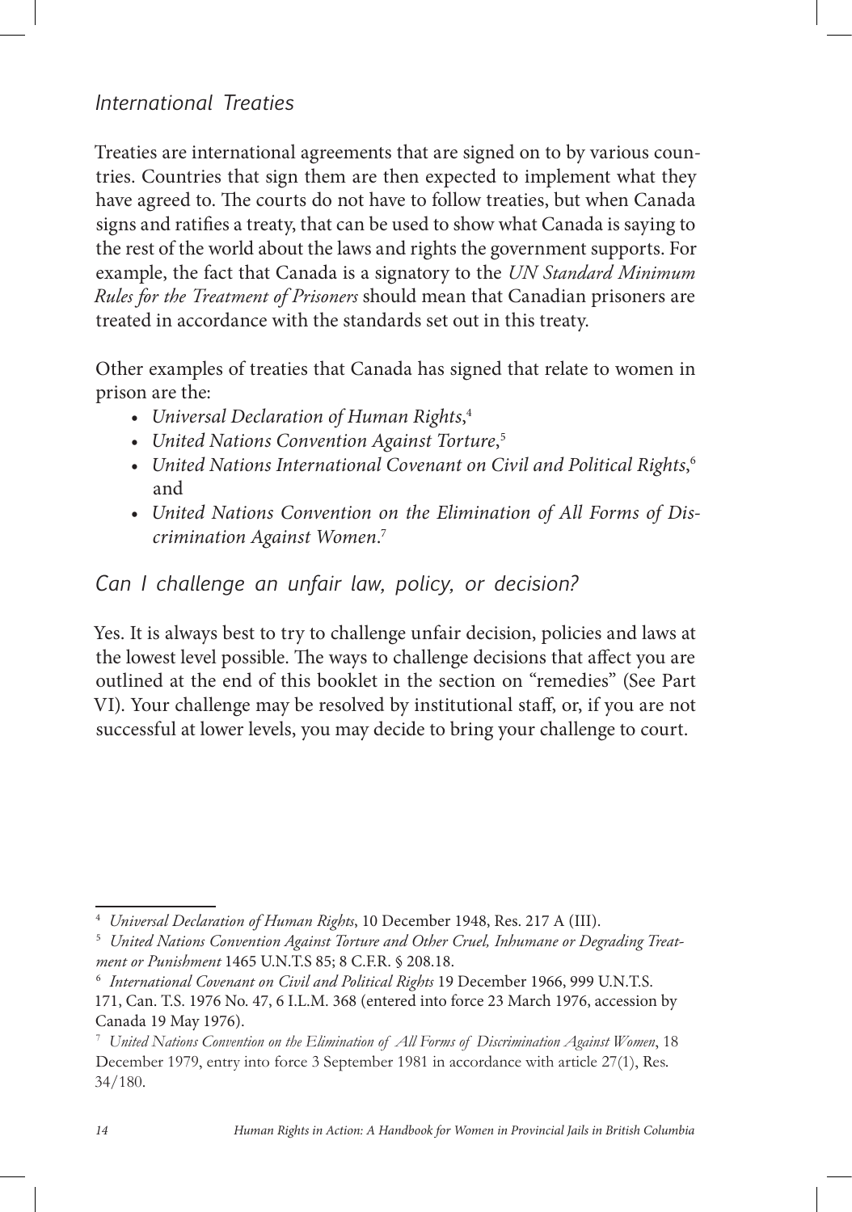### *International Treaties*

Treaties are international agreements that are signed on to by various countries. Countries that sign them are then expected to implement what they have agreed to. The courts do not have to follow treaties, but when Canada signs and ratifies a treaty, that can be used to show what Canada is saying to the rest of the world about the laws and rights the government supports. For example, the fact that Canada is a signatory to the *UN Standard Minimum Rules for the Treatment of Prisoners* should mean that Canadian prisoners are treated in accordance with the standards set out in this treaty.

Other examples of treaties that Canada has signed that relate to women in prison are the:

- *Universal Declaration of Human Rights*,[4]
- *United Nations Convention Against Torture*,[5]
- *United Nations International Covenant on Civil and Political Rights*,[6] and
- *United Nations Convention on the Elimination of All Forms of Discrimination Against Women*.[7]

### *Can I challenge an unfair law, policy, or decision?*

Yes. It is always best to try to challenge unfair decision, policies and laws at the lowest level possible. The ways to challenge decisions that affect you are outlined at the end of this booklet in the section on "remedies" (See Part VI). Your challenge may be resolved by institutional staff, or, if you are not successful at lower levels, you may decide to bring your challenge to court.

---

[4] *Universal Declaration of Human Rights*, 10 December 1948, Res. 217 A (III).

[5] *United Nations Convention Against Torture and Other Cruel, Inhumane or Degrading Treatment or Punishment* 1465 U.N.T.S 85; 8 C.F.R. § 208.18.

[6] *International Covenant on Civil and Political Rights* 19 December 1966, 999 U.N.T.S. 171, Can. T.S. 1976 No. 47, 6 I.L.M. 368 (entered into force 23 March 1976, accession by Canada 19 May 1976).

[7] *United Nations Convention on the Elimination of All Forms of Discrimination Against Women*, 18 December 1979, entry into force 3 September 1981 in accordance with article 27(1), Res. 34/180.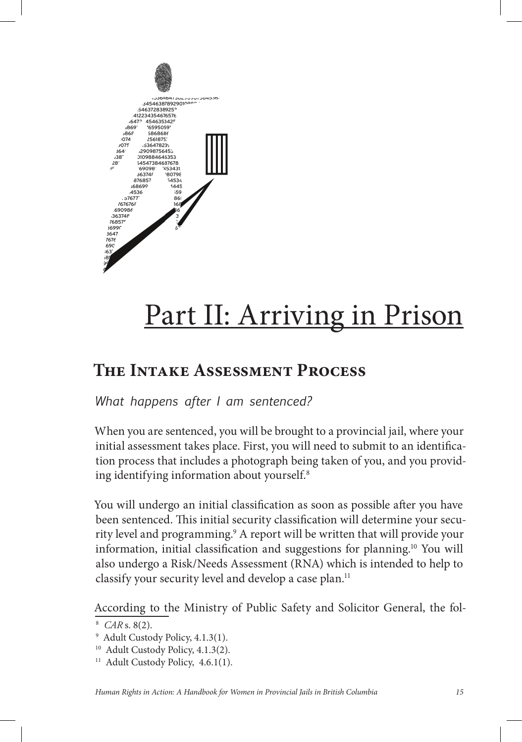# Part II: Arriving in Prison

## The Intake Assessment Process

*What happens after I am sentenced?*

When you are sentenced, you will be brought to a provincial jail, where your initial assessment takes place. First, you will need to submit to an identification process that includes a photograph being taken of you, and you providing identifying information about yourself.[8]

You will undergo an initial classification as soon as possible after you have been sentenced. This initial security classification will determine your security level and programming.[9] A report will be written that will provide your information, initial classification and suggestions for planning.[10] You will also undergo a Risk/Needs Assessment (RNA) which is intended to help to classify your security level and develop a case plan.[11]

According to the Ministry of Public Safety and Solicitor General, the fol-

---

[8] *CAR* s. 8(2).

[9] Adult Custody Policy, 4.1.3(1).

[10] Adult Custody Policy, 4.1.3(2).

[11] Adult Custody Policy, 4.6.1(1).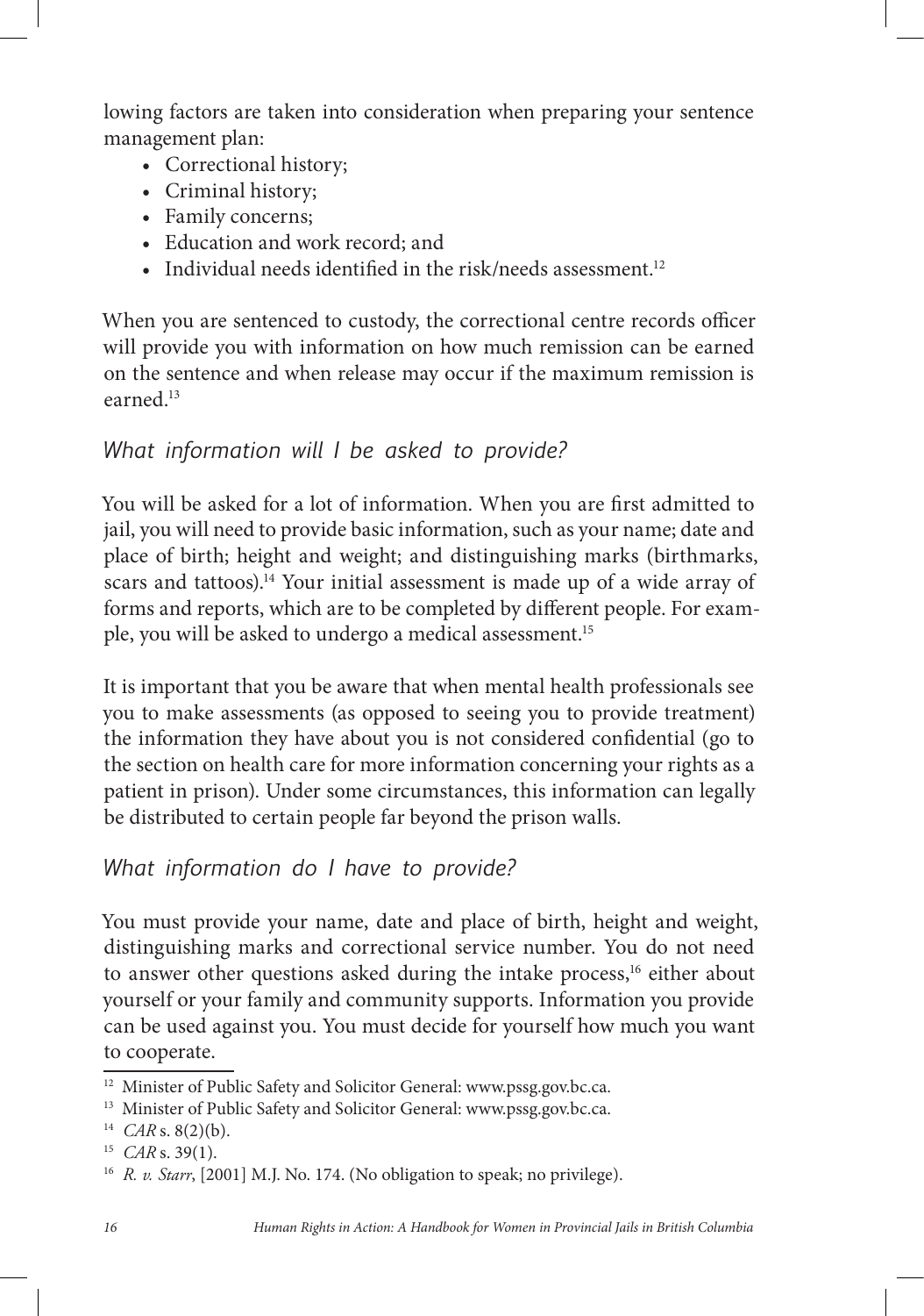lowing factors are taken into consideration when preparing your sentence management plan:

- Correctional history;
- Criminal history;
- Family concerns;
- Education and work record; and
- Individual needs identified in the risk/needs assessment.[12]

When you are sentenced to custody, the correctional centre records officer will provide you with information on how much remission can be earned on the sentence and when release may occur if the maximum remission is earned.[13]

### *What information will I be asked to provide?*

You will be asked for a lot of information. When you are first admitted to jail, you will need to provide basic information, such as your name; date and place of birth; height and weight; and distinguishing marks (birthmarks, scars and tattoos).[14] Your initial assessment is made up of a wide array of forms and reports, which are to be completed by different people. For example, you will be asked to undergo a medical assessment.[15]

It is important that you be aware that when mental health professionals see you to make assessments (as opposed to seeing you to provide treatment) the information they have about you is not considered confidential (go to the section on health care for more information concerning your rights as a patient in prison). Under some circumstances, this information can legally be distributed to certain people far beyond the prison walls.

### *What information do I have to provide?*

You must provide your name, date and place of birth, height and weight, distinguishing marks and correctional service number. You do not need to answer other questions asked during the intake process,[16] either about yourself or your family and community supports. Information you provide can be used against you. You must decide for yourself how much you want to cooperate.

---

[12] Minister of Public Safety and Solicitor General: www.pssg.gov.bc.ca.

[13] Minister of Public Safety and Solicitor General: www.pssg.gov.bc.ca.

[14] *CAR* s. 8(2)(b).

[15] *CAR* s. 39(1).

[16] *R. v. Starr*, [2001] M.J. No. 174. (No obligation to speak; no privilege).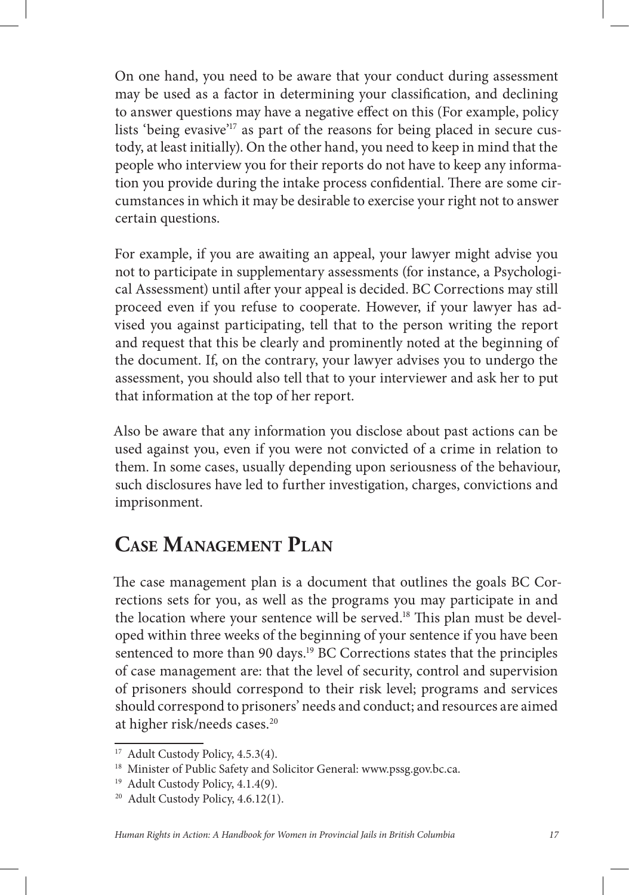On one hand, you need to be aware that your conduct during assessment may be used as a factor in determining your classification, and declining to answer questions may have a negative effect on this (For example, policy lists 'being evasive'[17] as part of the reasons for being placed in secure custody, at least initially). On the other hand, you need to keep in mind that the people who interview you for their reports do not have to keep any information you provide during the intake process confidential. There are some circumstances in which it may be desirable to exercise your right not to answer certain questions.

For example, if you are awaiting an appeal, your lawyer might advise you not to participate in supplementary assessments (for instance, a Psychological Assessment) until after your appeal is decided. BC Corrections may still proceed even if you refuse to cooperate. However, if your lawyer has advised you against participating, tell that to the person writing the report and request that this be clearly and prominently noted at the beginning of the document. If, on the contrary, your lawyer advises you to undergo the assessment, you should also tell that to your interviewer and ask her to put that information at the top of her report.

Also be aware that any information you disclose about past actions can be used against you, even if you were not convicted of a crime in relation to them. In some cases, usually depending upon seriousness of the behaviour, such disclosures have led to further investigation, charges, convictions and imprisonment.

## Case Management Plan

The case management plan is a document that outlines the goals BC Corrections sets for you, as well as the programs you may participate in and the location where your sentence will be served.[18] This plan must be developed within three weeks of the beginning of your sentence if you have been sentenced to more than 90 days.[19] BC Corrections states that the principles of case management are: that the level of security, control and supervision of prisoners should correspond to their risk level; programs and services should correspond to prisoners' needs and conduct; and resources are aimed at higher risk/needs cases.[20]

---

[17] Adult Custody Policy, 4.5.3(4).

[18] Minister of Public Safety and Solicitor General: www.pssg.gov.bc.ca.

[19] Adult Custody Policy, 4.1.4(9).

[20] Adult Custody Policy, 4.6.12(1).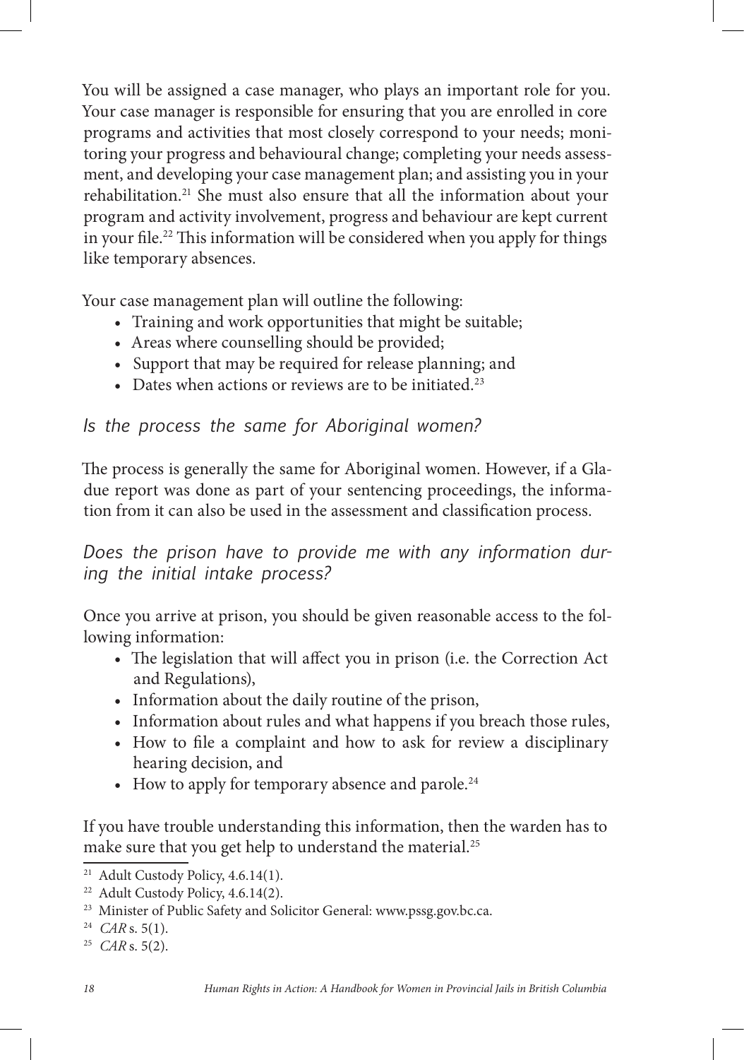You will be assigned a case manager, who plays an important role for you. Your case manager is responsible for ensuring that you are enrolled in core programs and activities that most closely correspond to your needs; monitoring your progress and behavioural change; completing your needs assessment, and developing your case management plan; and assisting you in your rehabilitation.[21] She must also ensure that all the information about your program and activity involvement, progress and behaviour are kept current in your file.[22] This information will be considered when you apply for things like temporary absences.

Your case management plan will outline the following:

- Training and work opportunities that might be suitable;
- Areas where counselling should be provided;
- Support that may be required for release planning; and
- Dates when actions or reviews are to be initiated.[23]

### *Is the process the same for Aboriginal women?*

The process is generally the same for Aboriginal women. However, if a Gladue report was done as part of your sentencing proceedings, the information from it can also be used in the assessment and classification process.

### *Does the prison have to provide me with any information during the initial intake process?*

Once you arrive at prison, you should be given reasonable access to the following information:

- The legislation that will affect you in prison (i.e. the Correction Act and Regulations),
- Information about the daily routine of the prison,
- Information about rules and what happens if you breach those rules,
- How to file a complaint and how to ask for review a disciplinary hearing decision, and
- How to apply for temporary absence and parole.[24]

If you have trouble understanding this information, then the warden has to make sure that you get help to understand the material.[25]

---

[21] Adult Custody Policy, 4.6.14(1).

[22] Adult Custody Policy, 4.6.14(2).

[23] Minister of Public Safety and Solicitor General: www.pssg.gov.bc.ca.

[24] *CAR* s. 5(1).

[25] *CAR* s. 5(2).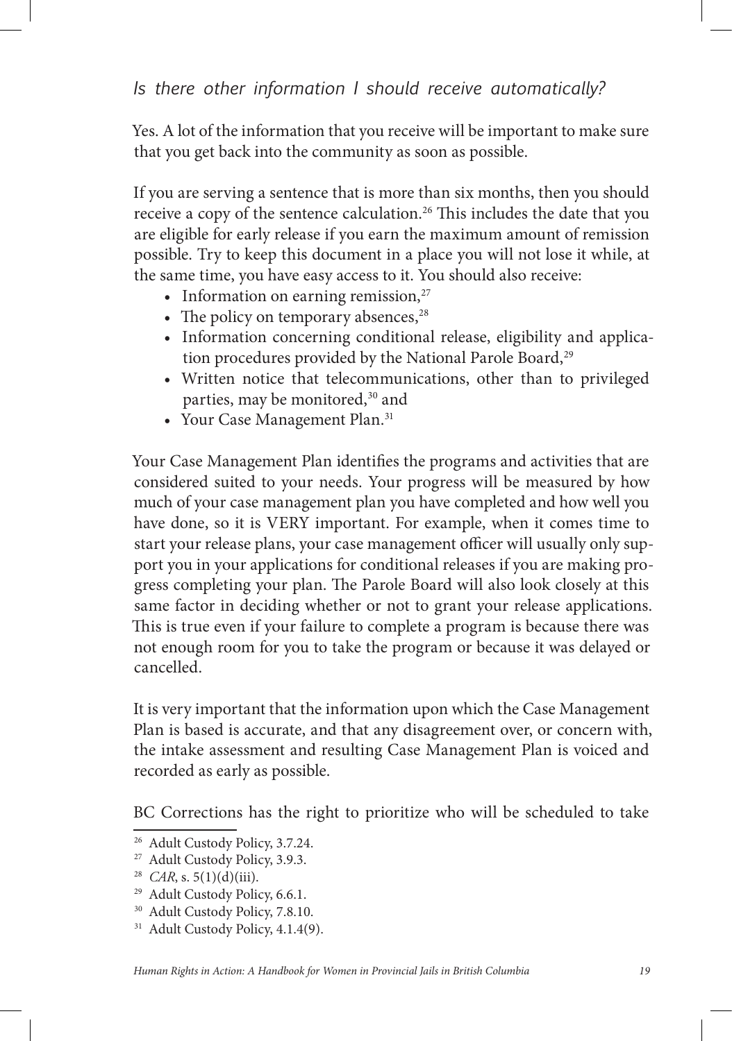### *Is there other information I should receive automatically?*

Yes. A lot of the information that you receive will be important to make sure that you get back into the community as soon as possible.

If you are serving a sentence that is more than six months, then you should receive a copy of the sentence calculation.[26] This includes the date that you are eligible for early release if you earn the maximum amount of remission possible. Try to keep this document in a place you will not lose it while, at the same time, you have easy access to it. You should also receive:

- Information on earning remission,[27]
- The policy on temporary absences,[28]
- Information concerning conditional release, eligibility and application procedures provided by the National Parole Board,[29]
- Written notice that telecommunications, other than to privileged parties, may be monitored,[30] and
- Your Case Management Plan.[31]

Your Case Management Plan identifies the programs and activities that are considered suited to your needs. Your progress will be measured by how much of your case management plan you have completed and how well you have done, so it is VERY important. For example, when it comes time to start your release plans, your case management officer will usually only support you in your applications for conditional releases if you are making progress completing your plan. The Parole Board will also look closely at this same factor in deciding whether or not to grant your release applications. This is true even if your failure to complete a program is because there was not enough room for you to take the program or because it was delayed or cancelled.

It is very important that the information upon which the Case Management Plan is based is accurate, and that any disagreement over, or concern with, the intake assessment and resulting Case Management Plan is voiced and recorded as early as possible.

BC Corrections has the right to prioritize who will be scheduled to take

---

[26] Adult Custody Policy, 3.7.24.

[27] Adult Custody Policy, 3.9.3.

[28] *CAR*, s. 5(1)(d)(iii).

[29] Adult Custody Policy, 6.6.1.

[30] Adult Custody Policy, 7.8.10.

[31] Adult Custody Policy, 4.1.4(9).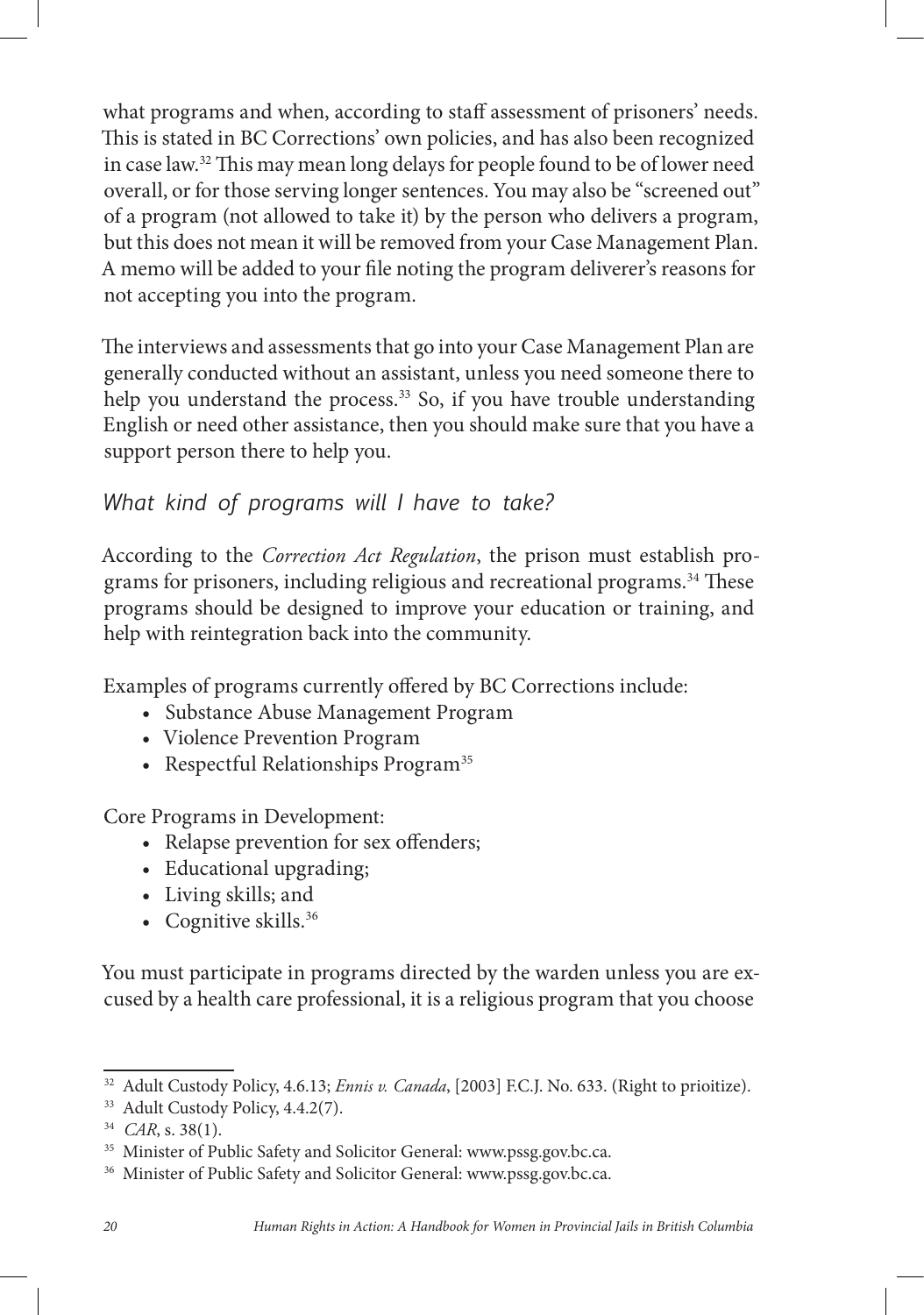what programs and when, according to staff assessment of prisoners' needs. This is stated in BC Corrections' own policies, and has also been recognized in case law.[32] This may mean long delays for people found to be of lower need overall, or for those serving longer sentences. You may also be "screened out" of a program (not allowed to take it) by the person who delivers a program, but this does not mean it will be removed from your Case Management Plan. A memo will be added to your file noting the program deliverer's reasons for not accepting you into the program.

The interviews and assessments that go into your Case Management Plan are generally conducted without an assistant, unless you need someone there to help you understand the process.[33] So, if you have trouble understanding English or need other assistance, then you should make sure that you have a support person there to help you.

### *What kind of programs will I have to take?*

According to the *Correction Act Regulation*, the prison must establish programs for prisoners, including religious and recreational programs.[34] These programs should be designed to improve your education or training, and help with reintegration back into the community.

Examples of programs currently offered by BC Corrections include:

- Substance Abuse Management Program
- Violence Prevention Program
- Respectful Relationships Program[35]

Core Programs in Development:

- Relapse prevention for sex offenders;
- Educational upgrading;
- Living skills; and
- Cognitive skills.[36]

You must participate in programs directed by the warden unless you are excused by a health care professional, it is a religious program that you choose

---

[32] Adult Custody Policy, 4.6.13; *Ennis v. Canada*, [2003] F.C.J. No. 633. (Right to prioitize).

[33] Adult Custody Policy, 4.4.2(7).

[34] *CAR*, s. 38(1).

[35] Minister of Public Safety and Solicitor General: www.pssg.gov.bc.ca.

[36] Minister of Public Safety and Solicitor General: www.pssg.gov.bc.ca.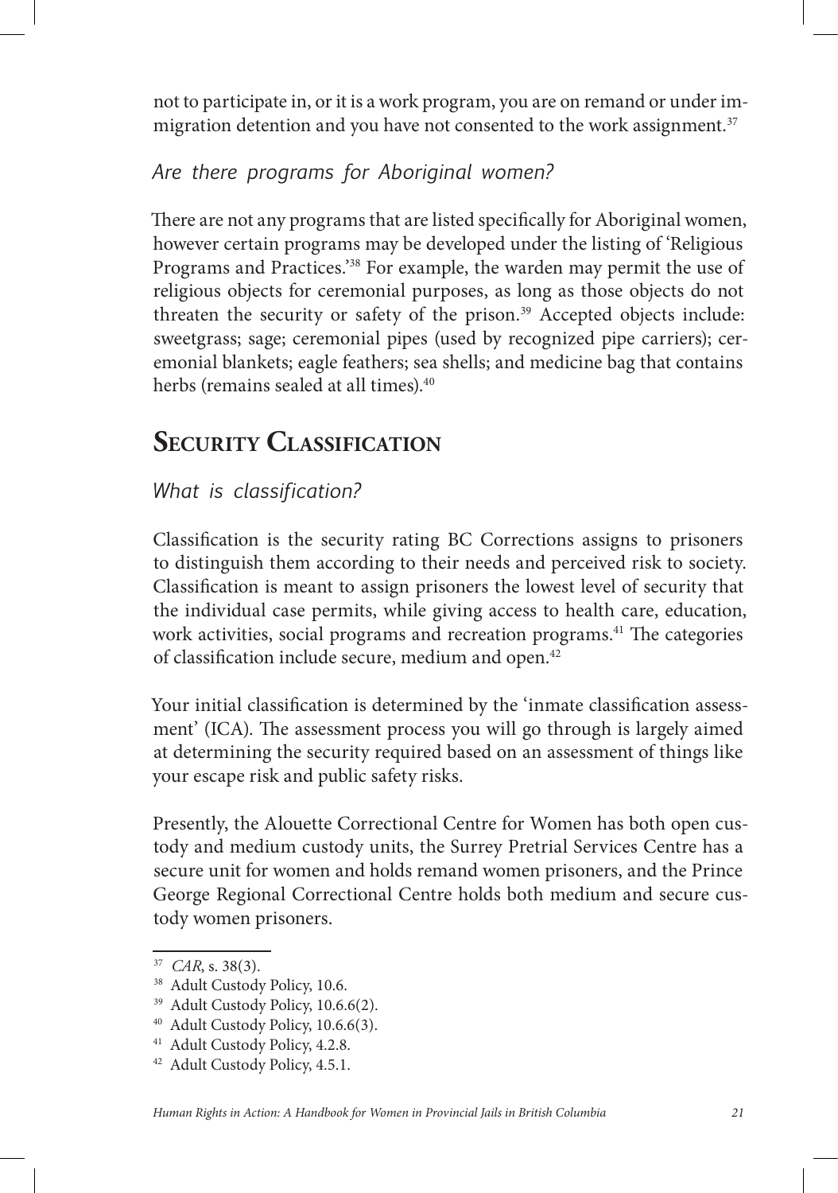not to participate in, or it is a work program, you are on remand or under immigration detention and you have not consented to the work assignment.[37]

### *Are there programs for Aboriginal women?*

There are not any programs that are listed specifically for Aboriginal women, however certain programs may be developed under the listing of 'Religious Programs and Practices.'[38] For example, the warden may permit the use of religious objects for ceremonial purposes, as long as those objects do not threaten the security or safety of the prison.[39] Accepted objects include: sweetgrass; sage; ceremonial pipes (used by recognized pipe carriers); ceremonial blankets; eagle feathers; sea shells; and medicine bag that contains herbs (remains sealed at all times).[40]

## Security Classification

### *What is classification?*

Classification is the security rating BC Corrections assigns to prisoners to distinguish them according to their needs and perceived risk to society. Classification is meant to assign prisoners the lowest level of security that the individual case permits, while giving access to health care, education, work activities, social programs and recreation programs.[41] The categories of classification include secure, medium and open.[42]

Your initial classification is determined by the 'inmate classification assessment' (ICA). The assessment process you will go through is largely aimed at determining the security required based on an assessment of things like your escape risk and public safety risks.

Presently, the Alouette Correctional Centre for Women has both open custody and medium custody units, the Surrey Pretrial Services Centre has a secure unit for women and holds remand women prisoners, and the Prince George Regional Correctional Centre holds both medium and secure custody women prisoners.

---

[37] *CAR*, s. 38(3).

[38] Adult Custody Policy, 10.6.

[39] Adult Custody Policy, 10.6.6(2).

[40] Adult Custody Policy, 10.6.6(3).

[41] Adult Custody Policy, 4.2.8.

[42] Adult Custody Policy, 4.5.1.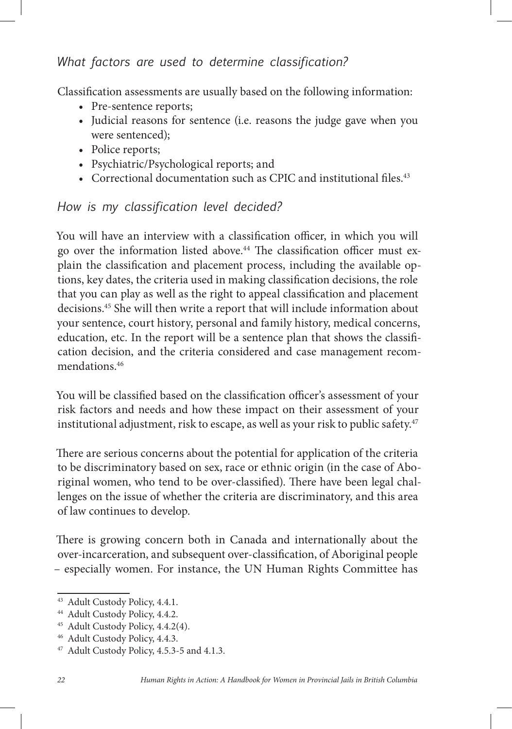### *What factors are used to determine classification?*

Classification assessments are usually based on the following information:

- Pre-sentence reports;
- Judicial reasons for sentence (i.e. reasons the judge gave when you were sentenced);
- Police reports;
- Psychiatric/Psychological reports; and
- Correctional documentation such as CPIC and institutional files.[43]

### *How is my classification level decided?*

You will have an interview with a classification officer, in which you will go over the information listed above.[44] The classification officer must explain the classification and placement process, including the available options, key dates, the criteria used in making classification decisions, the role that you can play as well as the right to appeal classification and placement decisions.[45] She will then write a report that will include information about your sentence, court history, personal and family history, medical concerns, education, etc. In the report will be a sentence plan that shows the classification decision, and the criteria considered and case management recommendations.[46]

You will be classified based on the classification officer's assessment of your risk factors and needs and how these impact on their assessment of your institutional adjustment, risk to escape, as well as your risk to public safety.[47]

There are serious concerns about the potential for application of the criteria to be discriminatory based on sex, race or ethnic origin (in the case of Aboriginal women, who tend to be over-classified). There have been legal challenges on the issue of whether the criteria are discriminatory, and this area of law continues to develop.

There is growing concern both in Canada and internationally about the over-incarceration, and subsequent over-classification, of Aboriginal people – especially women. For instance, the UN Human Rights Committee has

---

[43] Adult Custody Policy, 4.4.1.

[44] Adult Custody Policy, 4.4.2.

[45] Adult Custody Policy, 4.4.2(4).

[46] Adult Custody Policy, 4.4.3.

[47] Adult Custody Policy, 4.5.3-5 and 4.1.3.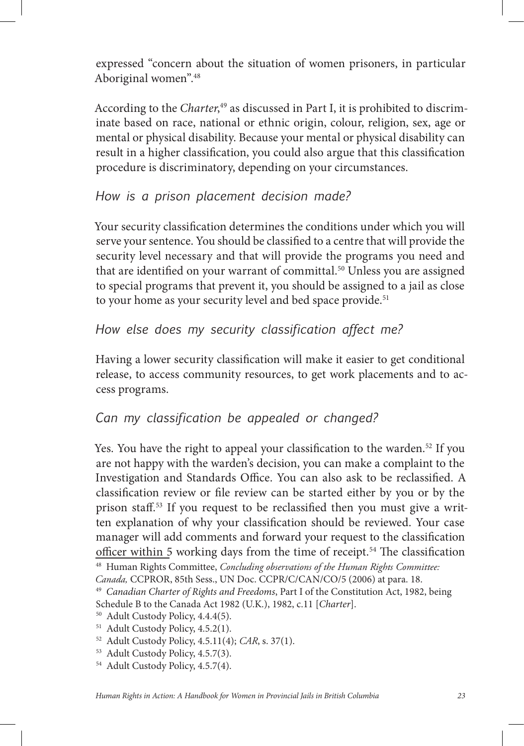expressed "concern about the situation of women prisoners, in particular Aboriginal women".[48]

According to the *Charter*,[49] as discussed in Part I, it is prohibited to discriminate based on race, national or ethnic origin, colour, religion, sex, age or mental or physical disability. Because your mental or physical disability can result in a higher classification, you could also argue that this classification procedure is discriminatory, depending on your circumstances.

### *How is a prison placement decision made?*

Your security classification determines the conditions under which you will serve your sentence. You should be classified to a centre that will provide the security level necessary and that will provide the programs you need and that are identified on your warrant of committal.[50] Unless you are assigned to special programs that prevent it, you should be assigned to a jail as close to your home as your security level and bed space provide.[51]

### *How else does my security classification affect me?*

Having a lower security classification will make it easier to get conditional release, to access community resources, to get work placements and to access programs.

### *Can my classification be appealed or changed?*

Yes. You have the right to appeal your classification to the warden.[52] If you are not happy with the warden's decision, you can make a complaint to the Investigation and Standards Office. You can also ask to be reclassified. A classification review or file review can be started either by you or by the prison staff.[53] If you request to be reclassified then you must give a written explanation of why your classification should be reviewed. Your case manager will add comments and forward your request to the classification officer within 5 working days from the time of receipt.[54] The classification

[48] Human Rights Committee, *Concluding observations of the Human Rights Committee: Canada,* CCPROR, 85th Sess., UN Doc. CCPR/C/CAN/CO/5 (2006) at para. 18.

[49] *Canadian Charter of Rights and Freedoms*, Part I of the Constitution Act, 1982, being Schedule B to the Canada Act 1982 (U.K.), 1982, c.11 [*Charter*].

[50] Adult Custody Policy, 4.4.4(5).

[51] Adult Custody Policy, 4.5.2(1).

[52] Adult Custody Policy, 4.5.11(4); *CAR*, s. 37(1).

[53] Adult Custody Policy, 4.5.7(3).

[54] Adult Custody Policy, 4.5.7(4).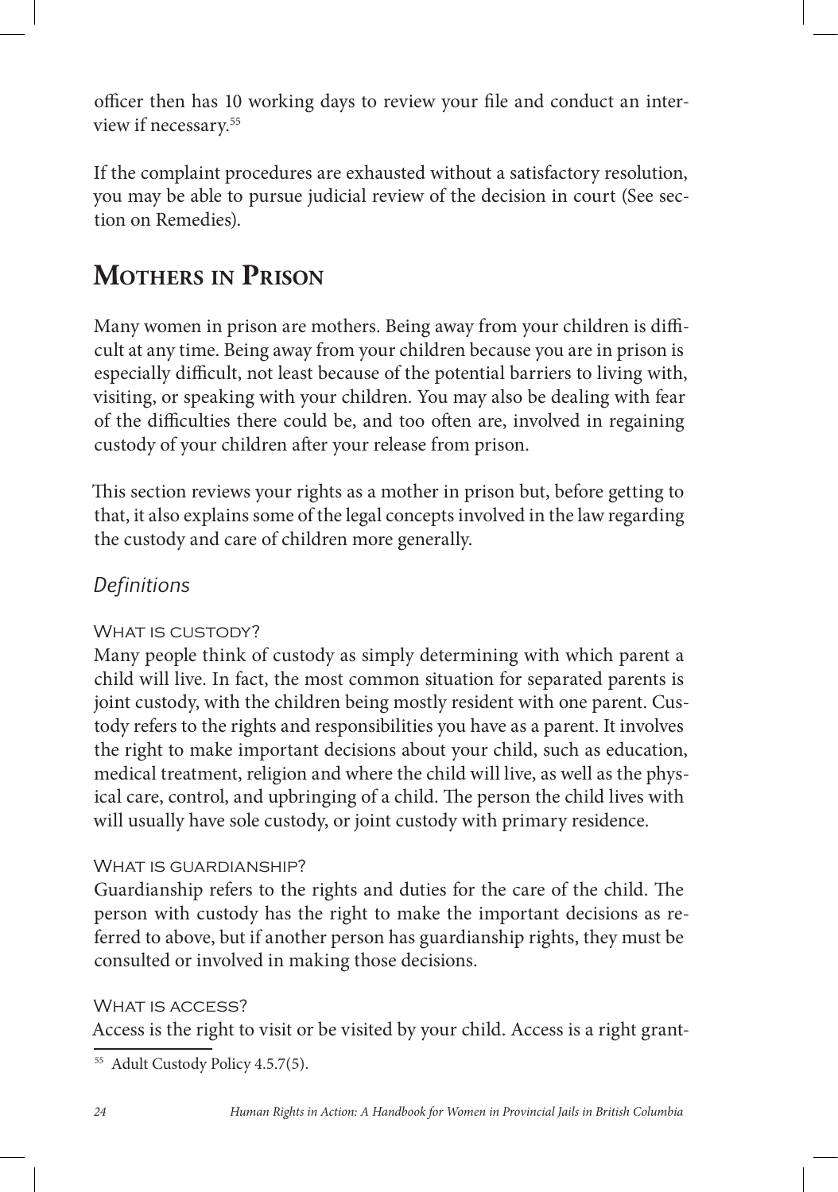officer then has 10 working days to review your file and conduct an interview if necessary.[55]

If the complaint procedures are exhausted without a satisfactory resolution, you may be able to pursue judicial review of the decision in court (See section on Remedies).

## Mothers in Prison

Many women in prison are mothers. Being away from your children is difficult at any time. Being away from your children because you are in prison is especially difficult, not least because of the potential barriers to living with, visiting, or speaking with your children. You may also be dealing with fear of the difficulties there could be, and too often are, involved in regaining custody of your children after your release from prison.

This section reviews your rights as a mother in prison but, before getting to that, it also explains some of the legal concepts involved in the law regarding the custody and care of children more generally.

### *Definitions*

#### What is custody?

Many people think of custody as simply determining with which parent a child will live. In fact, the most common situation for separated parents is joint custody, with the children being mostly resident with one parent. Custody refers to the rights and responsibilities you have as a parent. It involves the right to make important decisions about your child, such as education, medical treatment, religion and where the child will live, as well as the physical care, control, and upbringing of a child. The person the child lives with will usually have sole custody, or joint custody with primary residence.

#### What is guardianship?

Guardianship refers to the rights and duties for the care of the child. The person with custody has the right to make the important decisions as referred to above, but if another person has guardianship rights, they must be consulted or involved in making those decisions.

#### What is access?

Access is the right to visit or be visited by your child. Access is a right grant-

[55] Adult Custody Policy 4.5.7(5).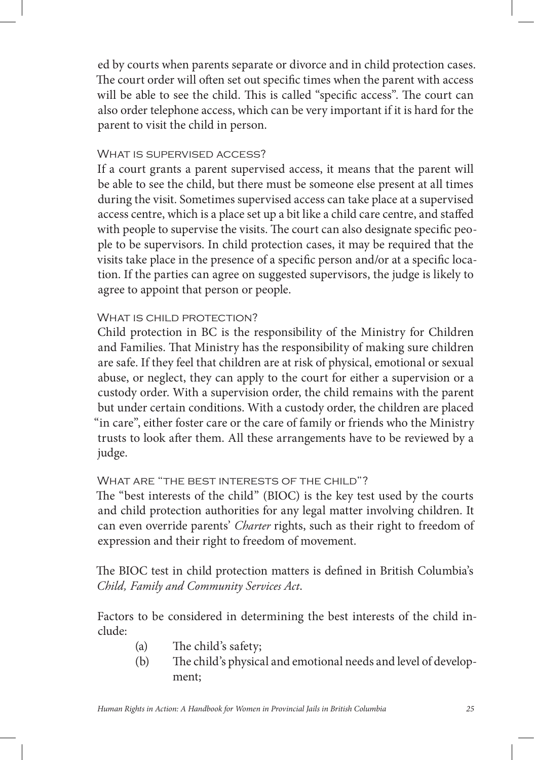ed by courts when parents separate or divorce and in child protection cases. The court order will often set out specific times when the parent with access will be able to see the child. This is called "specific access". The court can also order telephone access, which can be very important if it is hard for the parent to visit the child in person.

### What is supervised access?

If a court grants a parent supervised access, it means that the parent will be able to see the child, but there must be someone else present at all times during the visit. Sometimes supervised access can take place at a supervised access centre, which is a place set up a bit like a child care centre, and staffed with people to supervise the visits. The court can also designate specific people to be supervisors. In child protection cases, it may be required that the visits take place in the presence of a specific person and/or at a specific location. If the parties can agree on suggested supervisors, the judge is likely to agree to appoint that person or people.

### What is child protection?

Child protection in BC is the responsibility of the Ministry for Children and Families. That Ministry has the responsibility of making sure children are safe. If they feel that children are at risk of physical, emotional or sexual abuse, or neglect, they can apply to the court for either a supervision or a custody order. With a supervision order, the child remains with the parent but under certain conditions. With a custody order, the children are placed "in care", either foster care or the care of family or friends who the Ministry trusts to look after them. All these arrangements have to be reviewed by a judge.

### What are "the best interests of the child"?

The "best interests of the child" (BIOC) is the key test used by the courts and child protection authorities for any legal matter involving children. It can even override parents' *Charter* rights, such as their right to freedom of expression and their right to freedom of movement.

The BIOC test in child protection matters is defined in British Columbia's *Child, Family and Community Services Act*.

Factors to be considered in determining the best interests of the child include:

(a) The child's safety;

(b) The child's physical and emotional needs and level of development;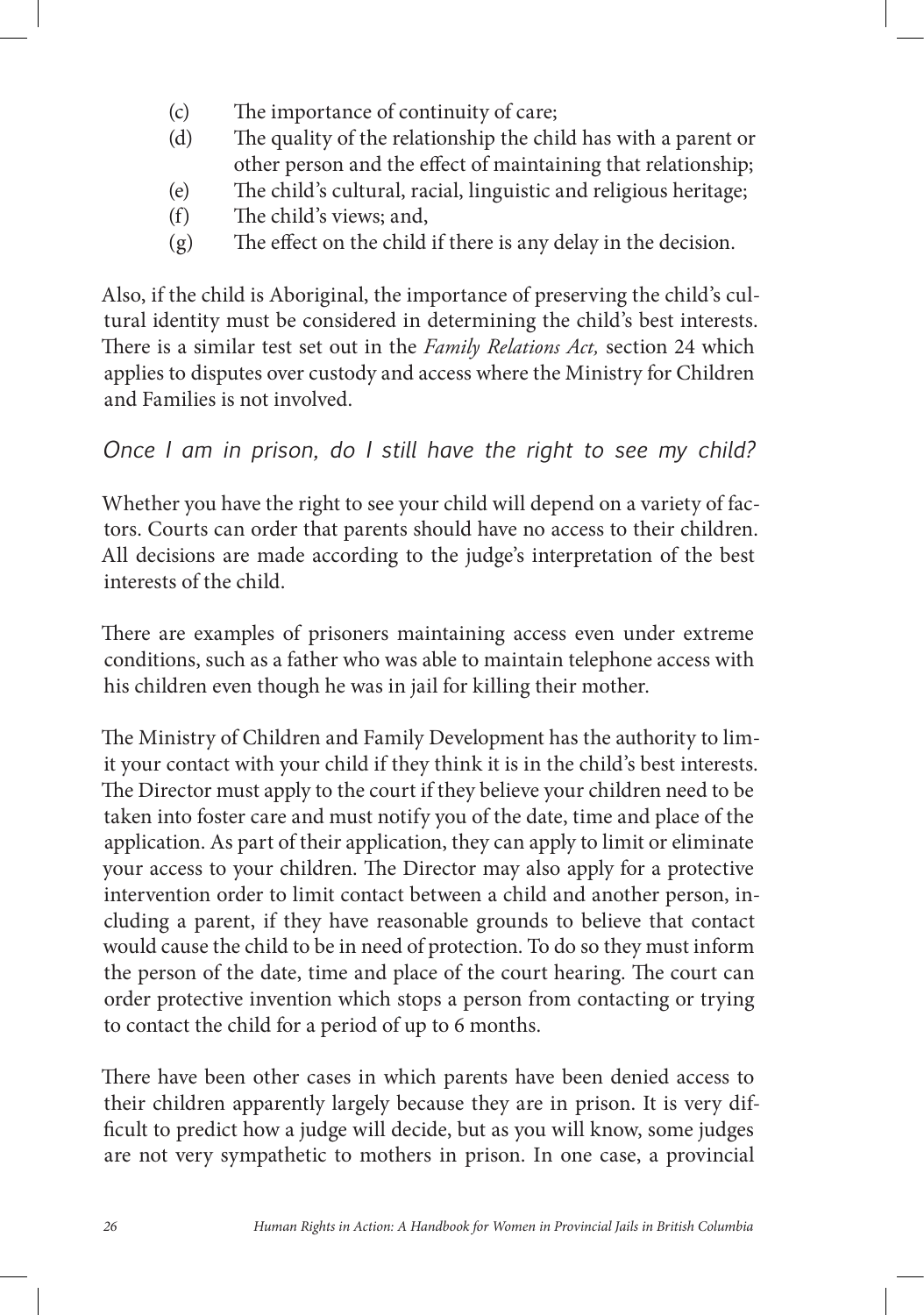(c) The importance of continuity of care;
(d) The quality of the relationship the child has with a parent or other person and the effect of maintaining that relationship;
(e) The child's cultural, racial, linguistic and religious heritage;
(f) The child's views; and,
(g) The effect on the child if there is any delay in the decision.

Also, if the child is Aboriginal, the importance of preserving the child's cultural identity must be considered in determining the child's best interests. There is a similar test set out in the *Family Relations Act,* section 24 which applies to disputes over custody and access where the Ministry for Children and Families is not involved.

### *Once I am in prison, do I still have the right to see my child?*

Whether you have the right to see your child will depend on a variety of factors. Courts can order that parents should have no access to their children. All decisions are made according to the judge's interpretation of the best interests of the child.

There are examples of prisoners maintaining access even under extreme conditions, such as a father who was able to maintain telephone access with his children even though he was in jail for killing their mother.

The Ministry of Children and Family Development has the authority to limit your contact with your child if they think it is in the child's best interests. The Director must apply to the court if they believe your children need to be taken into foster care and must notify you of the date, time and place of the application. As part of their application, they can apply to limit or eliminate your access to your children. The Director may also apply for a protective intervention order to limit contact between a child and another person, including a parent, if they have reasonable grounds to believe that contact would cause the child to be in need of protection. To do so they must inform the person of the date, time and place of the court hearing. The court can order protective invention which stops a person from contacting or trying to contact the child for a period of up to 6 months.

There have been other cases in which parents have been denied access to their children apparently largely because they are in prison. It is very difficult to predict how a judge will decide, but as you will know, some judges are not very sympathetic to mothers in prison. In one case, a provincial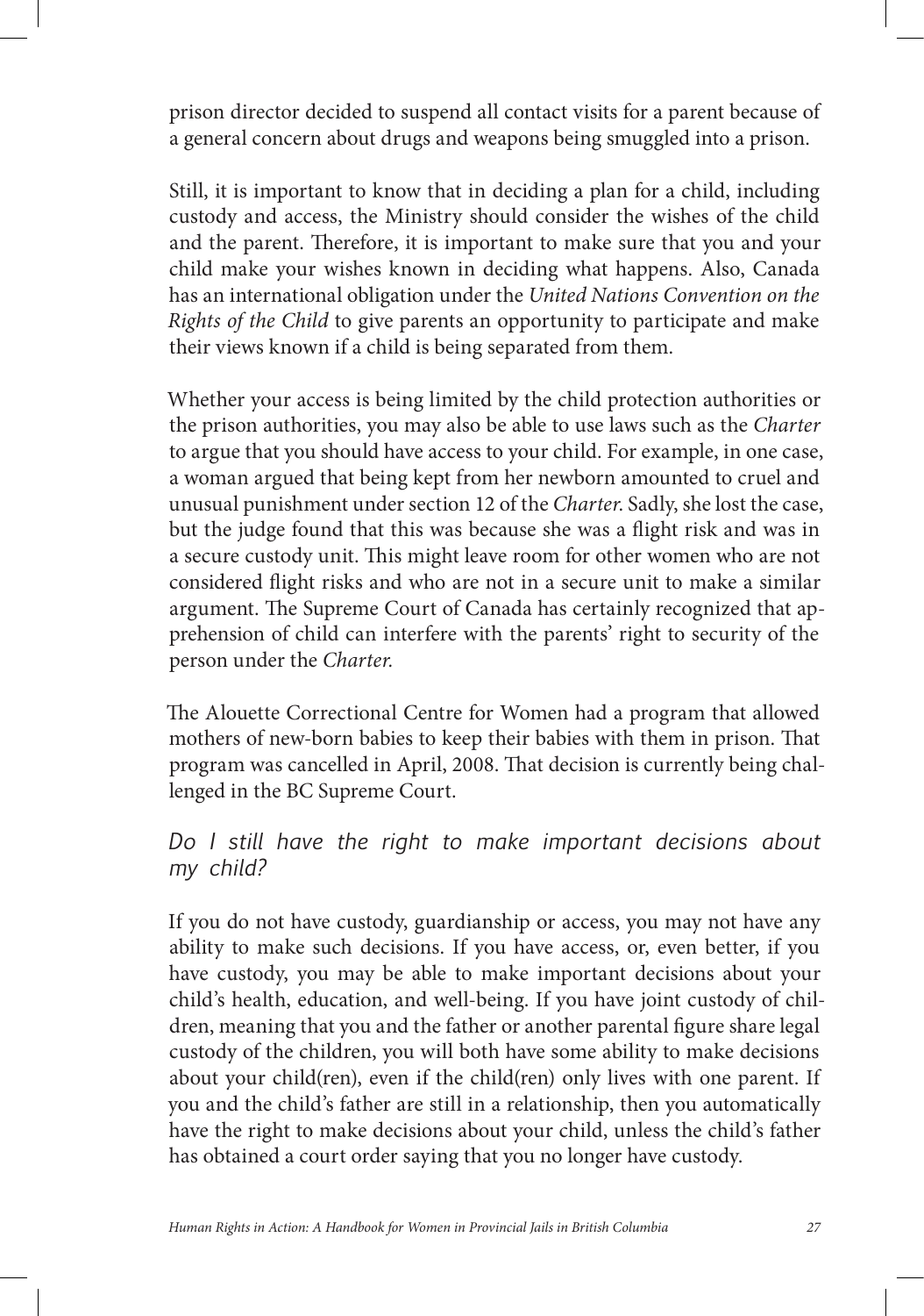prison director decided to suspend all contact visits for a parent because of a general concern about drugs and weapons being smuggled into a prison.

Still, it is important to know that in deciding a plan for a child, including custody and access, the Ministry should consider the wishes of the child and the parent. Therefore, it is important to make sure that you and your child make your wishes known in deciding what happens. Also, Canada has an international obligation under the *United Nations Convention on the Rights of the Child* to give parents an opportunity to participate and make their views known if a child is being separated from them.

Whether your access is being limited by the child protection authorities or the prison authorities, you may also be able to use laws such as the *Charter* to argue that you should have access to your child. For example, in one case, a woman argued that being kept from her newborn amounted to cruel and unusual punishment under section 12 of the *Charter*. Sadly, she lost the case, but the judge found that this was because she was a flight risk and was in a secure custody unit. This might leave room for other women who are not considered flight risks and who are not in a secure unit to make a similar argument. The Supreme Court of Canada has certainly recognized that apprehension of child can interfere with the parents' right to security of the person under the *Charter*.

The Alouette Correctional Centre for Women had a program that allowed mothers of new-born babies to keep their babies with them in prison. That program was cancelled in April, 2008. That decision is currently being challenged in the BC Supreme Court.

### *Do I still have the right to make important decisions about my child?*

If you do not have custody, guardianship or access, you may not have any ability to make such decisions. If you have access, or, even better, if you have custody, you may be able to make important decisions about your child's health, education, and well-being. If you have joint custody of children, meaning that you and the father or another parental figure share legal custody of the children, you will both have some ability to make decisions about your child(ren), even if the child(ren) only lives with one parent. If you and the child's father are still in a relationship, then you automatically have the right to make decisions about your child, unless the child's father has obtained a court order saying that you no longer have custody.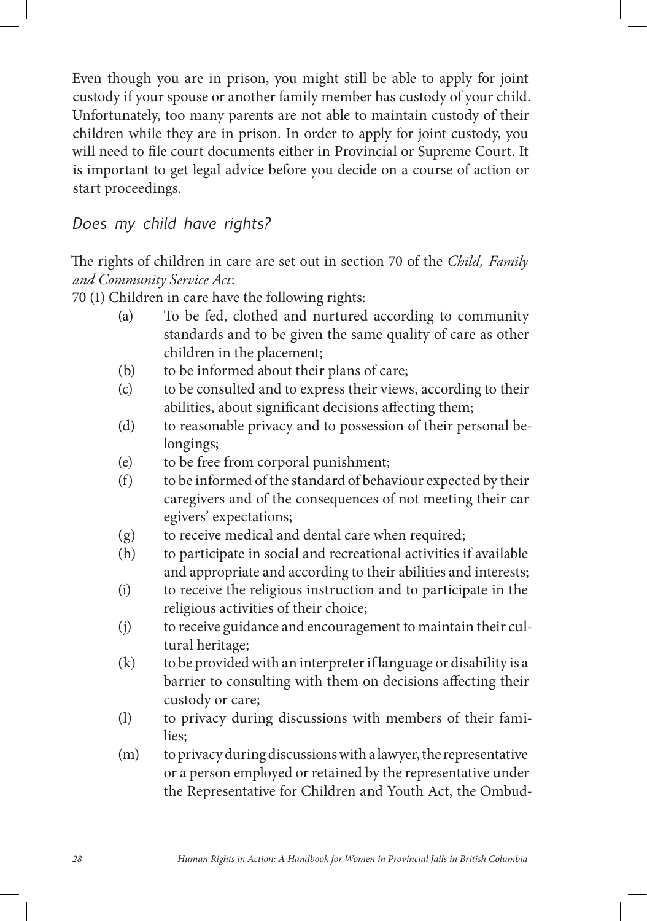Even though you are in prison, you might still be able to apply for joint custody if your spouse or another family member has custody of your child. Unfortunately, too many parents are not able to maintain custody of their children while they are in prison. In order to apply for joint custody, you will need to file court documents either in Provincial or Supreme Court. It is important to get legal advice before you decide on a course of action or start proceedings.

### *Does my child have rights?*

The rights of children in care are set out in section 70 of the *Child, Family and Community Service Act*:

70 (1) Children in care have the following rights:

- (a) To be fed, clothed and nurtured according to community standards and to be given the same quality of care as other children in the placement;
- (b) to be informed about their plans of care;
- (c) to be consulted and to express their views, according to their abilities, about significant decisions affecting them;
- (d) to reasonable privacy and to possession of their personal belongings;
- (e) to be free from corporal punishment;
- (f) to be informed of the standard of behaviour expected by their caregivers and of the consequences of not meeting their caregivers' expectations;
- (g) to receive medical and dental care when required;
- (h) to participate in social and recreational activities if available and appropriate and according to their abilities and interests;
- (i) to receive the religious instruction and to participate in the religious activities of their choice;
- (j) to receive guidance and encouragement to maintain their cultural heritage;
- (k) to be provided with an interpreter if language or disability is a barrier to consulting with them on decisions affecting their custody or care;
- (l) to privacy during discussions with members of their families;
- (m) to privacy during discussions with a lawyer, the representative or a person employed or retained by the representative under the Representative for Children and Youth Act, the Ombud-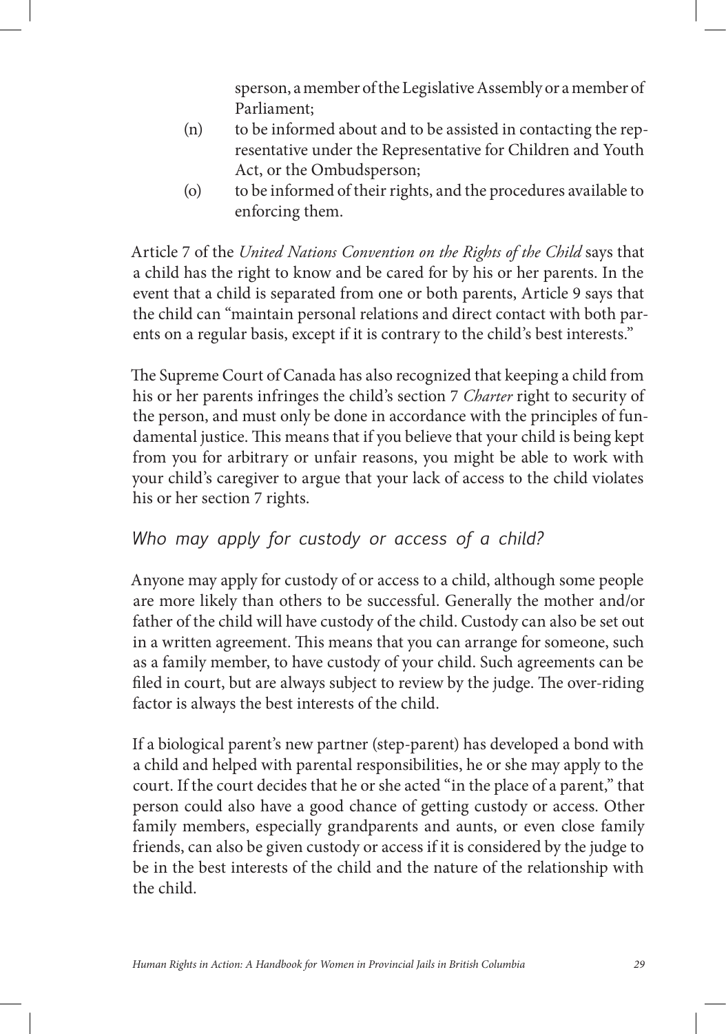sperson, a member of the Legislative Assembly or a member of Parliament;

(n) to be informed about and to be assisted in contacting the representative under the Representative for Children and Youth Act, or the Ombudsperson;

(o) to be informed of their rights, and the procedures available to enforcing them.

Article 7 of the *United Nations Convention on the Rights of the Child* says that a child has the right to know and be cared for by his or her parents. In the event that a child is separated from one or both parents, Article 9 says that the child can "maintain personal relations and direct contact with both parents on a regular basis, except if it is contrary to the child's best interests."

The Supreme Court of Canada has also recognized that keeping a child from his or her parents infringes the child's section 7 *Charter* right to security of the person, and must only be done in accordance with the principles of fundamental justice. This means that if you believe that your child is being kept from you for arbitrary or unfair reasons, you might be able to work with your child's caregiver to argue that your lack of access to the child violates his or her section 7 rights.

### *Who may apply for custody or access of a child?*

Anyone may apply for custody of or access to a child, although some people are more likely than others to be successful. Generally the mother and/or father of the child will have custody of the child. Custody can also be set out in a written agreement. This means that you can arrange for someone, such as a family member, to have custody of your child. Such agreements can be filed in court, but are always subject to review by the judge. The over-riding factor is always the best interests of the child.

If a biological parent's new partner (step-parent) has developed a bond with a child and helped with parental responsibilities, he or she may apply to the court. If the court decides that he or she acted "in the place of a parent," that person could also have a good chance of getting custody or access. Other family members, especially grandparents and aunts, or even close family friends, can also be given custody or access if it is considered by the judge to be in the best interests of the child and the nature of the relationship with the child.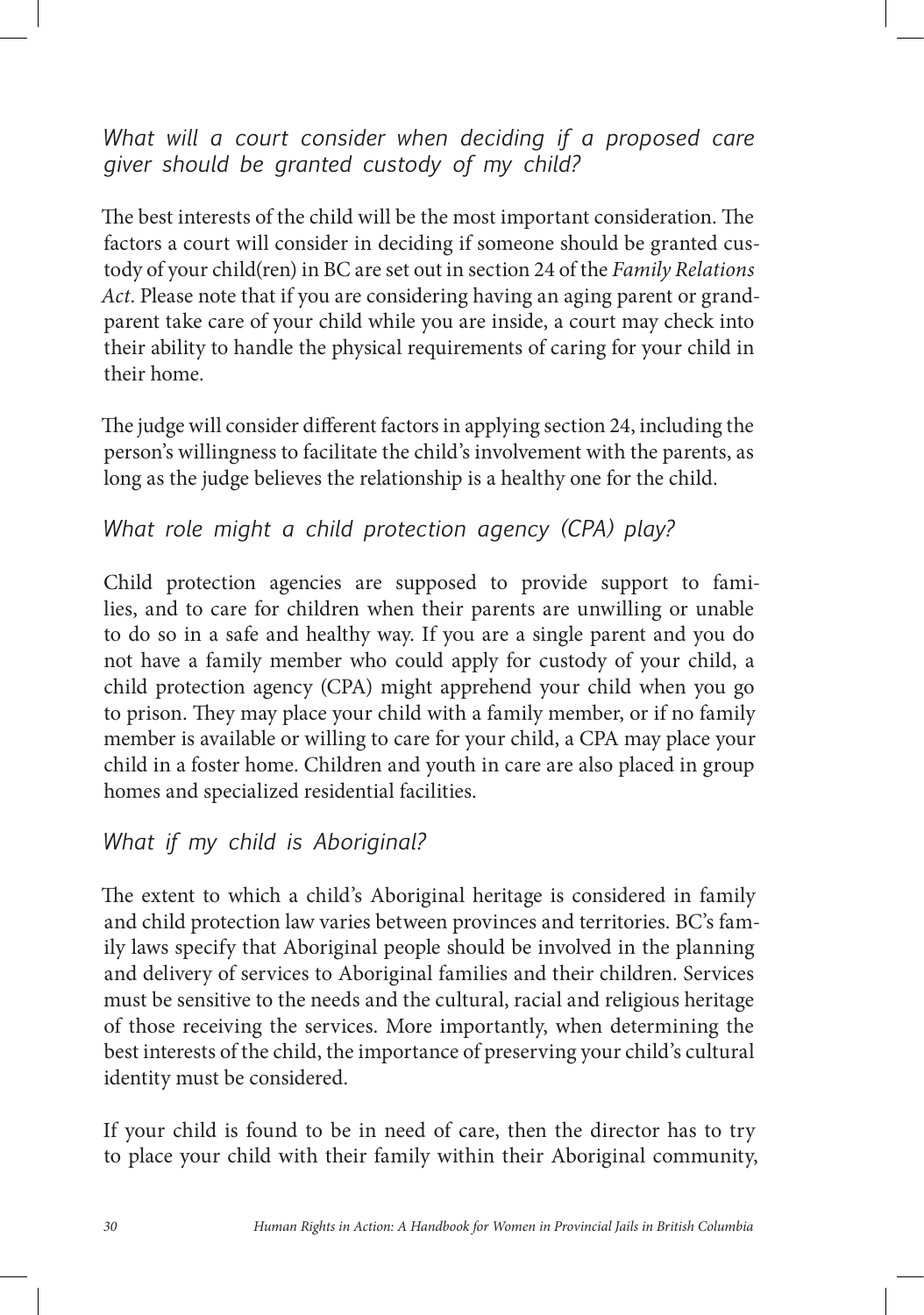### *What will a court consider when deciding if a proposed care giver should be granted custody of my child?*

The best interests of the child will be the most important consideration. The factors a court will consider in deciding if someone should be granted custody of your child(ren) in BC are set out in section 24 of the *Family Relations Act*. Please note that if you are considering having an aging parent or grandparent take care of your child while you are inside, a court may check into their ability to handle the physical requirements of caring for your child in their home.

The judge will consider different factors in applying section 24, including the person's willingness to facilitate the child's involvement with the parents, as long as the judge believes the relationship is a healthy one for the child.

### *What role might a child protection agency (CPA) play?*

Child protection agencies are supposed to provide support to families, and to care for children when their parents are unwilling or unable to do so in a safe and healthy way. If you are a single parent and you do not have a family member who could apply for custody of your child, a child protection agency (CPA) might apprehend your child when you go to prison. They may place your child with a family member, or if no family member is available or willing to care for your child, a CPA may place your child in a foster home. Children and youth in care are also placed in group homes and specialized residential facilities.

### *What if my child is Aboriginal?*

The extent to which a child's Aboriginal heritage is considered in family and child protection law varies between provinces and territories. BC's family laws specify that Aboriginal people should be involved in the planning and delivery of services to Aboriginal families and their children. Services must be sensitive to the needs and the cultural, racial and religious heritage of those receiving the services. More importantly, when determining the best interests of the child, the importance of preserving your child's cultural identity must be considered.

If your child is found to be in need of care, then the director has to try to place your child with their family within their Aboriginal community,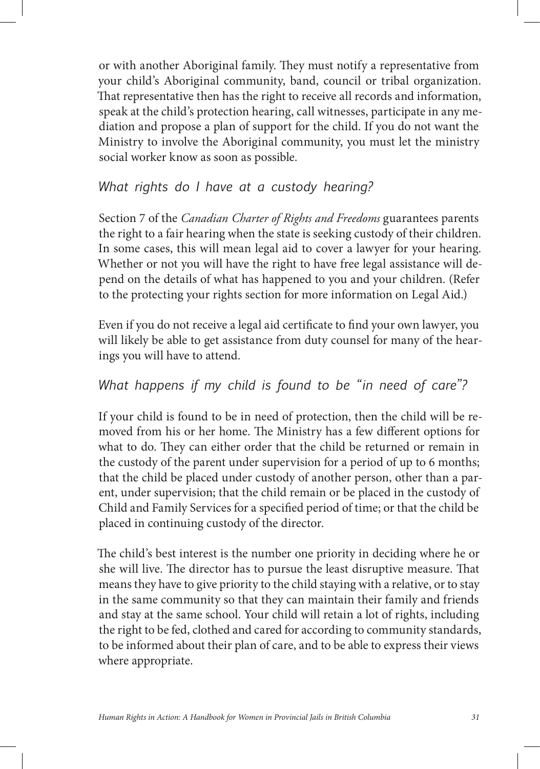or with another Aboriginal family. They must notify a representative from your child's Aboriginal community, band, council or tribal organization. That representative then has the right to receive all records and information, speak at the child's protection hearing, call witnesses, participate in any mediation and propose a plan of support for the child. If you do not want the Ministry to involve the Aboriginal community, you must let the ministry social worker know as soon as possible.

### *What rights do I have at a custody hearing?*

Section 7 of the *Canadian Charter of Rights and Freedoms* guarantees parents the right to a fair hearing when the state is seeking custody of their children. In some cases, this will mean legal aid to cover a lawyer for your hearing. Whether or not you will have the right to have free legal assistance will depend on the details of what has happened to you and your children. (Refer to the protecting your rights section for more information on Legal Aid.)

Even if you do not receive a legal aid certificate to find your own lawyer, you will likely be able to get assistance from duty counsel for many of the hearings you will have to attend.

### *What happens if my child is found to be "in need of care"?*

If your child is found to be in need of protection, then the child will be removed from his or her home. The Ministry has a few different options for what to do. They can either order that the child be returned or remain in the custody of the parent under supervision for a period of up to 6 months; that the child be placed under custody of another person, other than a parent, under supervision; that the child remain or be placed in the custody of Child and Family Services for a specified period of time; or that the child be placed in continuing custody of the director.

The child's best interest is the number one priority in deciding where he or she will live. The director has to pursue the least disruptive measure. That means they have to give priority to the child staying with a relative, or to stay in the same community so that they can maintain their family and friends and stay at the same school. Your child will retain a lot of rights, including the right to be fed, clothed and cared for according to community standards, to be informed about their plan of care, and to be able to express their views where appropriate.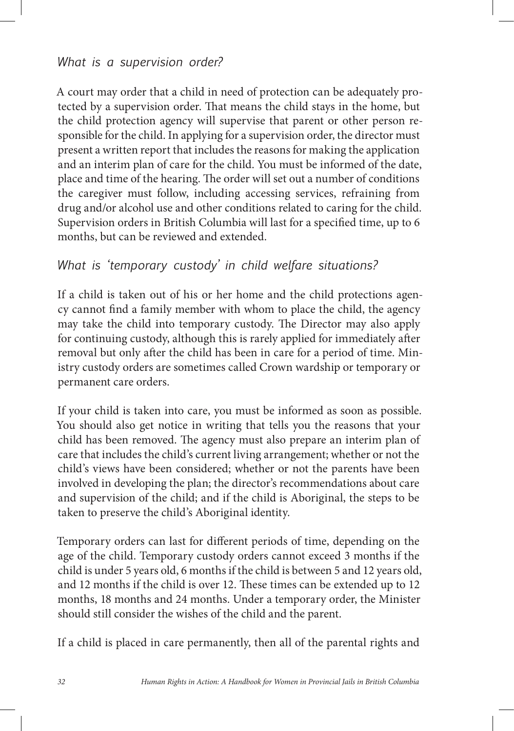### *What is a supervision order?*

A court may order that a child in need of protection can be adequately protected by a supervision order. That means the child stays in the home, but the child protection agency will supervise that parent or other person responsible for the child. In applying for a supervision order, the director must present a written report that includes the reasons for making the application and an interim plan of care for the child. You must be informed of the date, place and time of the hearing. The order will set out a number of conditions the caregiver must follow, including accessing services, refraining from drug and/or alcohol use and other conditions related to caring for the child. Supervision orders in British Columbia will last for a specified time, up to 6 months, but can be reviewed and extended.

### *What is 'temporary custody' in child welfare situations?*

If a child is taken out of his or her home and the child protections agency cannot find a family member with whom to place the child, the agency may take the child into temporary custody. The Director may also apply for continuing custody, although this is rarely applied for immediately after removal but only after the child has been in care for a period of time. Ministry custody orders are sometimes called Crown wardship or temporary or permanent care orders.

If your child is taken into care, you must be informed as soon as possible. You should also get notice in writing that tells you the reasons that your child has been removed. The agency must also prepare an interim plan of care that includes the child's current living arrangement; whether or not the child's views have been considered; whether or not the parents have been involved in developing the plan; the director's recommendations about care and supervision of the child; and if the child is Aboriginal, the steps to be taken to preserve the child's Aboriginal identity.

Temporary orders can last for different periods of time, depending on the age of the child. Temporary custody orders cannot exceed 3 months if the child is under 5 years old, 6 months if the child is between 5 and 12 years old, and 12 months if the child is over 12. These times can be extended up to 12 months, 18 months and 24 months. Under a temporary order, the Minister should still consider the wishes of the child and the parent.

If a child is placed in care permanently, then all of the parental rights and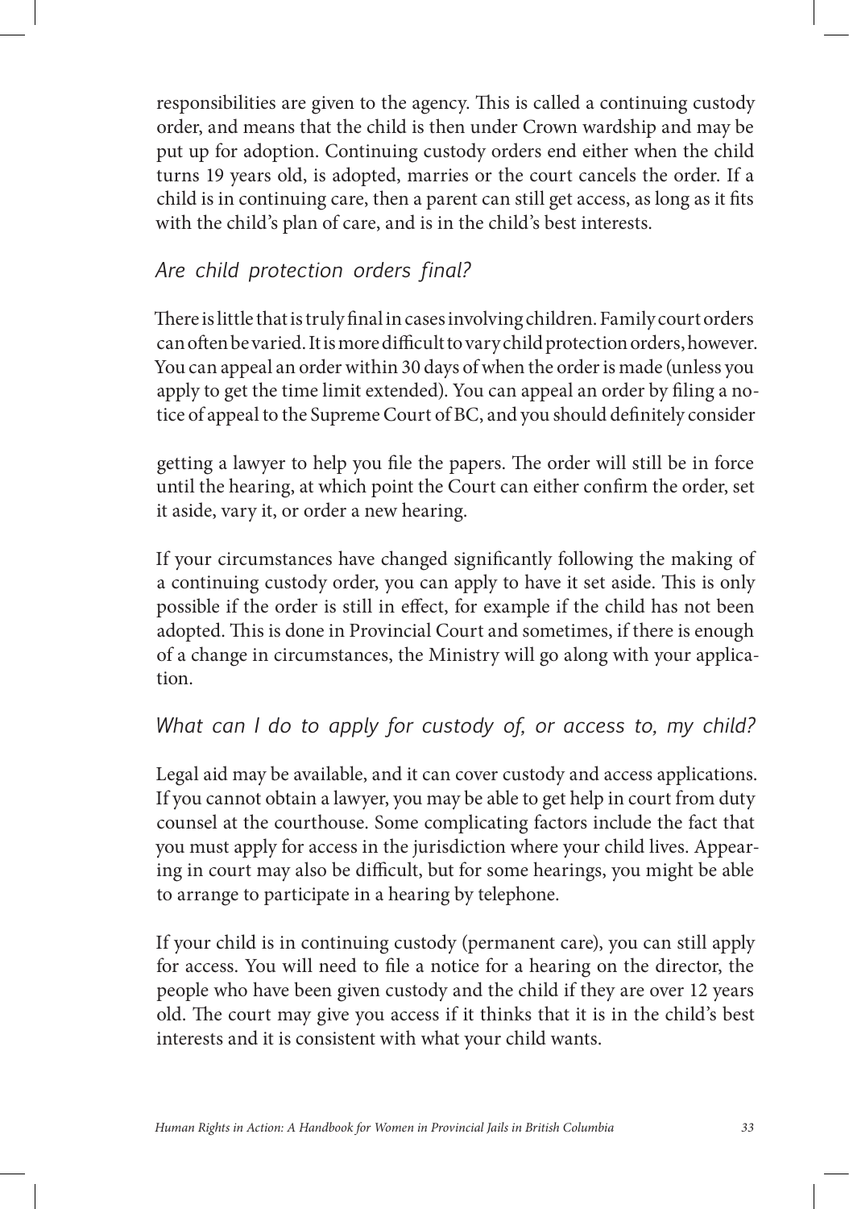responsibilities are given to the agency. This is called a continuing custody order, and means that the child is then under Crown wardship and may be put up for adoption. Continuing custody orders end either when the child turns 19 years old, is adopted, marries or the court cancels the order. If a child is in continuing care, then a parent can still get access, as long as it fits with the child's plan of care, and is in the child's best interests.

### *Are child protection orders final?*

There is little that is truly final in cases involving children. Family court orders can often be varied. It is more difficult to vary child protection orders, however. You can appeal an order within 30 days of when the order is made (unless you apply to get the time limit extended). You can appeal an order by filing a notice of appeal to the Supreme Court of BC, and you should definitely consider getting a lawyer to help you file the papers. The order will still be in force until the hearing, at which point the Court can either confirm the order, set it aside, vary it, or order a new hearing.

If your circumstances have changed significantly following the making of a continuing custody order, you can apply to have it set aside. This is only possible if the order is still in effect, for example if the child has not been adopted. This is done in Provincial Court and sometimes, if there is enough of a change in circumstances, the Ministry will go along with your application.

### *What can I do to apply for custody of, or access to, my child?*

Legal aid may be available, and it can cover custody and access applications. If you cannot obtain a lawyer, you may be able to get help in court from duty counsel at the courthouse. Some complicating factors include the fact that you must apply for access in the jurisdiction where your child lives. Appearing in court may also be difficult, but for some hearings, you might be able to arrange to participate in a hearing by telephone.

If your child is in continuing custody (permanent care), you can still apply for access. You will need to file a notice for a hearing on the director, the people who have been given custody and the child if they are over 12 years old. The court may give you access if it thinks that it is in the child's best interests and it is consistent with what your child wants.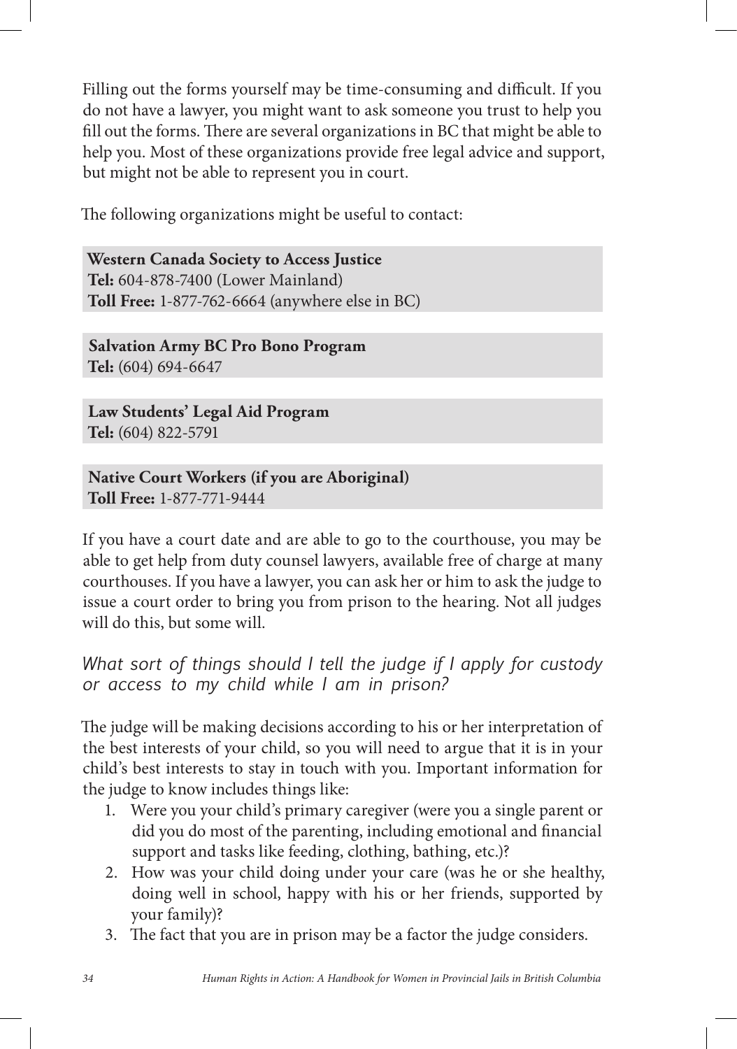Filling out the forms yourself may be time-consuming and difficult. If you do not have a lawyer, you might want to ask someone you trust to help you fill out the forms. There are several organizations in BC that might be able to help you. Most of these organizations provide free legal advice and support, but might not be able to represent you in court.

The following organizations might be useful to contact:

**Western Canada Society to Access Justice**
**Tel:** 604-878-7400 (Lower Mainland)
**Toll Free:** 1-877-762-6664 (anywhere else in BC)

**Salvation Army BC Pro Bono Program**
**Tel:** (604) 694-6647

**Law Students' Legal Aid Program**
**Tel:** (604) 822-5791

**Native Court Workers (if you are Aboriginal)**
**Toll Free:** 1-877-771-9444

If you have a court date and are able to go to the courthouse, you may be able to get help from duty counsel lawyers, available free of charge at many courthouses. If you have a lawyer, you can ask her or him to ask the judge to issue a court order to bring you from prison to the hearing. Not all judges will do this, but some will.

### *What sort of things should I tell the judge if I apply for custody or access to my child while I am in prison?*

The judge will be making decisions according to his or her interpretation of the best interests of your child, so you will need to argue that it is in your child's best interests to stay in touch with you. Important information for the judge to know includes things like:

1. Were you your child's primary caregiver (were you a single parent or did you do most of the parenting, including emotional and financial support and tasks like feeding, clothing, bathing, etc.)?
2. How was your child doing under your care (was he or she healthy, doing well in school, happy with his or her friends, supported by your family)?
3. The fact that you are in prison may be a factor the judge considers.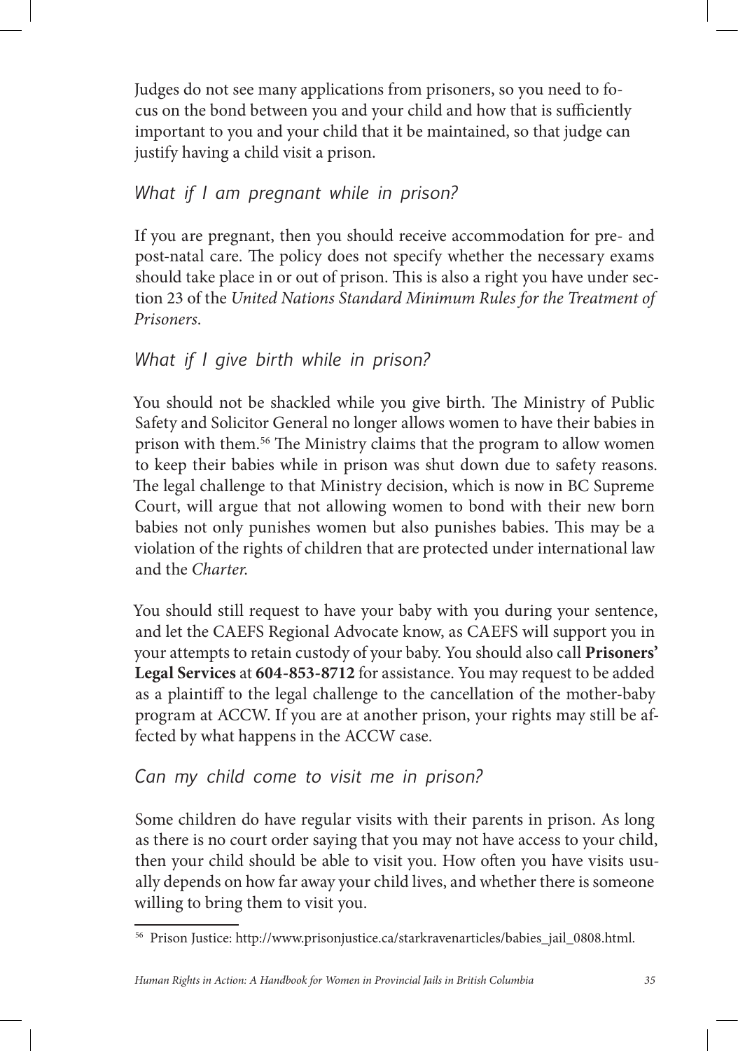Judges do not see many applications from prisoners, so you need to focus on the bond between you and your child and how that is sufficiently important to you and your child that it be maintained, so that judge can justify having a child visit a prison.

### *What if I am pregnant while in prison?*

If you are pregnant, then you should receive accommodation for pre- and post-natal care. The policy does not specify whether the necessary exams should take place in or out of prison. This is also a right you have under section 23 of the *United Nations Standard Minimum Rules for the Treatment of Prisoners*.

### *What if I give birth while in prison?*

You should not be shackled while you give birth. The Ministry of Public Safety and Solicitor General no longer allows women to have their babies in prison with them.[56] The Ministry claims that the program to allow women to keep their babies while in prison was shut down due to safety reasons. The legal challenge to that Ministry decision, which is now in BC Supreme Court, will argue that not allowing women to bond with their new born babies not only punishes women but also punishes babies. This may be a violation of the rights of children that are protected under international law and the *Charter*.

You should still request to have your baby with you during your sentence, and let the CAEFS Regional Advocate know, as CAEFS will support you in your attempts to retain custody of your baby. You should also call **Prisoners' Legal Services** at **604-853-8712** for assistance. You may request to be added as a plaintiff to the legal challenge to the cancellation of the mother-baby program at ACCW. If you are at another prison, your rights may still be affected by what happens in the ACCW case.

### *Can my child come to visit me in prison?*

Some children do have regular visits with their parents in prison. As long as there is no court order saying that you may not have access to your child, then your child should be able to visit you. How often you have visits usually depends on how far away your child lives, and whether there is someone willing to bring them to visit you.

---

[56] Prison Justice: http://www.prisonjustice.ca/starkravenarticles/babies_jail_0808.html.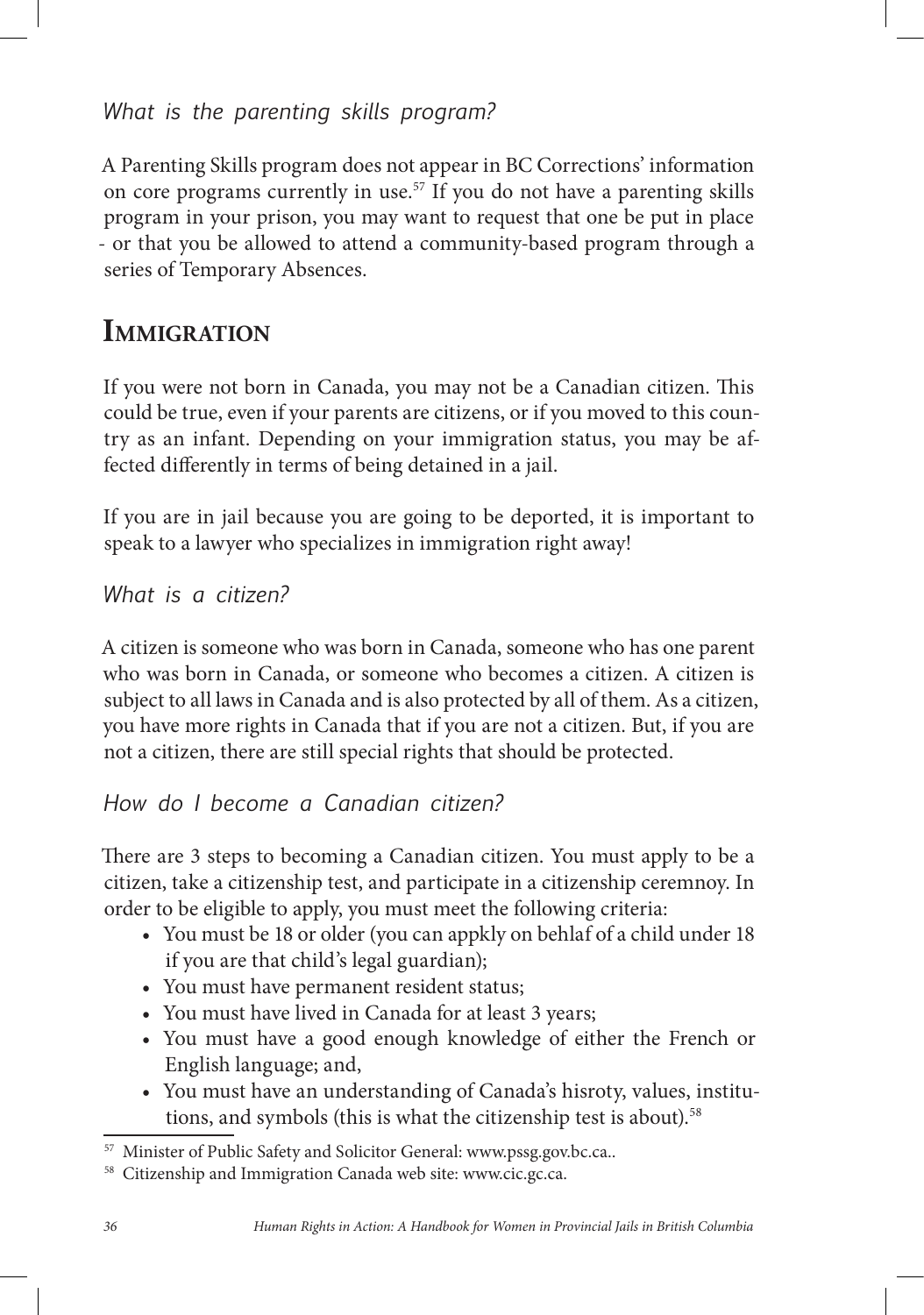### What is the parenting skills program?

A Parenting Skills program does not appear in BC Corrections' information on core programs currently in use.[57] If you do not have a parenting skills program in your prison, you may want to request that one be put in place - or that you be allowed to attend a community-based program through a series of Temporary Absences.

## Immigration

If you were not born in Canada, you may not be a Canadian citizen. This could be true, even if your parents are citizens, or if you moved to this country as an infant. Depending on your immigration status, you may be affected differently in terms of being detained in a jail.

If you are in jail because you are going to be deported, it is important to speak to a lawyer who specializes in immigration right away!

### What is a citizen?

A citizen is someone who was born in Canada, someone who has one parent who was born in Canada, or someone who becomes a citizen. A citizen is subject to all laws in Canada and is also protected by all of them. As a citizen, you have more rights in Canada that if you are not a citizen. But, if you are not a citizen, there are still special rights that should be protected.

### How do I become a Canadian citizen?

There are 3 steps to becoming a Canadian citizen. You must apply to be a citizen, take a citizenship test, and participate in a citizenship ceremnoy. In order to be eligible to apply, you must meet the following criteria:

- You must be 18 or older (you can appkly on behlaf of a child under 18 if you are that child's legal guardian);
- You must have permanent resident status;
- You must have lived in Canada for at least 3 years;
- You must have a good enough knowledge of either the French or English language; and,
- You must have an understanding of Canada's hisroty, values, institutions, and symbols (this is what the citizenship test is about).[58]

---

[57] Minister of Public Safety and Solicitor General: www.pssg.gov.bc.ca..

[58] Citizenship and Immigration Canada web site: www.cic.gc.ca.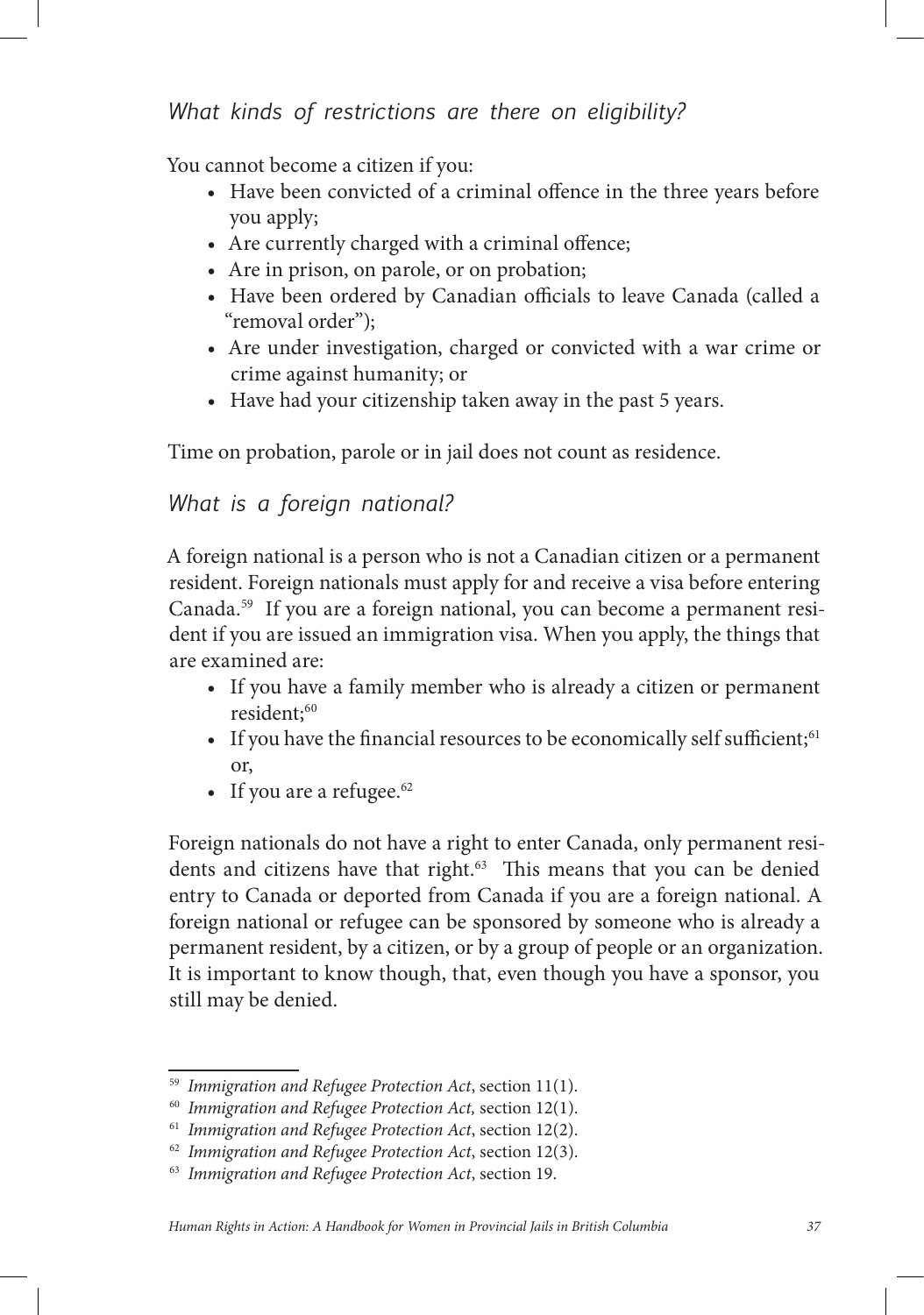### *What kinds of restrictions are there on eligibility?*

You cannot become a citizen if you:

- Have been convicted of a criminal offence in the three years before you apply;
- Are currently charged with a criminal offence;
- Are in prison, on parole, or on probation;
- Have been ordered by Canadian officials to leave Canada (called a "removal order");
- Are under investigation, charged or convicted with a war crime or crime against humanity; or
- Have had your citizenship taken away in the past 5 years.

Time on probation, parole or in jail does not count as residence.

### *What is a foreign national?*

A foreign national is a person who is not a Canadian citizen or a permanent resident. Foreign nationals must apply for and receive a visa before entering Canada.[59] If you are a foreign national, you can become a permanent resident if you are issued an immigration visa. When you apply, the things that are examined are:

- If you have a family member who is already a citizen or permanent resident;[60]
- If you have the financial resources to be economically self sufficient;[61] or,
- If you are a refugee.[62]

Foreign nationals do not have a right to enter Canada, only permanent residents and citizens have that right.[63] This means that you can be denied entry to Canada or deported from Canada if you are a foreign national. A foreign national or refugee can be sponsored by someone who is already a permanent resident, by a citizen, or by a group of people or an organization. It is important to know though, that, even though you have a sponsor, you still may be denied.

---

[59] *Immigration and Refugee Protection Act*, section 11(1).
[60] *Immigration and Refugee Protection Act,* section 12(1).
[61] *Immigration and Refugee Protection Act*, section 12(2).
[62] *Immigration and Refugee Protection Act*, section 12(3).
[63] *Immigration and Refugee Protection Act*, section 19.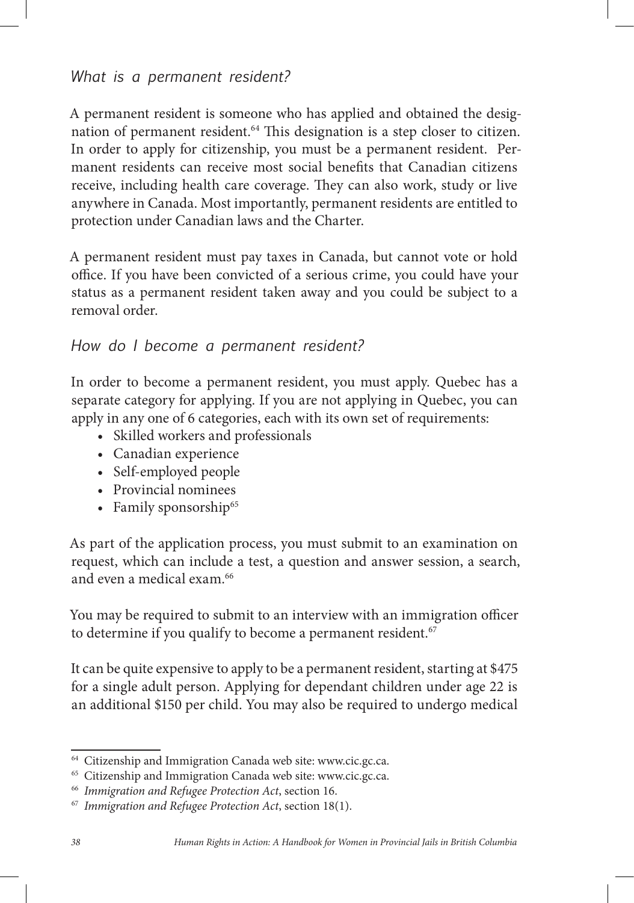### *What is a permanent resident?*

A permanent resident is someone who has applied and obtained the designation of permanent resident.[64] This designation is a step closer to citizen. In order to apply for citizenship, you must be a permanent resident. Permanent residents can receive most social benefits that Canadian citizens receive, including health care coverage. They can also work, study or live anywhere in Canada. Most importantly, permanent residents are entitled to protection under Canadian laws and the Charter.

A permanent resident must pay taxes in Canada, but cannot vote or hold office. If you have been convicted of a serious crime, you could have your status as a permanent resident taken away and you could be subject to a removal order.

### *How do I become a permanent resident?*

In order to become a permanent resident, you must apply. Quebec has a separate category for applying. If you are not applying in Quebec, you can apply in any one of 6 categories, each with its own set of requirements:

- Skilled workers and professionals
- Canadian experience
- Self-employed people
- Provincial nominees
- Family sponsorship[65]

As part of the application process, you must submit to an examination on request, which can include a test, a question and answer session, a search, and even a medical exam.[66]

You may be required to submit to an interview with an immigration officer to determine if you qualify to become a permanent resident.[67]

It can be quite expensive to apply to be a permanent resident, starting at $475 for a single adult person. Applying for dependant children under age 22 is an additional $150 per child. You may also be required to undergo medical

---

[64] Citizenship and Immigration Canada web site: www.cic.gc.ca.

[65] Citizenship and Immigration Canada web site: www.cic.gc.ca.

[66] *Immigration and Refugee Protection Act*, section 16.

[67] *Immigration and Refugee Protection Act*, section 18(1).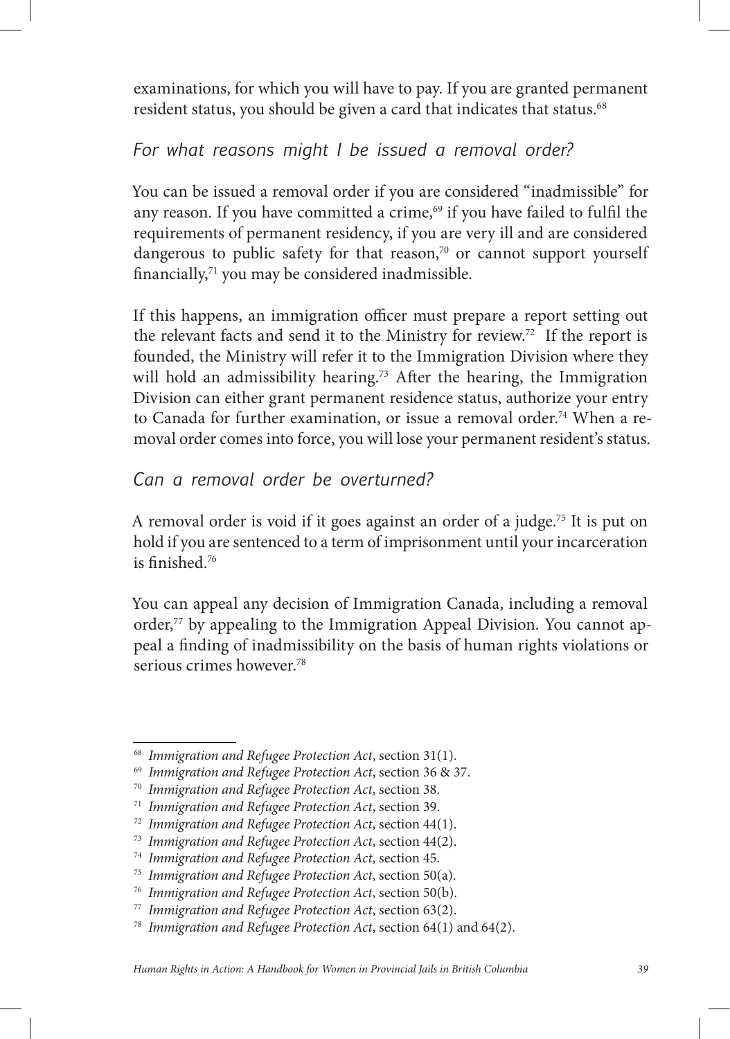examinations, for which you will have to pay. If you are granted permanent resident status, you should be given a card that indicates that status.[68]

### *For what reasons might I be issued a removal order?*

You can be issued a removal order if you are considered "inadmissible" for any reason. If you have committed a crime,[69] if you have failed to fulfil the requirements of permanent residency, if you are very ill and are considered dangerous to public safety for that reason,[70] or cannot support yourself financially,[71] you may be considered inadmissible.

If this happens, an immigration officer must prepare a report setting out the relevant facts and send it to the Ministry for review.[72] If the report is founded, the Ministry will refer it to the Immigration Division where they will hold an admissibility hearing.[73] After the hearing, the Immigration Division can either grant permanent residence status, authorize your entry to Canada for further examination, or issue a removal order.[74] When a removal order comes into force, you will lose your permanent resident's status.

### *Can a removal order be overturned?*

A removal order is void if it goes against an order of a judge.[75] It is put on hold if you are sentenced to a term of imprisonment until your incarceration is finished.[76]

You can appeal any decision of Immigration Canada, including a removal order,[77] by appealing to the Immigration Appeal Division. You cannot appeal a finding of inadmissibility on the basis of human rights violations or serious crimes however.[78]

---

[68] *Immigration and Refugee Protection Act*, section 31(1).

[69] *Immigration and Refugee Protection Act*, section 36 & 37.

[70] *Immigration and Refugee Protection Act*, section 38.

[71] *Immigration and Refugee Protection Act*, section 39.

[72] *Immigration and Refugee Protection Act*, section 44(1).

[73] *Immigration and Refugee Protection Act*, section 44(2).

[74] *Immigration and Refugee Protection Act*, section 45.

[75] *Immigration and Refugee Protection Act*, section 50(a).

[76] *Immigration and Refugee Protection Act*, section 50(b).

[77] *Immigration and Refugee Protection Act*, section 63(2).

[78] *Immigration and Refugee Protection Act*, section 64(1) and 64(2).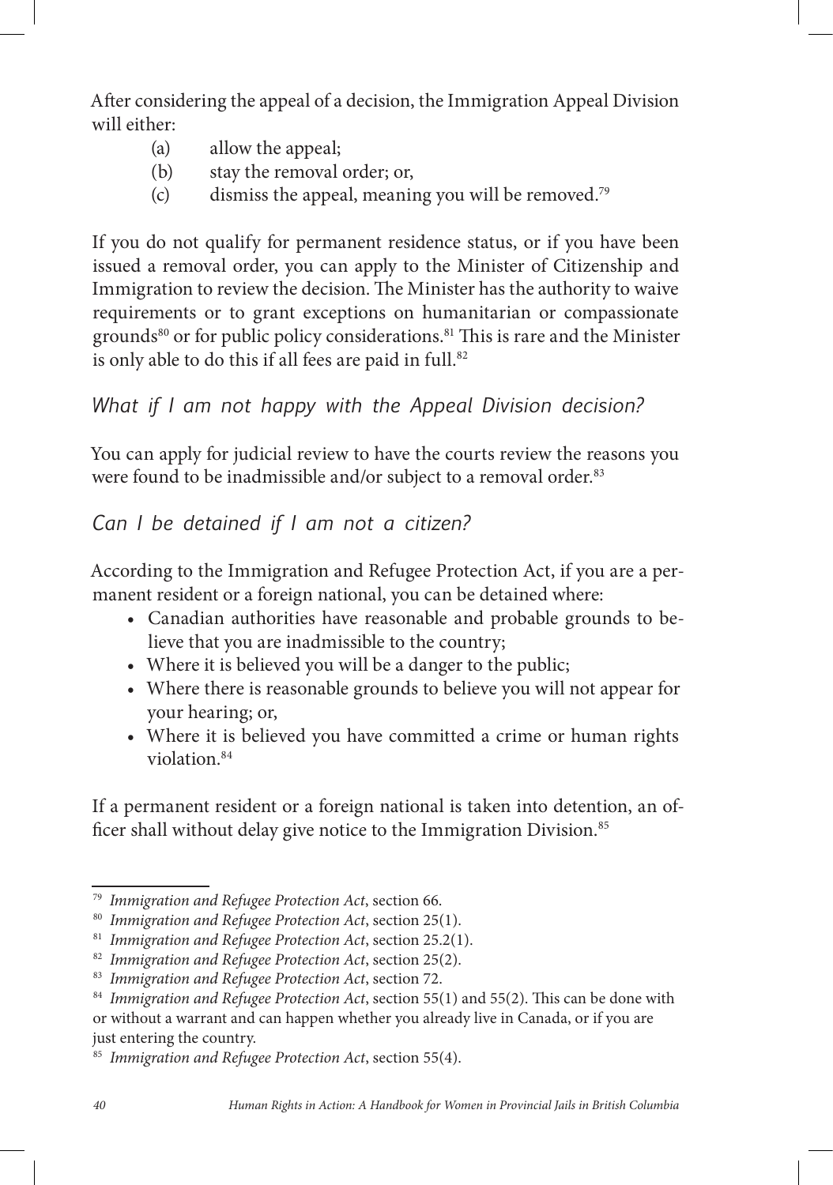After considering the appeal of a decision, the Immigration Appeal Division will either:

(a) allow the appeal;
(b) stay the removal order; or,
(c) dismiss the appeal, meaning you will be removed.[79]

If you do not qualify for permanent residence status, or if you have been issued a removal order, you can apply to the Minister of Citizenship and Immigration to review the decision. The Minister has the authority to waive requirements or to grant exceptions on humanitarian or compassionate grounds[80] or for public policy considerations.[81] This is rare and the Minister is only able to do this if all fees are paid in full.[82]

### *What if I am not happy with the Appeal Division decision?*

You can apply for judicial review to have the courts review the reasons you were found to be inadmissible and/or subject to a removal order.[83]

### *Can I be detained if I am not a citizen?*

According to the Immigration and Refugee Protection Act, if you are a permanent resident or a foreign national, you can be detained where:

- Canadian authorities have reasonable and probable grounds to believe that you are inadmissible to the country;
- Where it is believed you will be a danger to the public;
- Where there is reasonable grounds to believe you will not appear for your hearing; or,
- Where it is believed you have committed a crime or human rights violation.[84]

If a permanent resident or a foreign national is taken into detention, an officer shall without delay give notice to the Immigration Division.[85]

---

[79] *Immigration and Refugee Protection Act*, section 66.

[80] *Immigration and Refugee Protection Act*, section 25(1).

[81] *Immigration and Refugee Protection Act*, section 25.2(1).

[82] *Immigration and Refugee Protection Act*, section 25(2).

[83] *Immigration and Refugee Protection Act*, section 72.

[84] *Immigration and Refugee Protection Act*, section 55(1) and 55(2). This can be done with or without a warrant and can happen whether you already live in Canada, or if you are just entering the country.

[85] *Immigration and Refugee Protection Act*, section 55(4).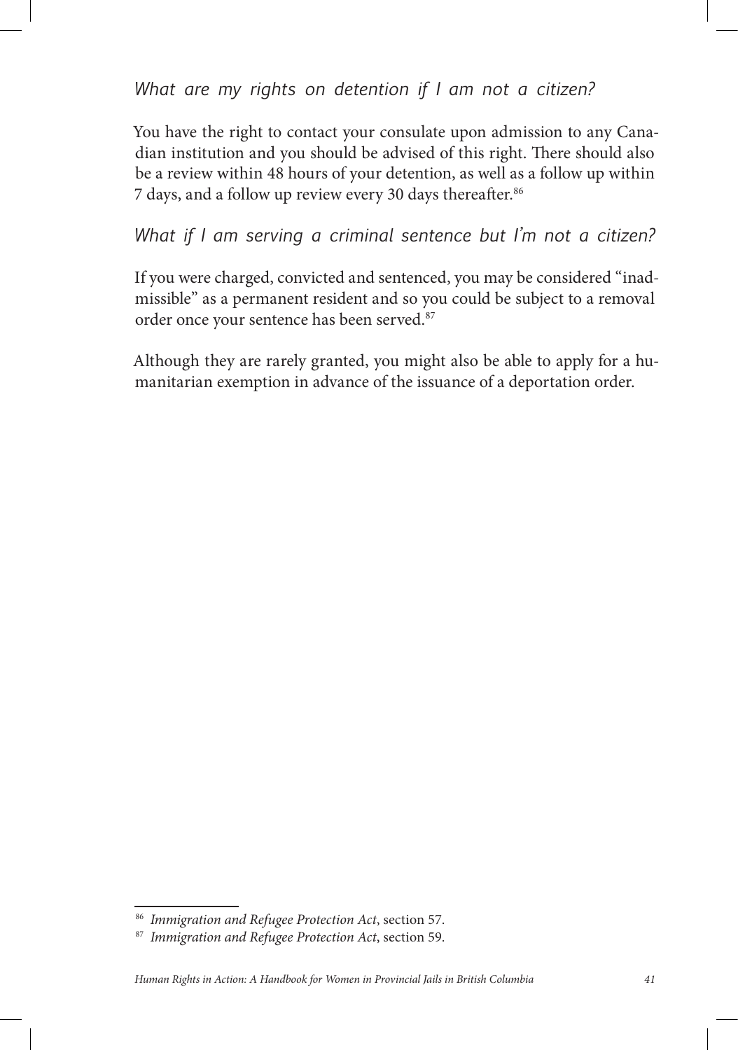### *What are my rights on detention if I am not a citizen?*

You have the right to contact your consulate upon admission to any Canadian institution and you should be advised of this right. There should also be a review within 48 hours of your detention, as well as a follow up within 7 days, and a follow up review every 30 days thereafter.[86]

### *What if I am serving a criminal sentence but I'm not a citizen?*

If you were charged, convicted and sentenced, you may be considered "inadmissible" as a permanent resident and so you could be subject to a removal order once your sentence has been served.[87]

Although they are rarely granted, you might also be able to apply for a humanitarian exemption in advance of the issuance of a deportation order.

---

[86] *Immigration and Refugee Protection Act*, section 57.

[87] *Immigration and Refugee Protection Act*, section 59.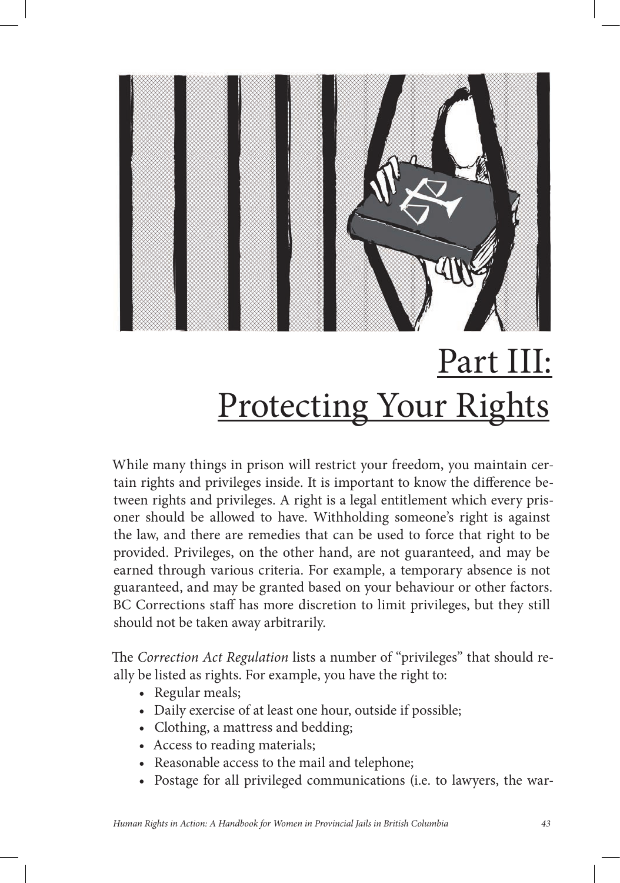# Part III: Protecting Your Rights

While many things in prison will restrict your freedom, you maintain certain rights and privileges inside. It is important to know the difference between rights and privileges. A right is a legal entitlement which every prisoner should be allowed to have. Withholding someone's right is against the law, and there are remedies that can be used to force that right to be provided. Privileges, on the other hand, are not guaranteed, and may be earned through various criteria. For example, a temporary absence is not guaranteed, and may be granted based on your behaviour or other factors. BC Corrections staff has more discretion to limit privileges, but they still should not be taken away arbitrarily.

The *Correction Act Regulation* lists a number of "privileges" that should really be listed as rights. For example, you have the right to:

- Regular meals;
- Daily exercise of at least one hour, outside if possible;
- Clothing, a mattress and bedding;
- Access to reading materials;
- Reasonable access to the mail and telephone;
- Postage for all privileged communications (i.e. to lawyers, the war-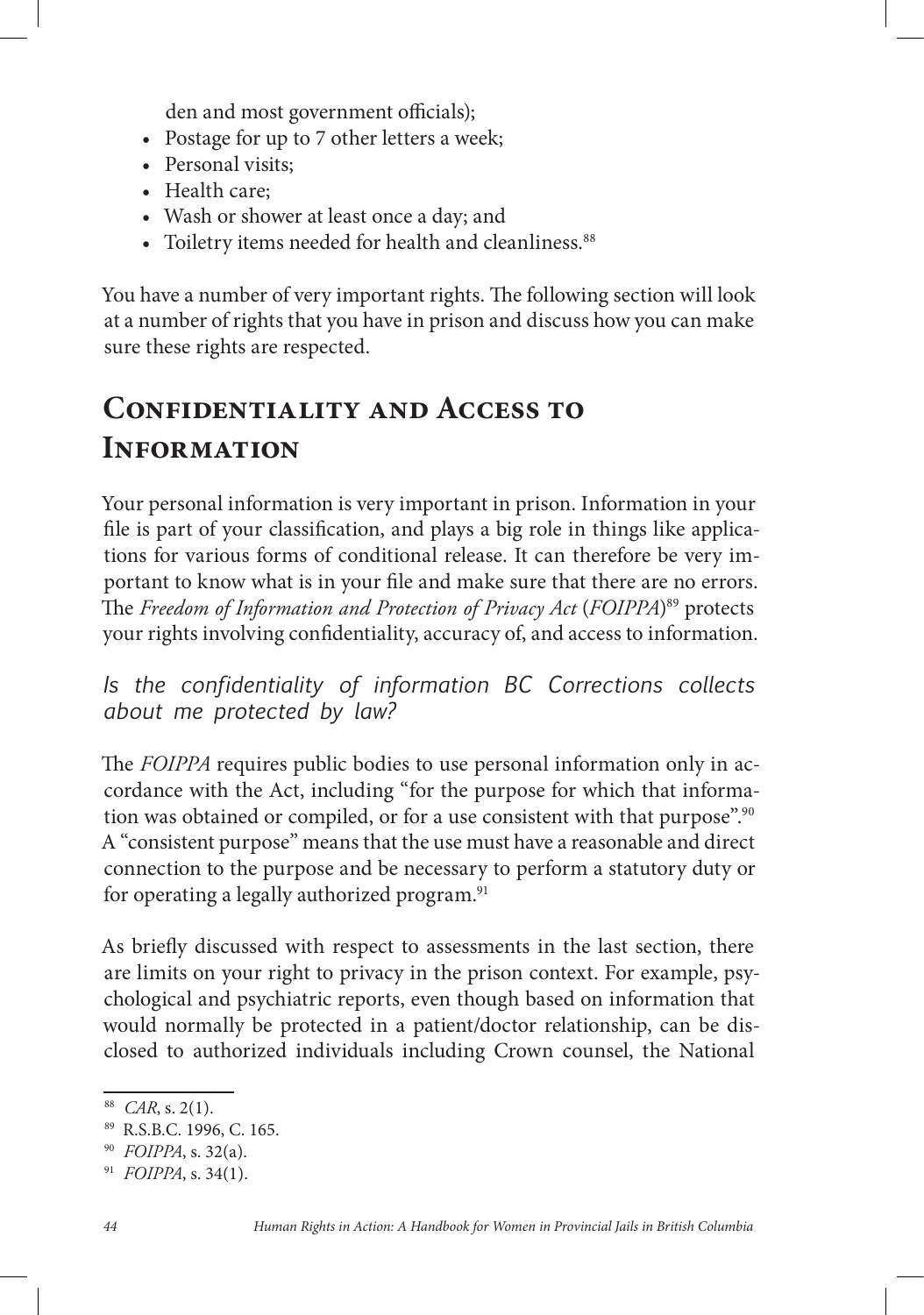den and most government officials);

- Postage for up to 7 other letters a week;
- Personal visits;
- Health care;
- Wash or shower at least once a day; and
- Toiletry items needed for health and cleanliness.[88]

You have a number of very important rights. The following section will look at a number of rights that you have in prison and discuss how you can make sure these rights are respected.

## Confidentiality and Access to Information

Your personal information is very important in prison. Information in your file is part of your classification, and plays a big role in things like applications for various forms of conditional release. It can therefore be very important to know what is in your file and make sure that there are no errors. The *Freedom of Information and Protection of Privacy Act* (*FOIPPA*)[89] protects your rights involving confidentiality, accuracy of, and access to information.

### Is the confidentiality of information BC Corrections collects about me protected by law?

The *FOIPPA* requires public bodies to use personal information only in accordance with the Act, including "for the purpose for which that information was obtained or compiled, or for a use consistent with that purpose".[90] A "consistent purpose" means that the use must have a reasonable and direct connection to the purpose and be necessary to perform a statutory duty or for operating a legally authorized program.[91]

As briefly discussed with respect to assessments in the last section, there are limits on your right to privacy in the prison context. For example, psychological and psychiatric reports, even though based on information that would normally be protected in a patient/doctor relationship, can be disclosed to authorized individuals including Crown counsel, the National

---

[88] *CAR*, s. 2(1).

[89] R.S.B.C. 1996, C. 165.

[90] *FOIPPA*, s. 32(a).

[91] *FOIPPA*, s. 34(1).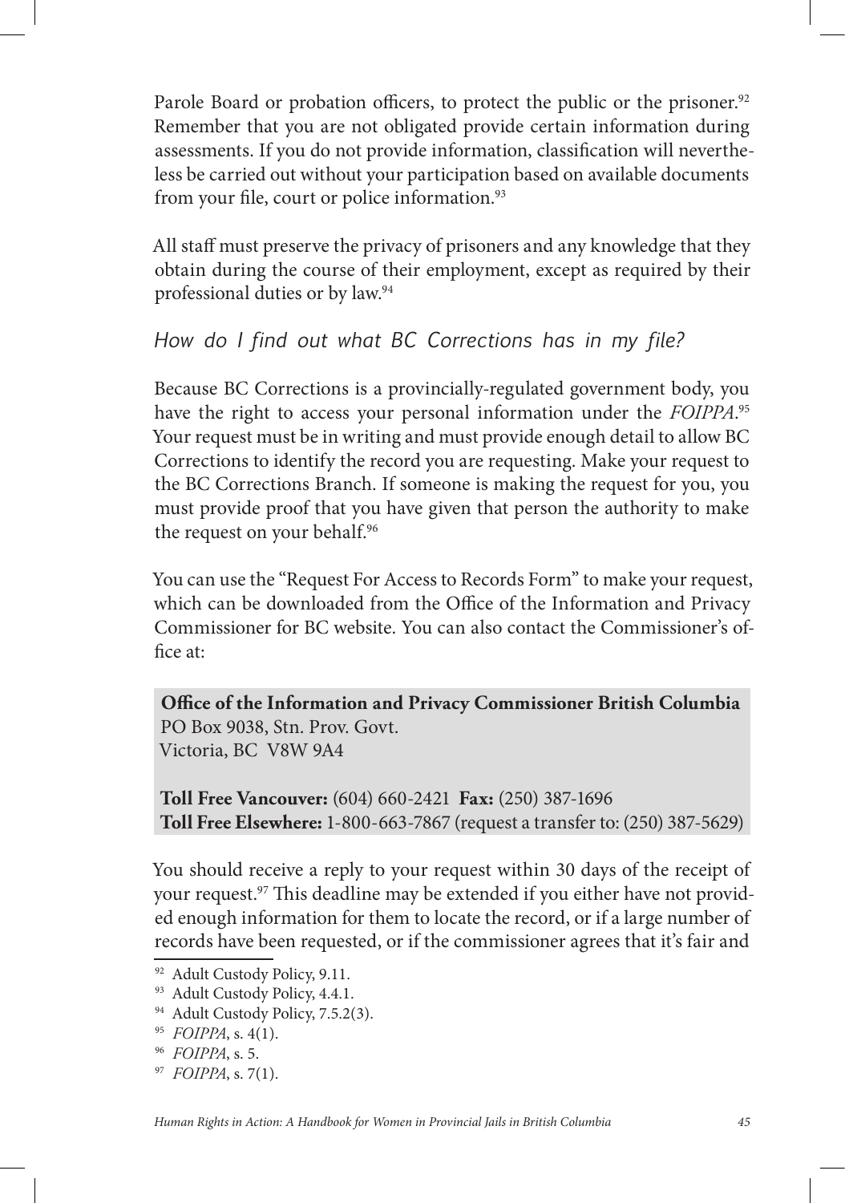Parole Board or probation officers, to protect the public or the prisoner.[92] Remember that you are not obligated provide certain information during assessments. If you do not provide information, classification will nevertheless be carried out without your participation based on available documents from your file, court or police information.[93]

All staff must preserve the privacy of prisoners and any knowledge that they obtain during the course of their employment, except as required by their professional duties or by law.[94]

### *How do I find out what BC Corrections has in my file?*

Because BC Corrections is a provincially-regulated government body, you have the right to access your personal information under the *FOIPPA*.[95] Your request must be in writing and must provide enough detail to allow BC Corrections to identify the record you are requesting. Make your request to the BC Corrections Branch. If someone is making the request for you, you must provide proof that you have given that person the authority to make the request on your behalf.[96]

You can use the "Request For Access to Records Form" to make your request, which can be downloaded from the Office of the Information and Privacy Commissioner for BC website. You can also contact the Commissioner's office at:

> **Office of the Information and Privacy Commissioner British Columbia**
> PO Box 9038, Stn. Prov. Govt.
> Victoria, BC V8W 9A4
>
> **Toll Free Vancouver:** (604) 660-2421 **Fax:** (250) 387-1696
> **Toll Free Elsewhere:** 1-800-663-7867 (request a transfer to: (250) 387-5629)

You should receive a reply to your request within 30 days of the receipt of your request.[97] This deadline may be extended if you either have not provided enough information for them to locate the record, or if a large number of records have been requested, or if the commissioner agrees that it's fair and

---

[92] Adult Custody Policy, 9.11.

[93] Adult Custody Policy, 4.4.1.

[94] Adult Custody Policy, 7.5.2(3).

[95] *FOIPPA*, s. 4(1).

[96] *FOIPPA*, s. 5.

[97] *FOIPPA*, s. 7(1).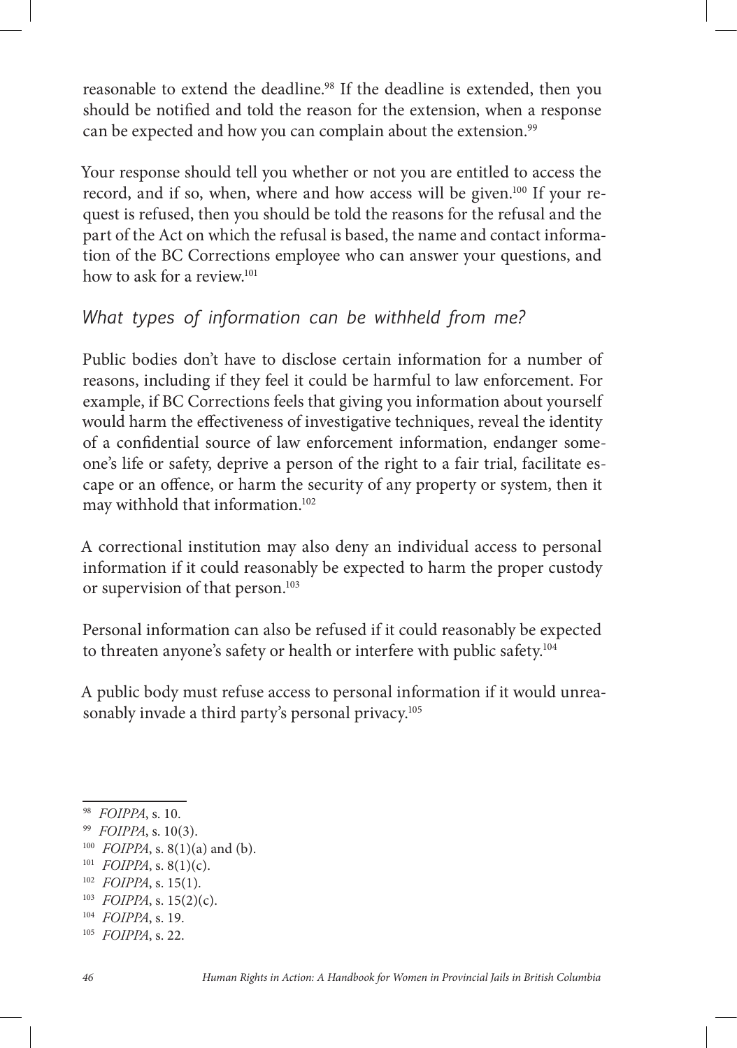reasonable to extend the deadline.[98] If the deadline is extended, then you should be notified and told the reason for the extension, when a response can be expected and how you can complain about the extension.[99]

Your response should tell you whether or not you are entitled to access the record, and if so, when, where and how access will be given.[100] If your request is refused, then you should be told the reasons for the refusal and the part of the Act on which the refusal is based, the name and contact information of the BC Corrections employee who can answer your questions, and how to ask for a review.[101]

### *What types of information can be withheld from me?*

Public bodies don't have to disclose certain information for a number of reasons, including if they feel it could be harmful to law enforcement. For example, if BC Corrections feels that giving you information about yourself would harm the effectiveness of investigative techniques, reveal the identity of a confidential source of law enforcement information, endanger someone's life or safety, deprive a person of the right to a fair trial, facilitate escape or an offence, or harm the security of any property or system, then it may withhold that information.[102]

A correctional institution may also deny an individual access to personal information if it could reasonably be expected to harm the proper custody or supervision of that person.[103]

Personal information can also be refused if it could reasonably be expected to threaten anyone's safety or health or interfere with public safety.[104]

A public body must refuse access to personal information if it would unreasonably invade a third party's personal privacy.[105]

---

[98] *FOIPPA*, s. 10.

[99] *FOIPPA*, s. 10(3).

[100] *FOIPPA*, s. 8(1)(a) and (b).

[101] *FOIPPA*, s. 8(1)(c).

[102] *FOIPPA*, s. 15(1).

[103] *FOIPPA*, s. 15(2)(c).

[104] *FOIPPA*, s. 19.

[105] *FOIPPA*, s. 22.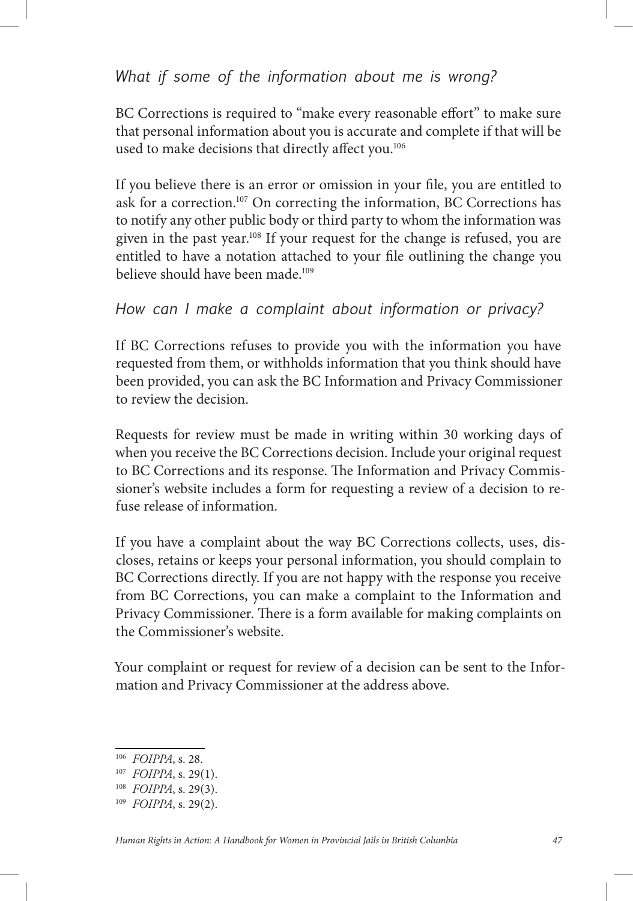### *What if some of the information about me is wrong?*

BC Corrections is required to "make every reasonable effort" to make sure that personal information about you is accurate and complete if that will be used to make decisions that directly affect you.[106]

If you believe there is an error or omission in your file, you are entitled to ask for a correction.[107] On correcting the information, BC Corrections has to notify any other public body or third party to whom the information was given in the past year.[108] If your request for the change is refused, you are entitled to have a notation attached to your file outlining the change you believe should have been made.[109]

### *How can I make a complaint about information or privacy?*

If BC Corrections refuses to provide you with the information you have requested from them, or withholds information that you think should have been provided, you can ask the BC Information and Privacy Commissioner to review the decision.

Requests for review must be made in writing within 30 working days of when you receive the BC Corrections decision. Include your original request to BC Corrections and its response. The Information and Privacy Commissioner's website includes a form for requesting a review of a decision to refuse release of information.

If you have a complaint about the way BC Corrections collects, uses, discloses, retains or keeps your personal information, you should complain to BC Corrections directly. If you are not happy with the response you receive from BC Corrections, you can make a complaint to the Information and Privacy Commissioner. There is a form available for making complaints on the Commissioner's website.

Your complaint or request for review of a decision can be sent to the Information and Privacy Commissioner at the address above.

---

[106] *FOIPPA*, s. 28.

[107] *FOIPPA*, s. 29(1).

[108] *FOIPPA*, s. 29(3).

[109] *FOIPPA*, s. 29(2).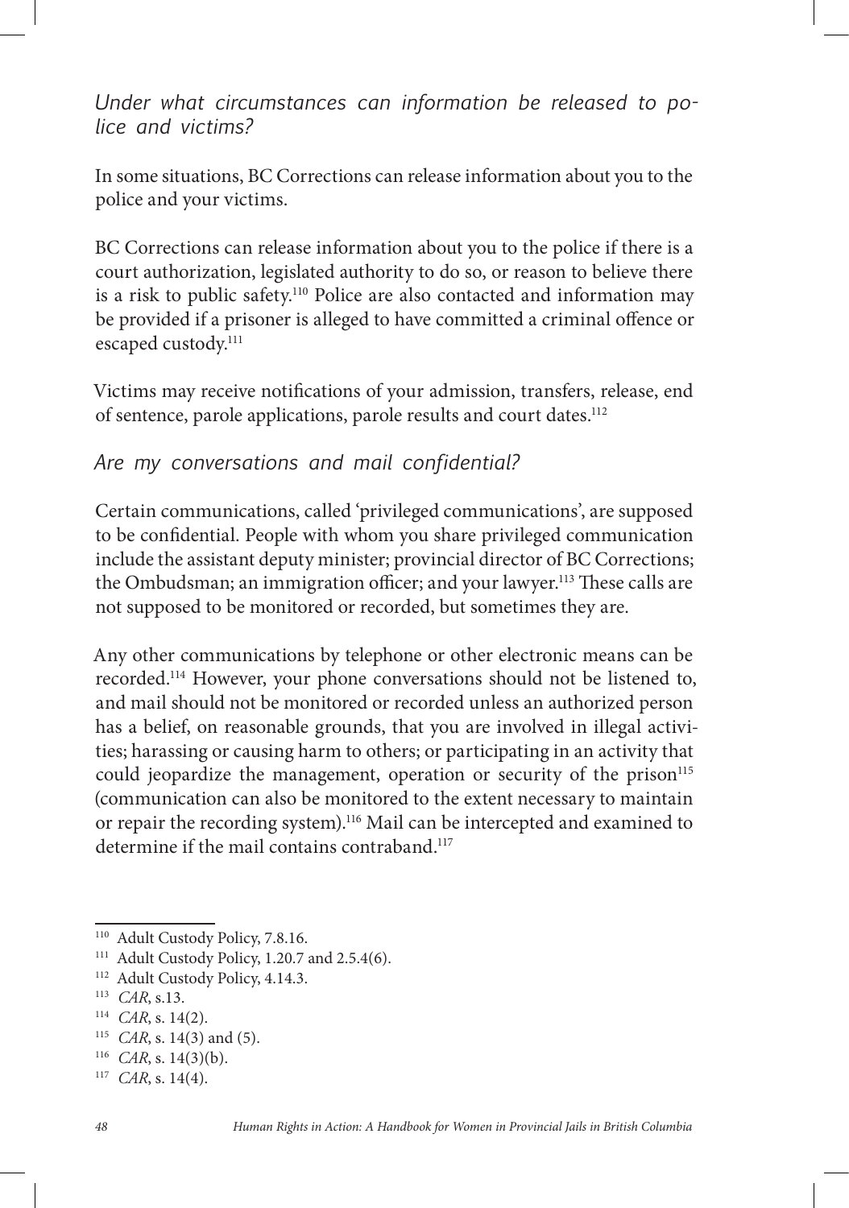### *Under what circumstances can information be released to police and victims?*

In some situations, BC Corrections can release information about you to the police and your victims.

BC Corrections can release information about you to the police if there is a court authorization, legislated authority to do so, or reason to believe there is a risk to public safety.[110] Police are also contacted and information may be provided if a prisoner is alleged to have committed a criminal offence or escaped custody.[111]

Victims may receive notifications of your admission, transfers, release, end of sentence, parole applications, parole results and court dates.[112]

### *Are my conversations and mail confidential?*

Certain communications, called 'privileged communications', are supposed to be confidential. People with whom you share privileged communication include the assistant deputy minister; provincial director of BC Corrections; the Ombudsman; an immigration officer; and your lawyer.[113] These calls are not supposed to be monitored or recorded, but sometimes they are.

Any other communications by telephone or other electronic means can be recorded.[114] However, your phone conversations should not be listened to, and mail should not be monitored or recorded unless an authorized person has a belief, on reasonable grounds, that you are involved in illegal activities; harassing or causing harm to others; or participating in an activity that could jeopardize the management, operation or security of the prison[115] (communication can also be monitored to the extent necessary to maintain or repair the recording system).[116] Mail can be intercepted and examined to determine if the mail contains contraband.[117]

---

[110] Adult Custody Policy, 7.8.16.

[111] Adult Custody Policy, 1.20.7 and 2.5.4(6).

[112] Adult Custody Policy, 4.14.3.

[113] *CAR*, s.13.

[114] *CAR*, s. 14(2).

[115] *CAR*, s. 14(3) and (5).

[116] *CAR*, s. 14(3)(b).

[117] *CAR*, s. 14(4).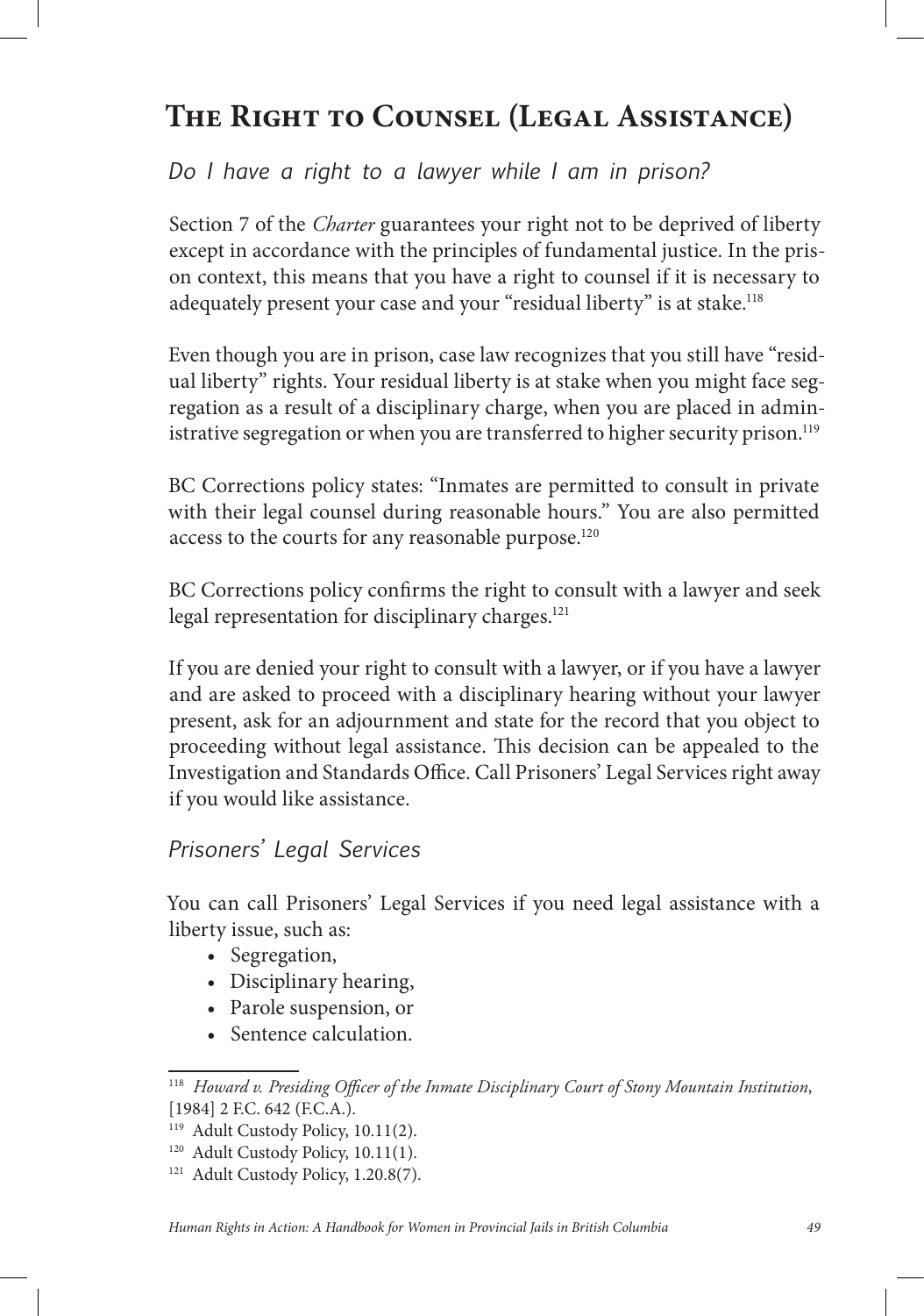# The Right to Counsel (Legal Assistance)

*Do I have a right to a lawyer while I am in prison?*

Section 7 of the *Charter* guarantees your right not to be deprived of liberty except in accordance with the principles of fundamental justice. In the prison context, this means that you have a right to counsel if it is necessary to adequately present your case and your "residual liberty" is at stake.[118]

Even though you are in prison, case law recognizes that you still have "residual liberty" rights. Your residual liberty is at stake when you might face segregation as a result of a disciplinary charge, when you are placed in administrative segregation or when you are transferred to higher security prison.[119]

BC Corrections policy states: "Inmates are permitted to consult in private with their legal counsel during reasonable hours." You are also permitted access to the courts for any reasonable purpose.[120]

BC Corrections policy confirms the right to consult with a lawyer and seek legal representation for disciplinary charges.[121]

If you are denied your right to consult with a lawyer, or if you have a lawyer and are asked to proceed with a disciplinary hearing without your lawyer present, ask for an adjournment and state for the record that you object to proceeding without legal assistance. This decision can be appealed to the Investigation and Standards Office. Call Prisoners' Legal Services right away if you would like assistance.

## Prisoners' Legal Services

You can call Prisoners' Legal Services if you need legal assistance with a liberty issue, such as:

- Segregation,
- Disciplinary hearing,
- Parole suspension, or
- Sentence calculation.

---

[118] *Howard v. Presiding Officer of the Inmate Disciplinary Court of Stony Mountain Institution*, [1984] 2 F.C. 642 (F.C.A.).

[119] Adult Custody Policy, 10.11(2).

[120] Adult Custody Policy, 10.11(1).

[121] Adult Custody Policy, 1.20.8(7).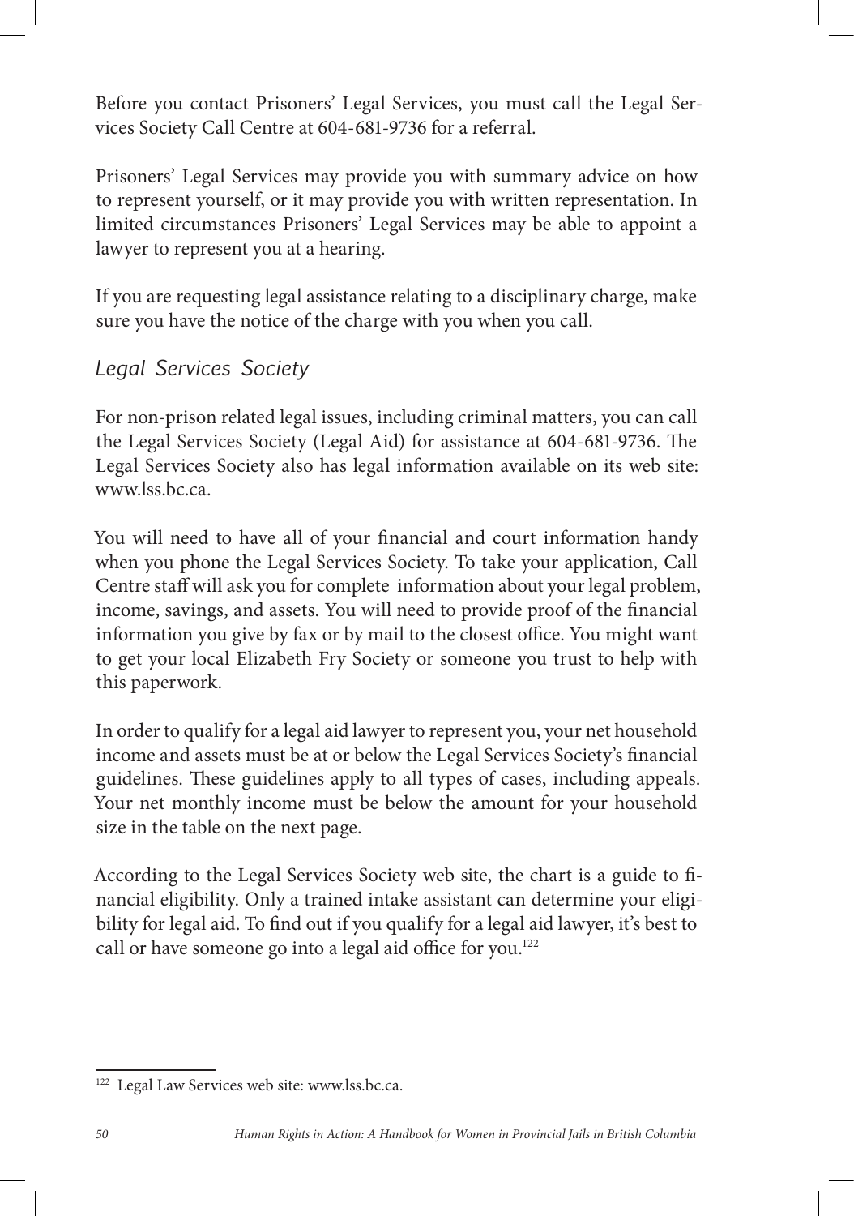Before you contact Prisoners' Legal Services, you must call the Legal Services Society Call Centre at 604-681-9736 for a referral.

Prisoners' Legal Services may provide you with summary advice on how to represent yourself, or it may provide you with written representation. In limited circumstances Prisoners' Legal Services may be able to appoint a lawyer to represent you at a hearing.

If you are requesting legal assistance relating to a disciplinary charge, make sure you have the notice of the charge with you when you call.

### *Legal Services Society*

For non-prison related legal issues, including criminal matters, you can call the Legal Services Society (Legal Aid) for assistance at 604-681-9736. The Legal Services Society also has legal information available on its web site: www.lss.bc.ca.

You will need to have all of your financial and court information handy when you phone the Legal Services Society. To take your application, Call Centre staff will ask you for complete information about your legal problem, income, savings, and assets. You will need to provide proof of the financial information you give by fax or by mail to the closest office. You might want to get your local Elizabeth Fry Society or someone you trust to help with this paperwork.

In order to qualify for a legal aid lawyer to represent you, your net household income and assets must be at or below the Legal Services Society's financial guidelines. These guidelines apply to all types of cases, including appeals. Your net monthly income must be below the amount for your household size in the table on the next page.

According to the Legal Services Society web site, the chart is a guide to financial eligibility. Only a trained intake assistant can determine your eligibility for legal aid. To find out if you qualify for a legal aid lawyer, it's best to call or have someone go into a legal aid office for you.[122]

---

[122] Legal Law Services web site: www.lss.bc.ca.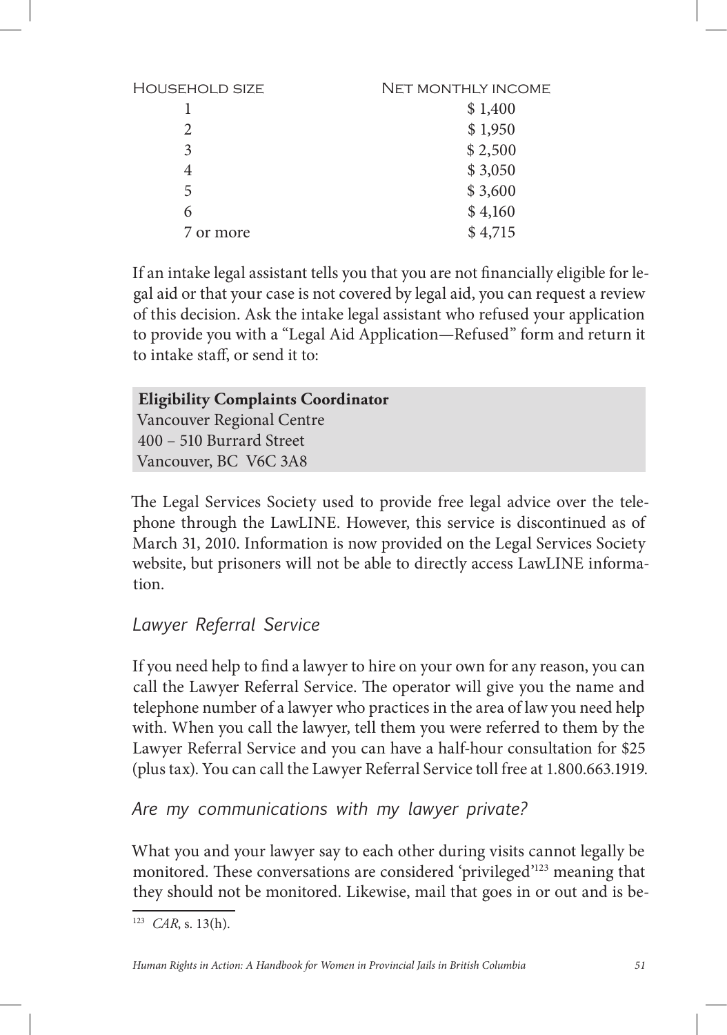| Household size | Net monthly income |
|---|---|
| 1 | $ 1,400 |
| 2 | $ 1,950 |
| 3 | $ 2,500 |
| 4 | $ 3,050 |
| 5 | $ 3,600 |
| 6 | $ 4,160 |
| 7 or more | $ 4,715 |

If an intake legal assistant tells you that you are not financially eligible for legal aid or that your case is not covered by legal aid, you can request a review of this decision. Ask the intake legal assistant who refused your application to provide you with a "Legal Aid Application—Refused" form and return it to intake staff, or send it to:

**Eligibility Complaints Coordinator**
Vancouver Regional Centre
400 – 510 Burrard Street
Vancouver, BC V6C 3A8

The Legal Services Society used to provide free legal advice over the telephone through the LawLINE. However, this service is discontinued as of March 31, 2010. Information is now provided on the Legal Services Society website, but prisoners will not be able to directly access LawLINE information.

### *Lawyer Referral Service*

If you need help to find a lawyer to hire on your own for any reason, you can call the Lawyer Referral Service. The operator will give you the name and telephone number of a lawyer who practices in the area of law you need help with. When you call the lawyer, tell them you were referred to them by the Lawyer Referral Service and you can have a half-hour consultation for $25 (plus tax). You can call the Lawyer Referral Service toll free at 1.800.663.1919.

### *Are my communications with my lawyer private?*

What you and your lawyer say to each other during visits cannot legally be monitored. These conversations are considered 'privileged'[123] meaning that they should not be monitored. Likewise, mail that goes in or out and is be-

[123] *CAR*, s. 13(h).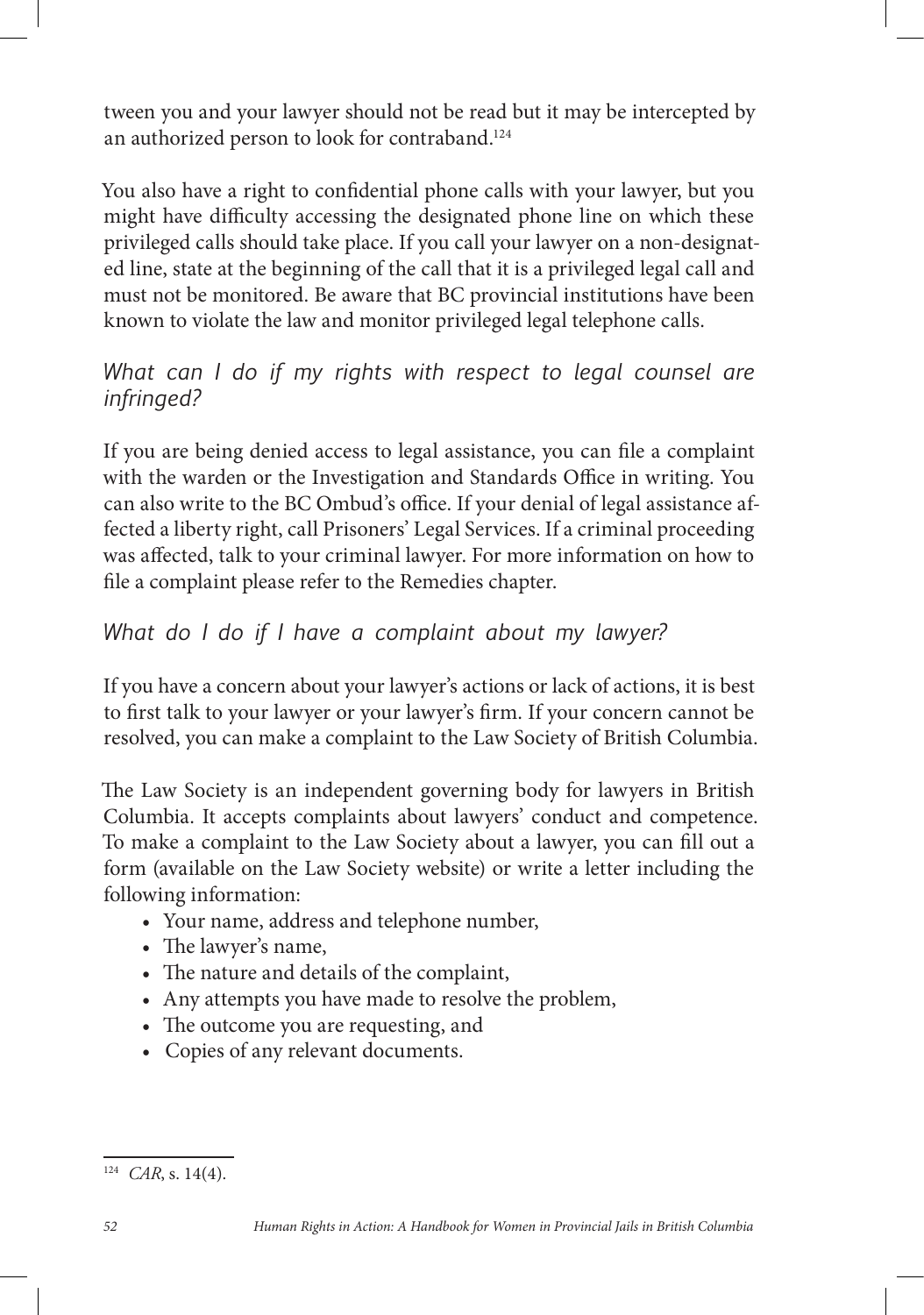tween you and your lawyer should not be read but it may be intercepted by an authorized person to look for contraband.[124]

You also have a right to confidential phone calls with your lawyer, but you might have difficulty accessing the designated phone line on which these privileged calls should take place. If you call your lawyer on a non-designated line, state at the beginning of the call that it is a privileged legal call and must not be monitored. Be aware that BC provincial institutions have been known to violate the law and monitor privileged legal telephone calls.

### *What can I do if my rights with respect to legal counsel are infringed?*

If you are being denied access to legal assistance, you can file a complaint with the warden or the Investigation and Standards Office in writing. You can also write to the BC Ombud's office. If your denial of legal assistance affected a liberty right, call Prisoners' Legal Services. If a criminal proceeding was affected, talk to your criminal lawyer. For more information on how to file a complaint please refer to the Remedies chapter.

### *What do I do if I have a complaint about my lawyer?*

If you have a concern about your lawyer's actions or lack of actions, it is best to first talk to your lawyer or your lawyer's firm. If your concern cannot be resolved, you can make a complaint to the Law Society of British Columbia.

The Law Society is an independent governing body for lawyers in British Columbia. It accepts complaints about lawyers' conduct and competence. To make a complaint to the Law Society about a lawyer, you can fill out a form (available on the Law Society website) or write a letter including the following information:

- Your name, address and telephone number,
- The lawyer's name,
- The nature and details of the complaint,
- Any attempts you have made to resolve the problem,
- The outcome you are requesting, and
- Copies of any relevant documents.

---

[124] *CAR*, s. 14(4).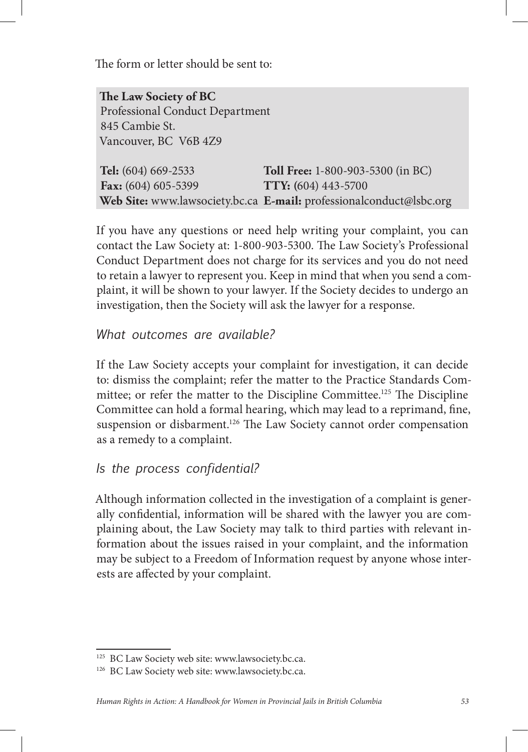The form or letter should be sent to:

**The Law Society of BC**
Professional Conduct Department
845 Cambie St.
Vancouver, BC V6B 4Z9

**Tel:** (604) 669-2533 **Toll Free:** 1-800-903-5300 (in BC)
**Fax:** (604) 605-5399 **TTY:** (604) 443-5700
**Web Site:** www.lawsociety.bc.ca **E-mail:** professionalconduct@lsbc.org

If you have any questions or need help writing your complaint, you can contact the Law Society at: 1-800-903-5300. The Law Society's Professional Conduct Department does not charge for its services and you do not need to retain a lawyer to represent you. Keep in mind that when you send a complaint, it will be shown to your lawyer. If the Society decides to undergo an investigation, then the Society will ask the lawyer for a response.

### *What outcomes are available?*

If the Law Society accepts your complaint for investigation, it can decide to: dismiss the complaint; refer the matter to the Practice Standards Committee; or refer the matter to the Discipline Committee.[125] The Discipline Committee can hold a formal hearing, which may lead to a reprimand, fine, suspension or disbarment.[126] The Law Society cannot order compensation as a remedy to a complaint.

### *Is the process confidential?*

Although information collected in the investigation of a complaint is generally confidential, information will be shared with the lawyer you are complaining about, the Law Society may talk to third parties with relevant information about the issues raised in your complaint, and the information may be subject to a Freedom of Information request by anyone whose interests are affected by your complaint.

---

[125] BC Law Society web site: www.lawsociety.bc.ca.

[126] BC Law Society web site: www.lawsociety.bc.ca.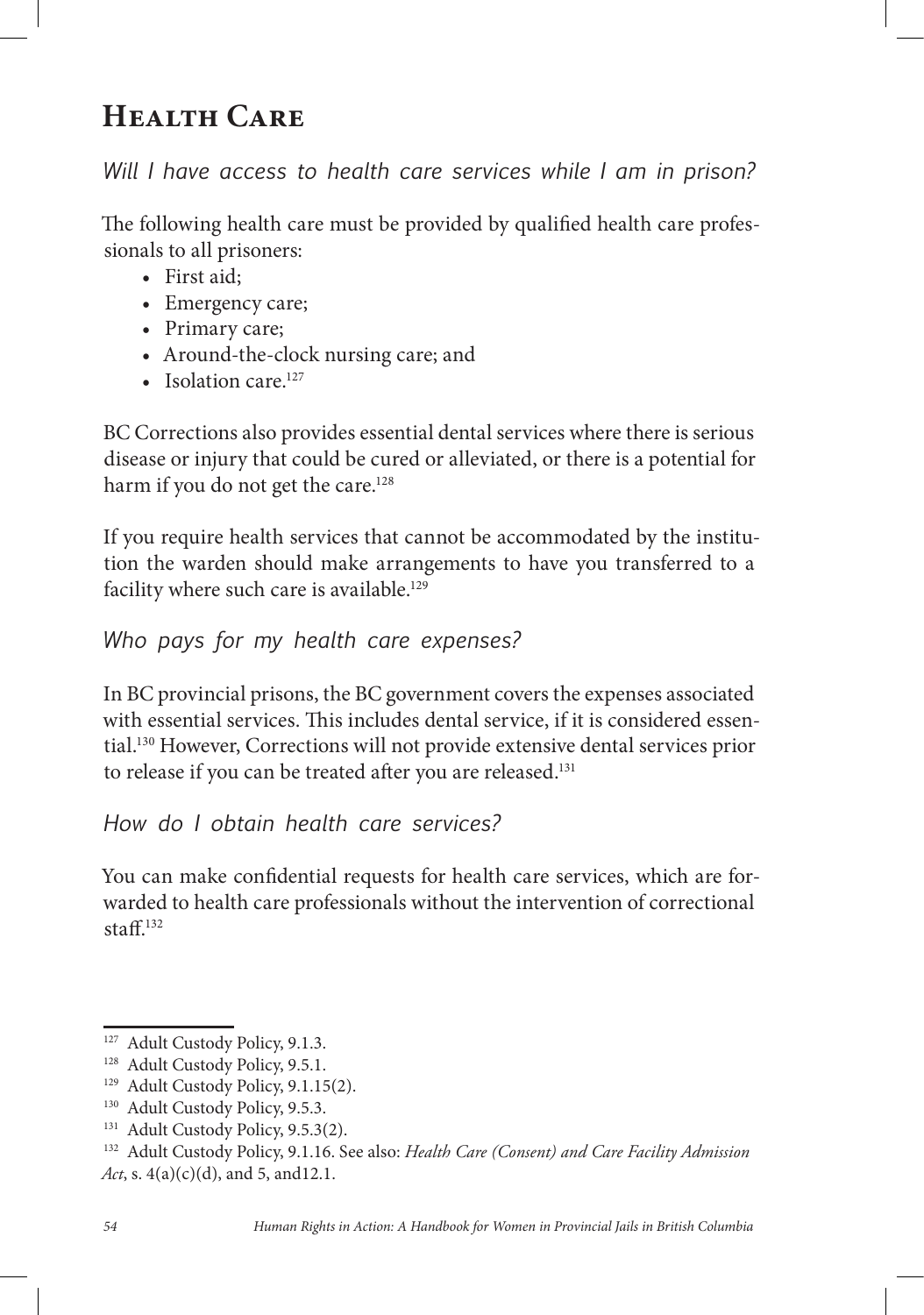# Health Care

*Will I have access to health care services while I am in prison?*

The following health care must be provided by qualified health care professionals to all prisoners:

- First aid;
- Emergency care;
- Primary care;
- Around-the-clock nursing care; and
- Isolation care.[127]

BC Corrections also provides essential dental services where there is serious disease or injury that could be cured or alleviated, or there is a potential for harm if you do not get the care.[128]

If you require health services that cannot be accommodated by the institution the warden should make arrangements to have you transferred to a facility where such care is available.[129]

*Who pays for my health care expenses?*

In BC provincial prisons, the BC government covers the expenses associated with essential services. This includes dental service, if it is considered essential.[130] However, Corrections will not provide extensive dental services prior to release if you can be treated after you are released.[131]

*How do I obtain health care services?*

You can make confidential requests for health care services, which are forwarded to health care professionals without the intervention of correctional staff.[132]

---

[127] Adult Custody Policy, 9.1.3.

[128] Adult Custody Policy, 9.5.1.

[129] Adult Custody Policy, 9.1.15(2).

[130] Adult Custody Policy, 9.5.3.

[131] Adult Custody Policy, 9.5.3(2).

[132] Adult Custody Policy, 9.1.16. See also: *Health Care (Consent) and Care Facility Admission Act*, s. 4(a)(c)(d), and 5, and12.1.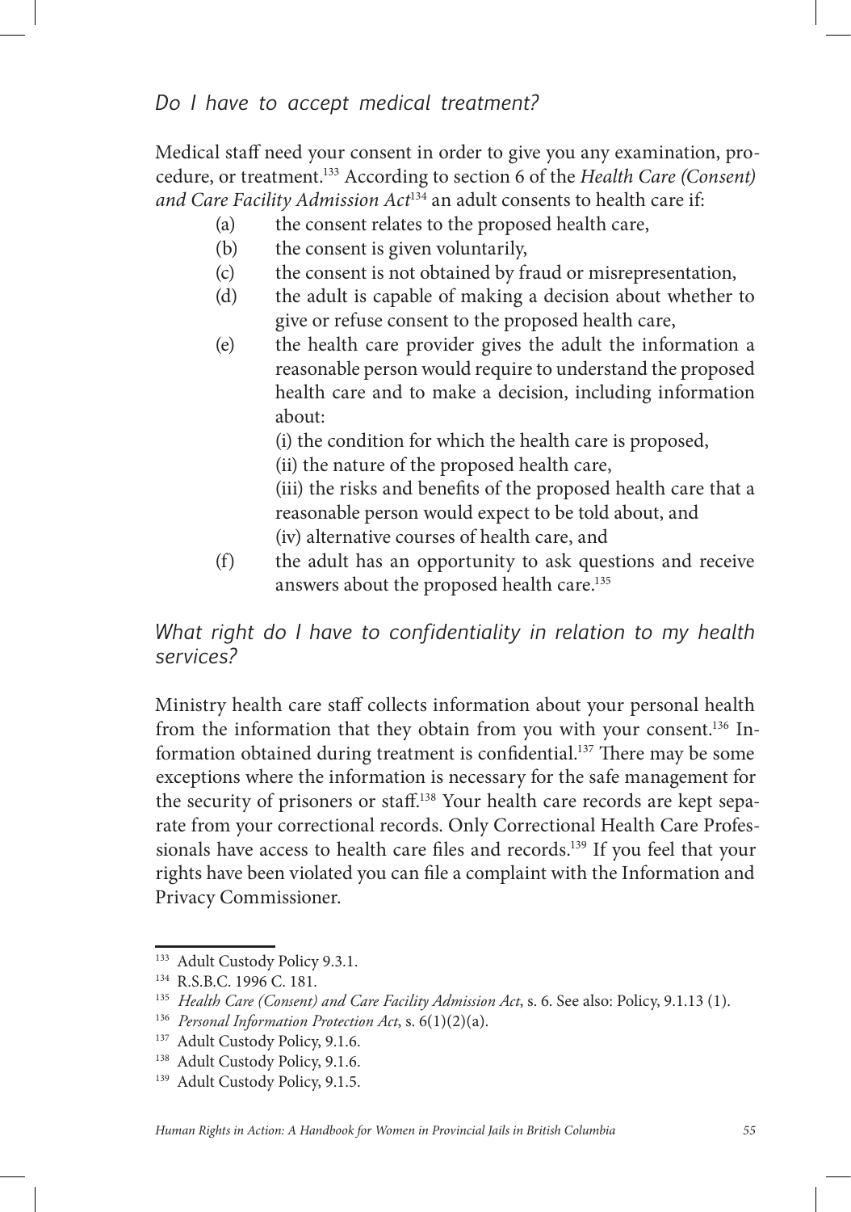### *Do I have to accept medical treatment?*

Medical staff need your consent in order to give you any examination, procedure, or treatment.[133] According to section 6 of the *Health Care (Consent) and Care Facility Admission Act*[134] an adult consents to health care if:

(a) the consent relates to the proposed health care,

(b) the consent is given voluntarily,

(c) the consent is not obtained by fraud or misrepresentation,

(d) the adult is capable of making a decision about whether to give or refuse consent to the proposed health care,

(e) the health care provider gives the adult the information a reasonable person would require to understand the proposed health care and to make a decision, including information about:

(i) the condition for which the health care is proposed,

(ii) the nature of the proposed health care,

(iii) the risks and benefits of the proposed health care that a reasonable person would expect to be told about, and

(iv) alternative courses of health care, and

(f) the adult has an opportunity to ask questions and receive answers about the proposed health care.[135]

### *What right do I have to confidentiality in relation to my health services?*

Ministry health care staff collects information about your personal health from the information that they obtain from you with your consent.[136] Information obtained during treatment is confidential.[137] There may be some exceptions where the information is necessary for the safe management for the security of prisoners or staff.[138] Your health care records are kept separate from your correctional records. Only Correctional Health Care Professionals have access to health care files and records.[139] If you feel that your rights have been violated you can file a complaint with the Information and Privacy Commissioner.

---

[133] Adult Custody Policy 9.3.1.

[134] R.S.B.C. 1996 C. 181.

[135] *Health Care (Consent) and Care Facility Admission Act*, s. 6. See also: Policy, 9.1.13 (1).

[136] *Personal Information Protection Act*, s. 6(1)(2)(a).

[137] Adult Custody Policy, 9.1.6.

[138] Adult Custody Policy, 9.1.6.

[139] Adult Custody Policy, 9.1.5.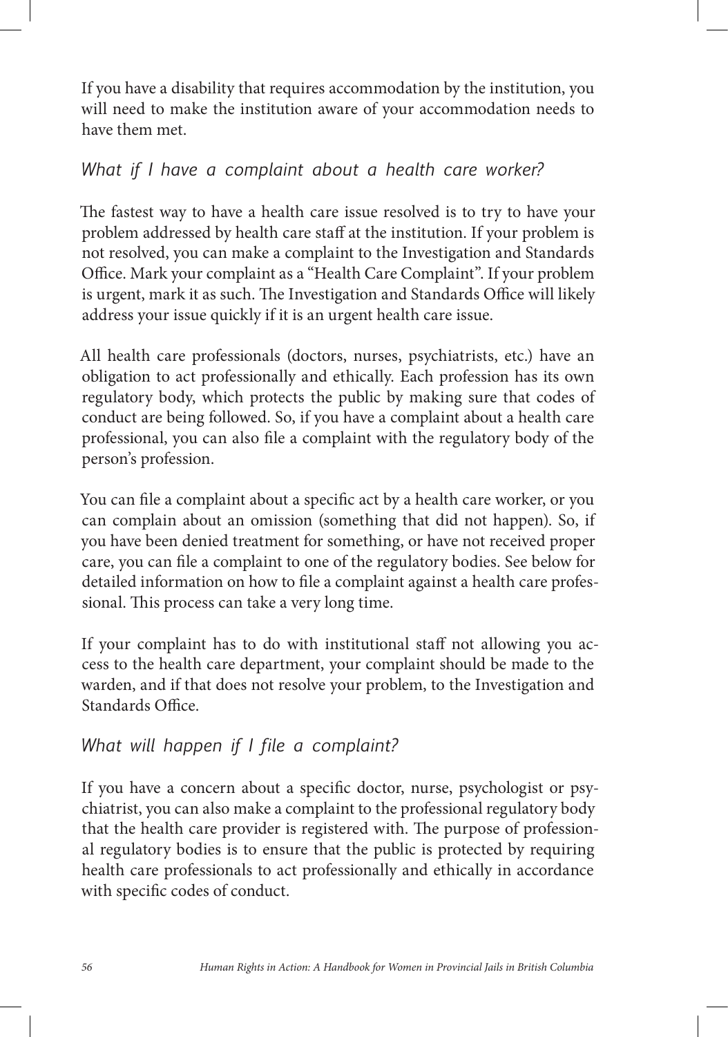If you have a disability that requires accommodation by the institution, you will need to make the institution aware of your accommodation needs to have them met.

### *What if I have a complaint about a health care worker?*

The fastest way to have a health care issue resolved is to try to have your problem addressed by health care staff at the institution. If your problem is not resolved, you can make a complaint to the Investigation and Standards Office. Mark your complaint as a "Health Care Complaint". If your problem is urgent, mark it as such. The Investigation and Standards Office will likely address your issue quickly if it is an urgent health care issue.

All health care professionals (doctors, nurses, psychiatrists, etc.) have an obligation to act professionally and ethically. Each profession has its own regulatory body, which protects the public by making sure that codes of conduct are being followed. So, if you have a complaint about a health care professional, you can also file a complaint with the regulatory body of the person's profession.

You can file a complaint about a specific act by a health care worker, or you can complain about an omission (something that did not happen). So, if you have been denied treatment for something, or have not received proper care, you can file a complaint to one of the regulatory bodies. See below for detailed information on how to file a complaint against a health care professional. This process can take a very long time.

If your complaint has to do with institutional staff not allowing you access to the health care department, your complaint should be made to the warden, and if that does not resolve your problem, to the Investigation and Standards Office.

### *What will happen if I file a complaint?*

If you have a concern about a specific doctor, nurse, psychologist or psychiatrist, you can also make a complaint to the professional regulatory body that the health care provider is registered with. The purpose of professional regulatory bodies is to ensure that the public is protected by requiring health care professionals to act professionally and ethically in accordance with specific codes of conduct.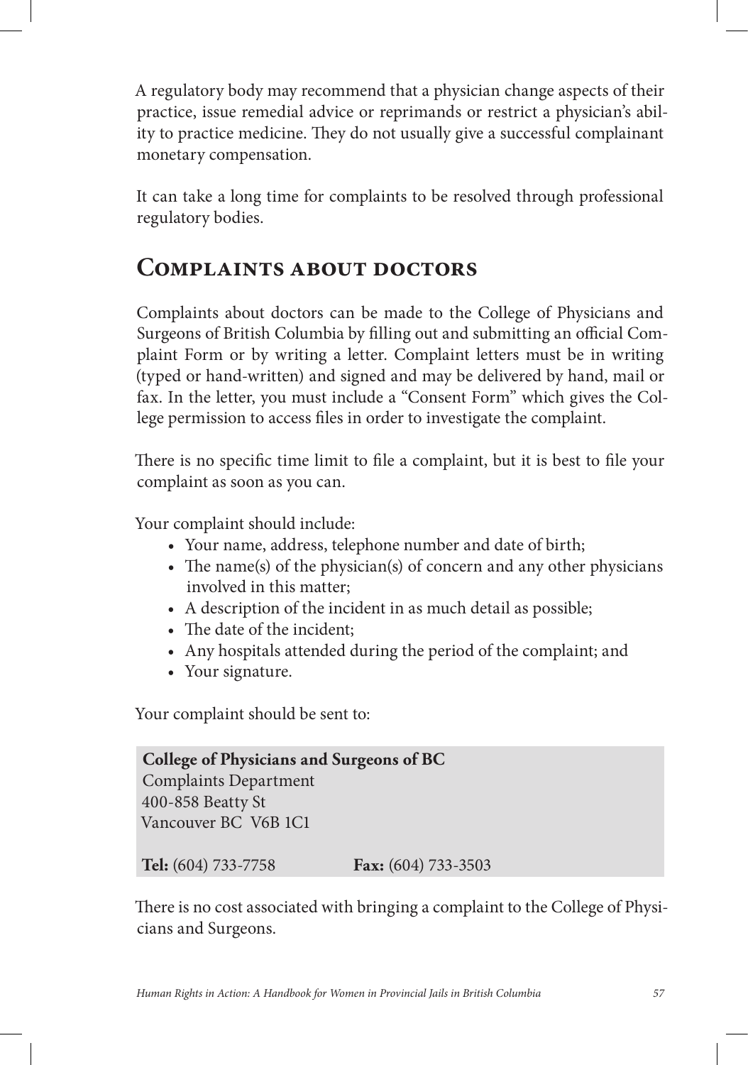A regulatory body may recommend that a physician change aspects of their practice, issue remedial advice or reprimands or restrict a physician's ability to practice medicine. They do not usually give a successful complainant monetary compensation.

It can take a long time for complaints to be resolved through professional regulatory bodies.

## Complaints about doctors

Complaints about doctors can be made to the College of Physicians and Surgeons of British Columbia by filling out and submitting an official Complaint Form or by writing a letter. Complaint letters must be in writing (typed or hand-written) and signed and may be delivered by hand, mail or fax. In the letter, you must include a "Consent Form" which gives the College permission to access files in order to investigate the complaint.

There is no specific time limit to file a complaint, but it is best to file your complaint as soon as you can.

Your complaint should include:

- Your name, address, telephone number and date of birth;
- The name(s) of the physician(s) of concern and any other physicians involved in this matter;
- A description of the incident in as much detail as possible;
- The date of the incident;
- Any hospitals attended during the period of the complaint; and
- Your signature.

Your complaint should be sent to:

**College of Physicians and Surgeons of BC**
Complaints Department
400-858 Beatty St
Vancouver BC V6B 1C1

**Tel:** (604) 733-7758 **Fax:** (604) 733-3503

There is no cost associated with bringing a complaint to the College of Physicians and Surgeons.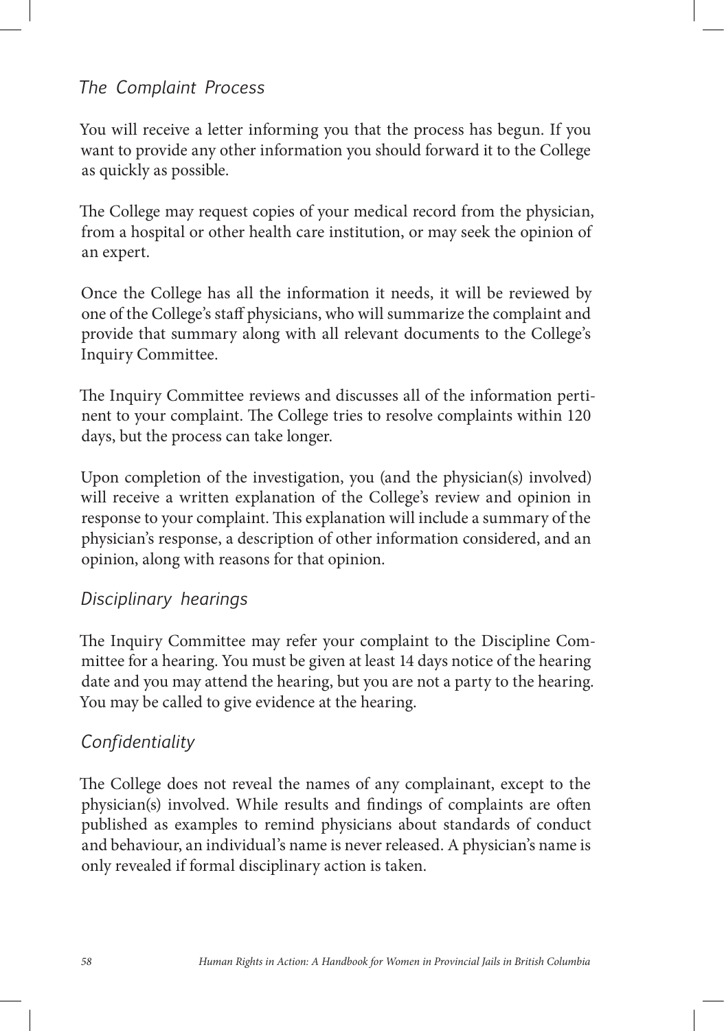### *The Complaint Process*

You will receive a letter informing you that the process has begun. If you want to provide any other information you should forward it to the College as quickly as possible.

The College may request copies of your medical record from the physician, from a hospital or other health care institution, or may seek the opinion of an expert.

Once the College has all the information it needs, it will be reviewed by one of the College's staff physicians, who will summarize the complaint and provide that summary along with all relevant documents to the College's Inquiry Committee.

The Inquiry Committee reviews and discusses all of the information pertinent to your complaint. The College tries to resolve complaints within 120 days, but the process can take longer.

Upon completion of the investigation, you (and the physician(s) involved) will receive a written explanation of the College's review and opinion in response to your complaint. This explanation will include a summary of the physician's response, a description of other information considered, and an opinion, along with reasons for that opinion.

### *Disciplinary hearings*

The Inquiry Committee may refer your complaint to the Discipline Committee for a hearing. You must be given at least 14 days notice of the hearing date and you may attend the hearing, but you are not a party to the hearing. You may be called to give evidence at the hearing.

### *Confidentiality*

The College does not reveal the names of any complainant, except to the physician(s) involved. While results and findings of complaints are often published as examples to remind physicians about standards of conduct and behaviour, an individual's name is never released. A physician's name is only revealed if formal disciplinary action is taken.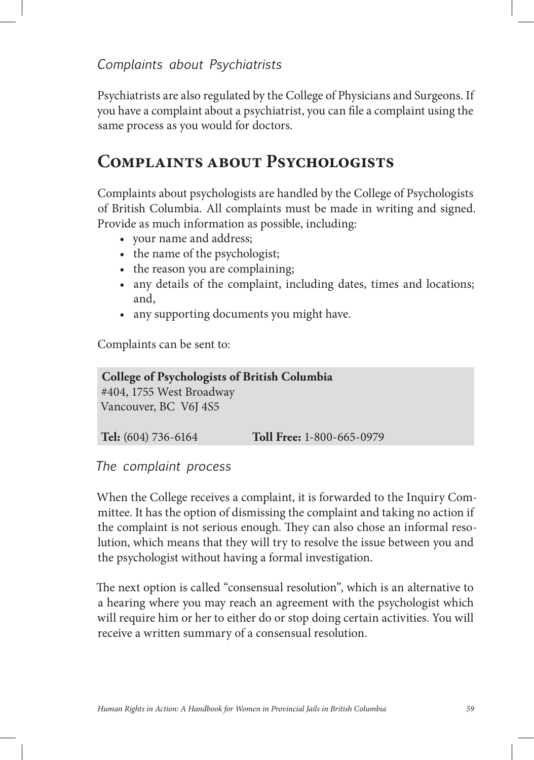### Complaints about Psychiatrists

Psychiatrists are also regulated by the College of Physicians and Surgeons. If you have a complaint about a psychiatrist, you can file a complaint using the same process as you would for doctors.

## Complaints about Psychologists

Complaints about psychologists are handled by the College of Psychologists of British Columbia. All complaints must be made in writing and signed. Provide as much information as possible, including:

- your name and address;
- the name of the psychologist;
- the reason you are complaining;
- any details of the complaint, including dates, times and locations; and,
- any supporting documents you might have.

Complaints can be sent to:

**College of Psychologists of British Columbia**
#404, 1755 West Broadway
Vancouver, BC V6J 4S5

**Tel:** (604) 736-6164 **Toll Free:** 1-800-665-0979

### The complaint process

When the College receives a complaint, it is forwarded to the Inquiry Committee. It has the option of dismissing the complaint and taking no action if the complaint is not serious enough. They can also chose an informal resolution, which means that they will try to resolve the issue between you and the psychologist without having a formal investigation.

The next option is called "consensual resolution", which is an alternative to a hearing where you may reach an agreement with the psychologist which will require him or her to either do or stop doing certain activities. You will receive a written summary of a consensual resolution.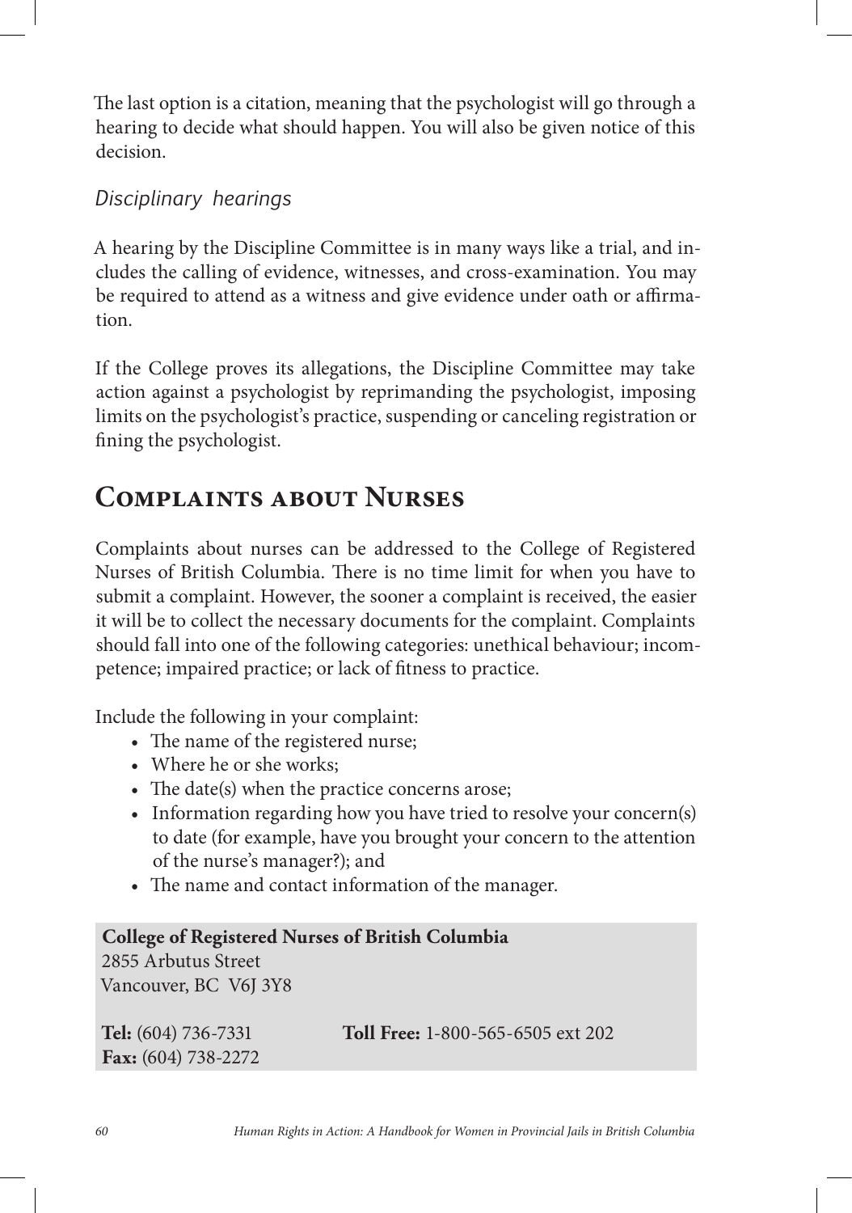The last option is a citation, meaning that the psychologist will go through a hearing to decide what should happen. You will also be given notice of this decision.

### *Disciplinary hearings*

A hearing by the Discipline Committee is in many ways like a trial, and includes the calling of evidence, witnesses, and cross-examination. You may be required to attend as a witness and give evidence under oath or affirmation.

If the College proves its allegations, the Discipline Committee may take action against a psychologist by reprimanding the psychologist, imposing limits on the psychologist's practice, suspending or canceling registration or fining the psychologist.

## Complaints about Nurses

Complaints about nurses can be addressed to the College of Registered Nurses of British Columbia. There is no time limit for when you have to submit a complaint. However, the sooner a complaint is received, the easier it will be to collect the necessary documents for the complaint. Complaints should fall into one of the following categories: unethical behaviour; incompetence; impaired practice; or lack of fitness to practice.

Include the following in your complaint:

- The name of the registered nurse;
- Where he or she works;
- The date(s) when the practice concerns arose;
- Information regarding how you have tried to resolve your concern(s) to date (for example, have you brought your concern to the attention of the nurse's manager?); and
- The name and contact information of the manager.

**College of Registered Nurses of British Columbia**
2855 Arbutus Street
Vancouver, BC V6J 3Y8

**Tel:** (604) 736-7331
**Fax:** (604) 738-2272
**Toll Free:** 1-800-565-6505 ext 202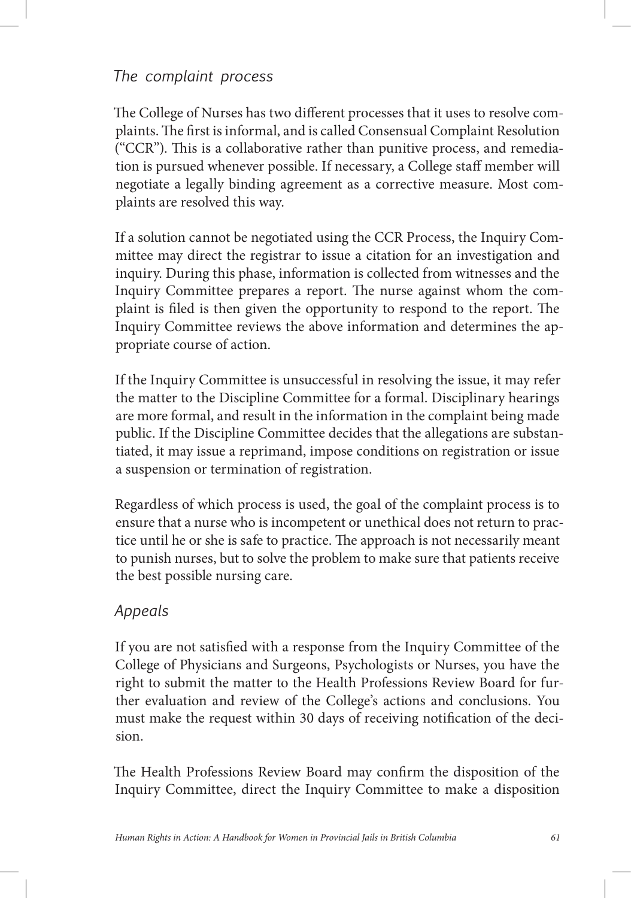### *The complaint process*

The College of Nurses has two different processes that it uses to resolve complaints. The first is informal, and is called Consensual Complaint Resolution ("CCR"). This is a collaborative rather than punitive process, and remediation is pursued whenever possible. If necessary, a College staff member will negotiate a legally binding agreement as a corrective measure. Most complaints are resolved this way.

If a solution cannot be negotiated using the CCR Process, the Inquiry Committee may direct the registrar to issue a citation for an investigation and inquiry. During this phase, information is collected from witnesses and the Inquiry Committee prepares a report. The nurse against whom the complaint is filed is then given the opportunity to respond to the report. The Inquiry Committee reviews the above information and determines the appropriate course of action.

If the Inquiry Committee is unsuccessful in resolving the issue, it may refer the matter to the Discipline Committee for a formal. Disciplinary hearings are more formal, and result in the information in the complaint being made public. If the Discipline Committee decides that the allegations are substantiated, it may issue a reprimand, impose conditions on registration or issue a suspension or termination of registration.

Regardless of which process is used, the goal of the complaint process is to ensure that a nurse who is incompetent or unethical does not return to practice until he or she is safe to practice. The approach is not necessarily meant to punish nurses, but to solve the problem to make sure that patients receive the best possible nursing care.

### *Appeals*

If you are not satisfied with a response from the Inquiry Committee of the College of Physicians and Surgeons, Psychologists or Nurses, you have the right to submit the matter to the Health Professions Review Board for further evaluation and review of the College's actions and conclusions. You must make the request within 30 days of receiving notification of the decision.

The Health Professions Review Board may confirm the disposition of the Inquiry Committee, direct the Inquiry Committee to make a disposition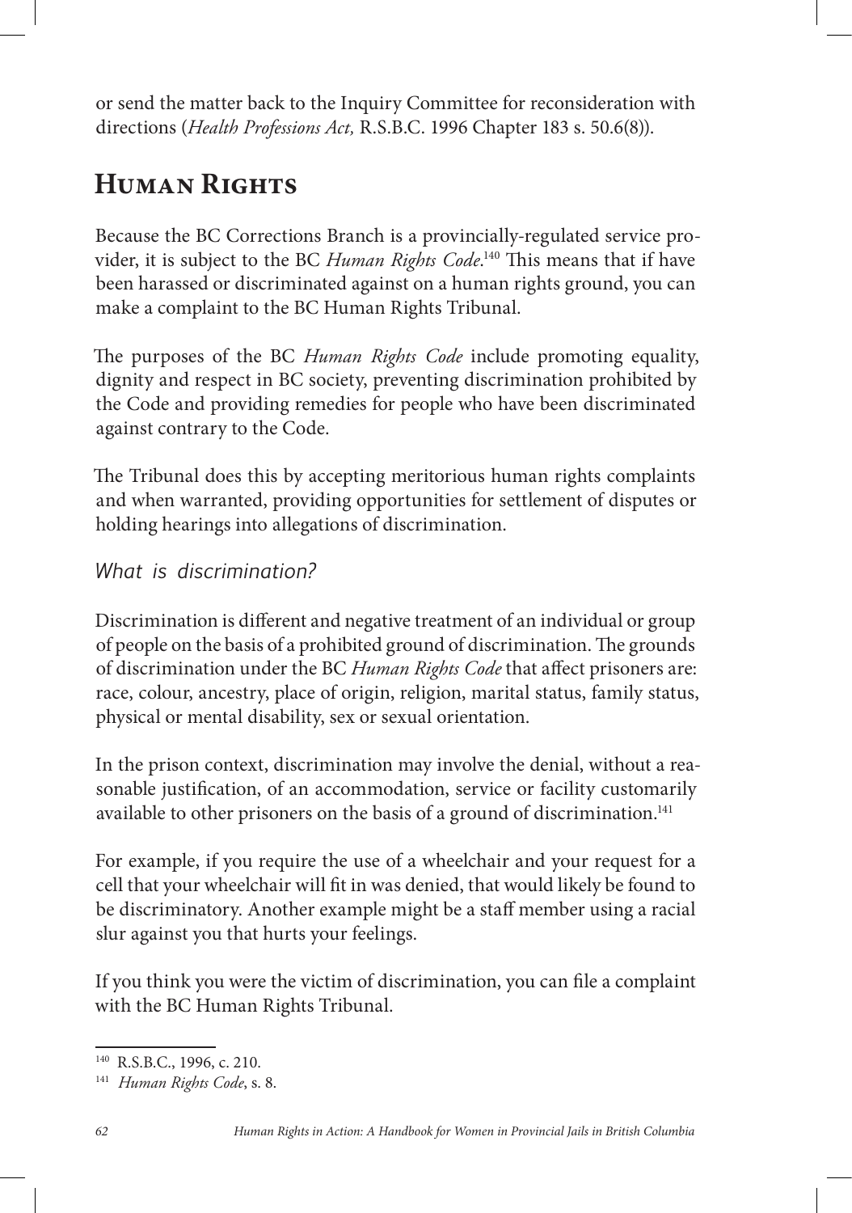or send the matter back to the Inquiry Committee for reconsideration with directions (*Health Professions Act,* R.S.B.C. 1996 Chapter 183 s. 50.6(8)).

## Human Rights

Because the BC Corrections Branch is a provincially-regulated service provider, it is subject to the BC *Human Rights Code*.[140] This means that if have been harassed or discriminated against on a human rights ground, you can make a complaint to the BC Human Rights Tribunal.

The purposes of the BC *Human Rights Code* include promoting equality, dignity and respect in BC society, preventing discrimination prohibited by the Code and providing remedies for people who have been discriminated against contrary to the Code.

The Tribunal does this by accepting meritorious human rights complaints and when warranted, providing opportunities for settlement of disputes or holding hearings into allegations of discrimination.

### *What is discrimination?*

Discrimination is different and negative treatment of an individual or group of people on the basis of a prohibited ground of discrimination. The grounds of discrimination under the BC *Human Rights Code* that affect prisoners are: race, colour, ancestry, place of origin, religion, marital status, family status, physical or mental disability, sex or sexual orientation.

In the prison context, discrimination may involve the denial, without a reasonable justification, of an accommodation, service or facility customarily available to other prisoners on the basis of a ground of discrimination.[141]

For example, if you require the use of a wheelchair and your request for a cell that your wheelchair will fit in was denied, that would likely be found to be discriminatory. Another example might be a staff member using a racial slur against you that hurts your feelings.

If you think you were the victim of discrimination, you can file a complaint with the BC Human Rights Tribunal.

---

[140] R.S.B.C., 1996, c. 210.

[141] *Human Rights Code*, s. 8.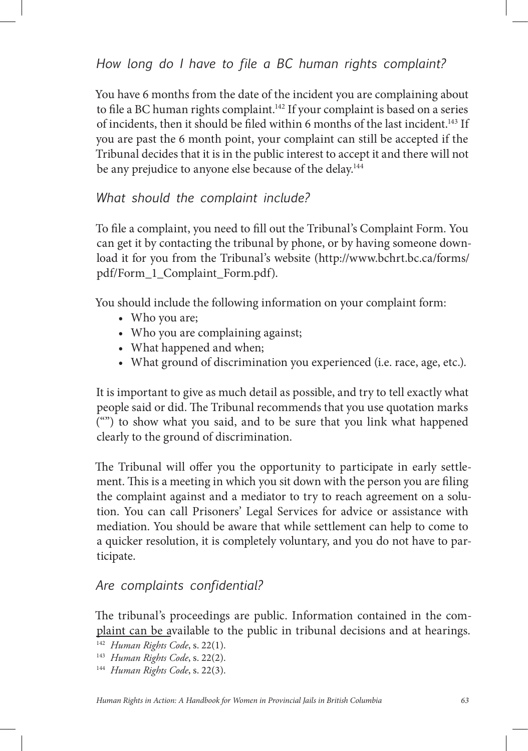### *How long do I have to file a BC human rights complaint?*

You have 6 months from the date of the incident you are complaining about to file a BC human rights complaint.[142] If your complaint is based on a series of incidents, then it should be filed within 6 months of the last incident.[143] If you are past the 6 month point, your complaint can still be accepted if the Tribunal decides that it is in the public interest to accept it and there will not be any prejudice to anyone else because of the delay.[144]

### *What should the complaint include?*

To file a complaint, you need to fill out the Tribunal's Complaint Form. You can get it by contacting the tribunal by phone, or by having someone download it for you from the Tribunal's website (http://www.bchrt.bc.ca/forms/pdf/Form_1_Complaint_Form.pdf).

You should include the following information on your complaint form:

- Who you are;
- Who you are complaining against;
- What happened and when;
- What ground of discrimination you experienced (i.e. race, age, etc.).

It is important to give as much detail as possible, and try to tell exactly what people said or did. The Tribunal recommends that you use quotation marks ("") to show what you said, and to be sure that you link what happened clearly to the ground of discrimination.

The Tribunal will offer you the opportunity to participate in early settlement. This is a meeting in which you sit down with the person you are filing the complaint against and a mediator to try to reach agreement on a solution. You can call Prisoners' Legal Services for advice or assistance with mediation. You should be aware that while settlement can help to come to a quicker resolution, it is completely voluntary, and you do not have to participate.

### *Are complaints confidential?*

The tribunal's proceedings are public. Information contained in the complaint can be available to the public in tribunal decisions and at hearings.

---

[142] *Human Rights Code*, s. 22(1).

[143] *Human Rights Code*, s. 22(2).

[144] *Human Rights Code*, s. 22(3).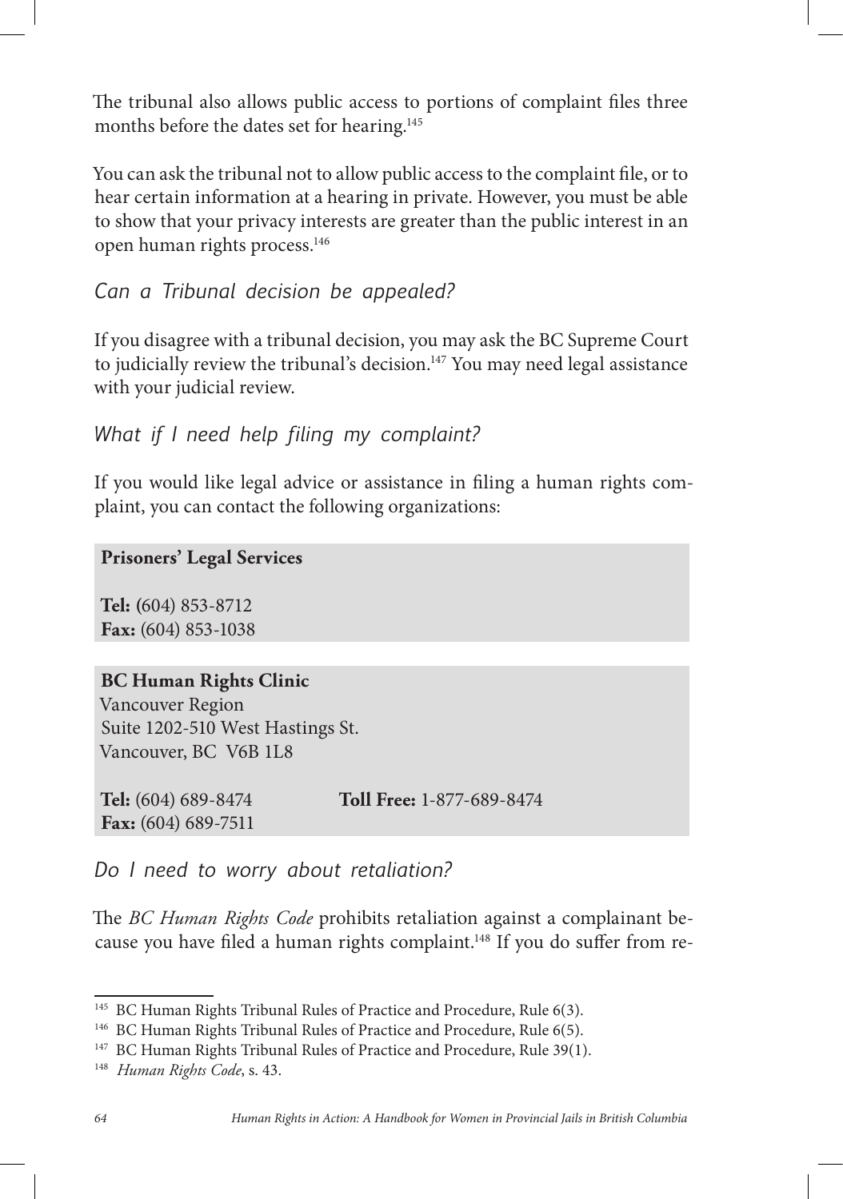The tribunal also allows public access to portions of complaint files three months before the dates set for hearing.[145]

You can ask the tribunal not to allow public access to the complaint file, or to hear certain information at a hearing in private. However, you must be able to show that your privacy interests are greater than the public interest in an open human rights process.[146]

### *Can a Tribunal decision be appealed?*

If you disagree with a tribunal decision, you may ask the BC Supreme Court to judicially review the tribunal's decision.[147] You may need legal assistance with your judicial review.

### *What if I need help filing my complaint?*

If you would like legal advice or assistance in filing a human rights complaint, you can contact the following organizations:

**Prisoners' Legal Services**

**Tel:** (604) 853-8712
**Fax:** (604) 853-1038

**BC Human Rights Clinic**
Vancouver Region
Suite 1202-510 West Hastings St.
Vancouver, BC V6B 1L8

**Tel:** (604) 689-8474 **Toll Free:** 1-877-689-8474
**Fax:** (604) 689-7511

### *Do I need to worry about retaliation?*

The *BC Human Rights Code* prohibits retaliation against a complainant because you have filed a human rights complaint.[148] If you do suffer from re-

---

[145] BC Human Rights Tribunal Rules of Practice and Procedure, Rule 6(3).

[146] BC Human Rights Tribunal Rules of Practice and Procedure, Rule 6(5).

[147] BC Human Rights Tribunal Rules of Practice and Procedure, Rule 39(1).

[148] *Human Rights Code*, s. 43.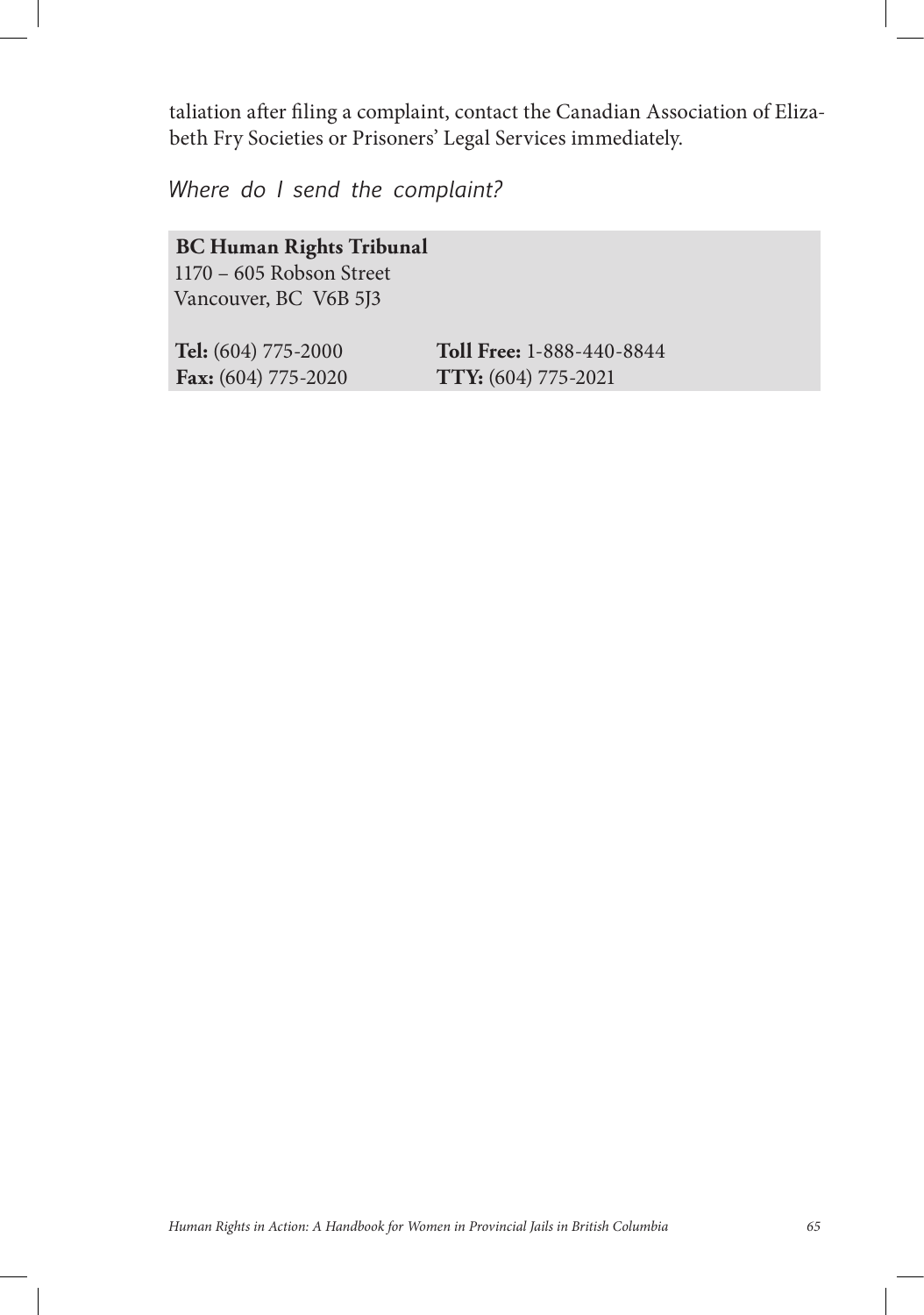taliation after filing a complaint, contact the Canadian Association of Elizabeth Fry Societies or Prisoners' Legal Services immediately.

### *Where do I send the complaint?*

**BC Human Rights Tribunal**
1170 – 605 Robson Street
Vancouver, BC V6B 5J3

**Tel:** (604) 775-2000
**Fax:** (604) 775-2020
**Toll Free:** 1-888-440-8844
**TTY:** (604) 775-2021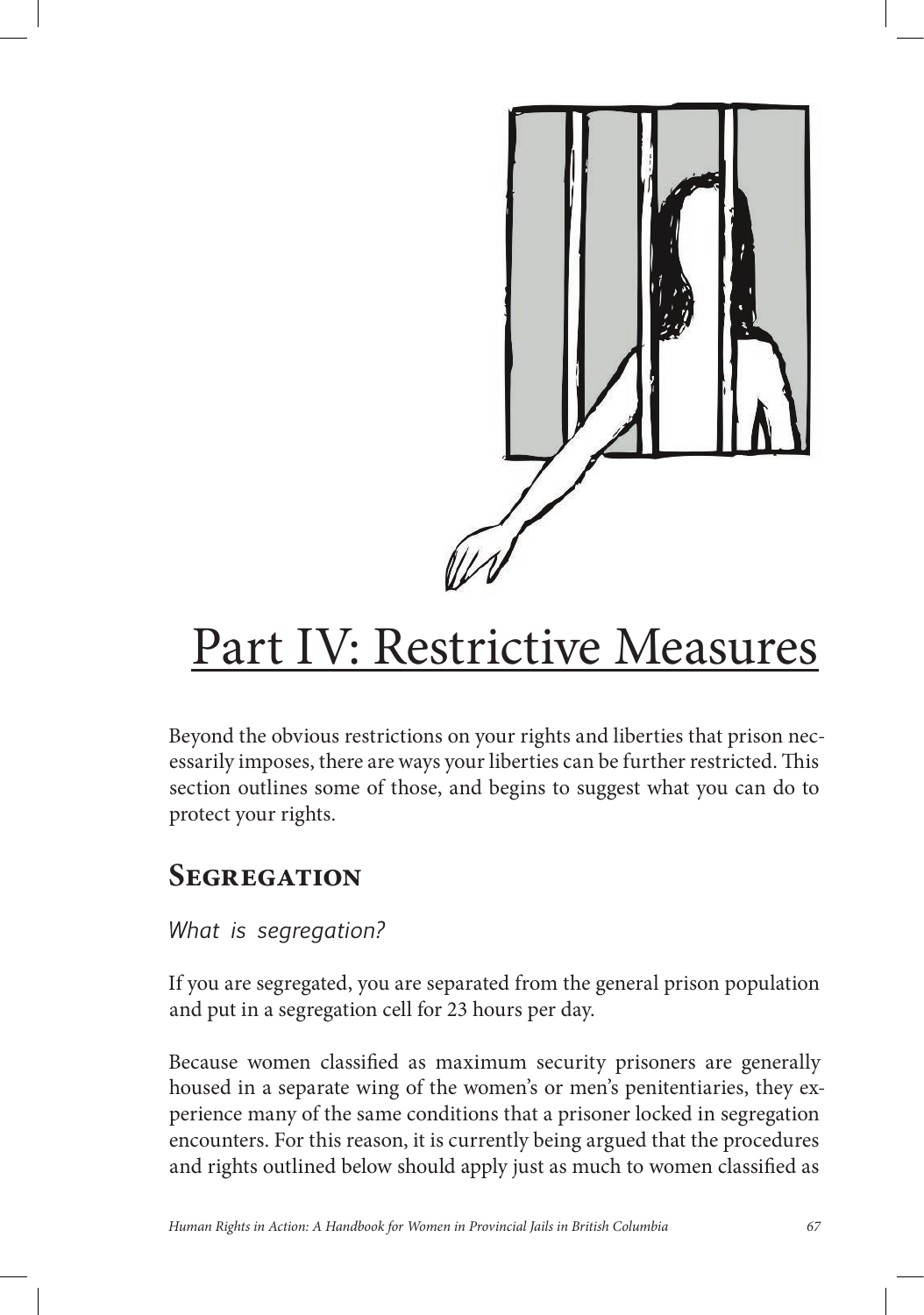# Part IV: Restrictive Measures

Beyond the obvious restrictions on your rights and liberties that prison necessarily imposes, there are ways your liberties can be further restricted. This section outlines some of those, and begins to suggest what you can do to protect your rights.

## Segregation

*What is segregation?*

If you are segregated, you are separated from the general prison population and put in a segregation cell for 23 hours per day.

Because women classified as maximum security prisoners are generally housed in a separate wing of the women's or men's penitentiaries, they experience many of the same conditions that a prisoner locked in segregation encounters. For this reason, it is currently being argued that the procedures and rights outlined below should apply just as much to women classified as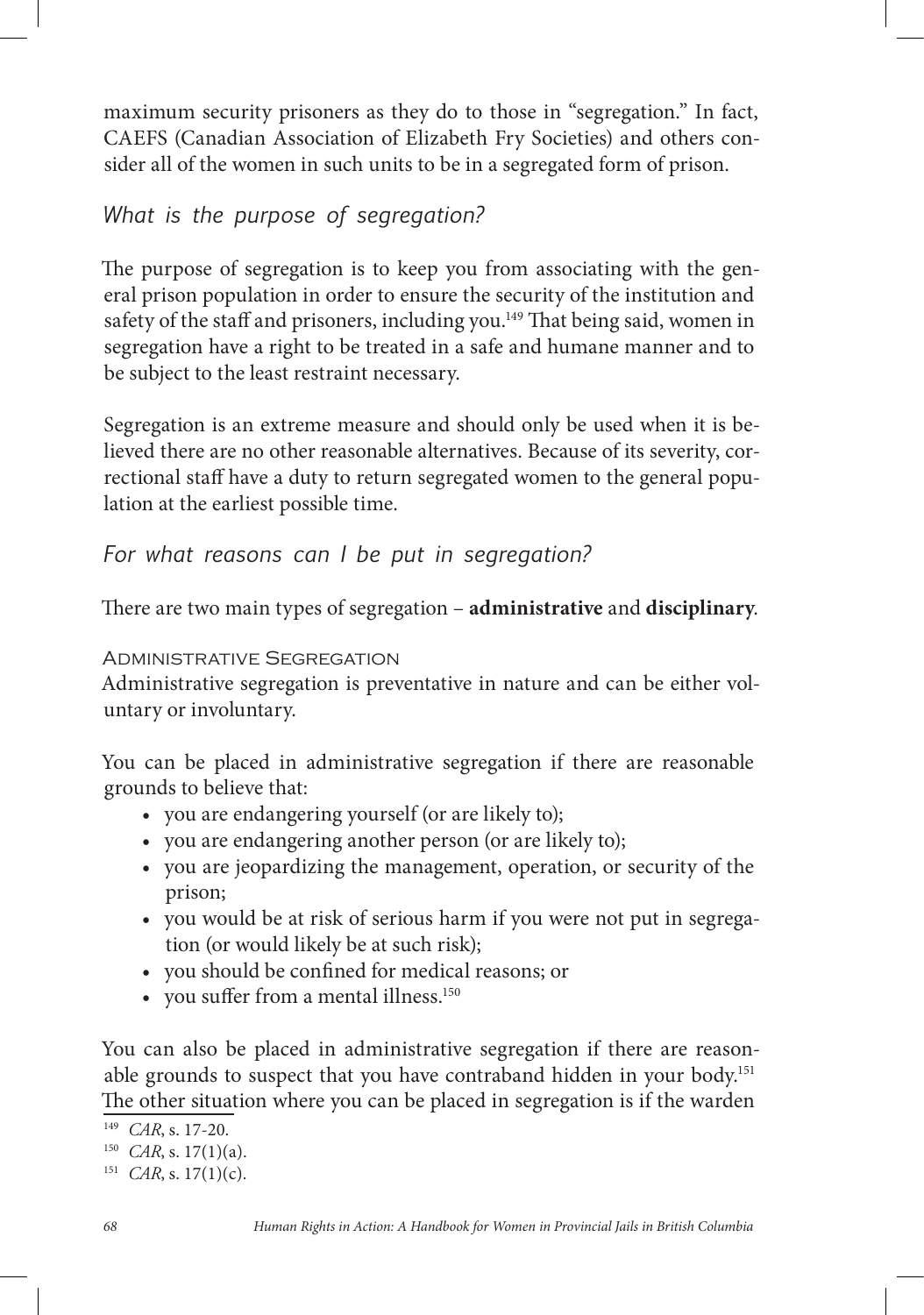maximum security prisoners as they do to those in "segregation." In fact, CAEFS (Canadian Association of Elizabeth Fry Societies) and others consider all of the women in such units to be in a segregated form of prison.

## *What is the purpose of segregation?*

The purpose of segregation is to keep you from associating with the general prison population in order to ensure the security of the institution and safety of the staff and prisoners, including you.[149] That being said, women in segregation have a right to be treated in a safe and humane manner and to be subject to the least restraint necessary.

Segregation is an extreme measure and should only be used when it is believed there are no other reasonable alternatives. Because of its severity, correctional staff have a duty to return segregated women to the general population at the earliest possible time.

## *For what reasons can I be put in segregation?*

There are two main types of segregation – **administrative** and **disciplinary**.

### Administrative Segregation

Administrative segregation is preventative in nature and can be either voluntary or involuntary.

You can be placed in administrative segregation if there are reasonable grounds to believe that:

- you are endangering yourself (or are likely to);
- you are endangering another person (or are likely to);
- you are jeopardizing the management, operation, or security of the prison;
- you would be at risk of serious harm if you were not put in segregation (or would likely be at such risk);
- you should be confined for medical reasons; or
- you suffer from a mental illness.[150]

You can also be placed in administrative segregation if there are reasonable grounds to suspect that you have contraband hidden in your body.[151] The other situation where you can be placed in segregation is if the warden

---

[149] *CAR*, s. 17-20.

[150] *CAR*, s. 17(1)(a).

[151] *CAR*, s. 17(1)(c).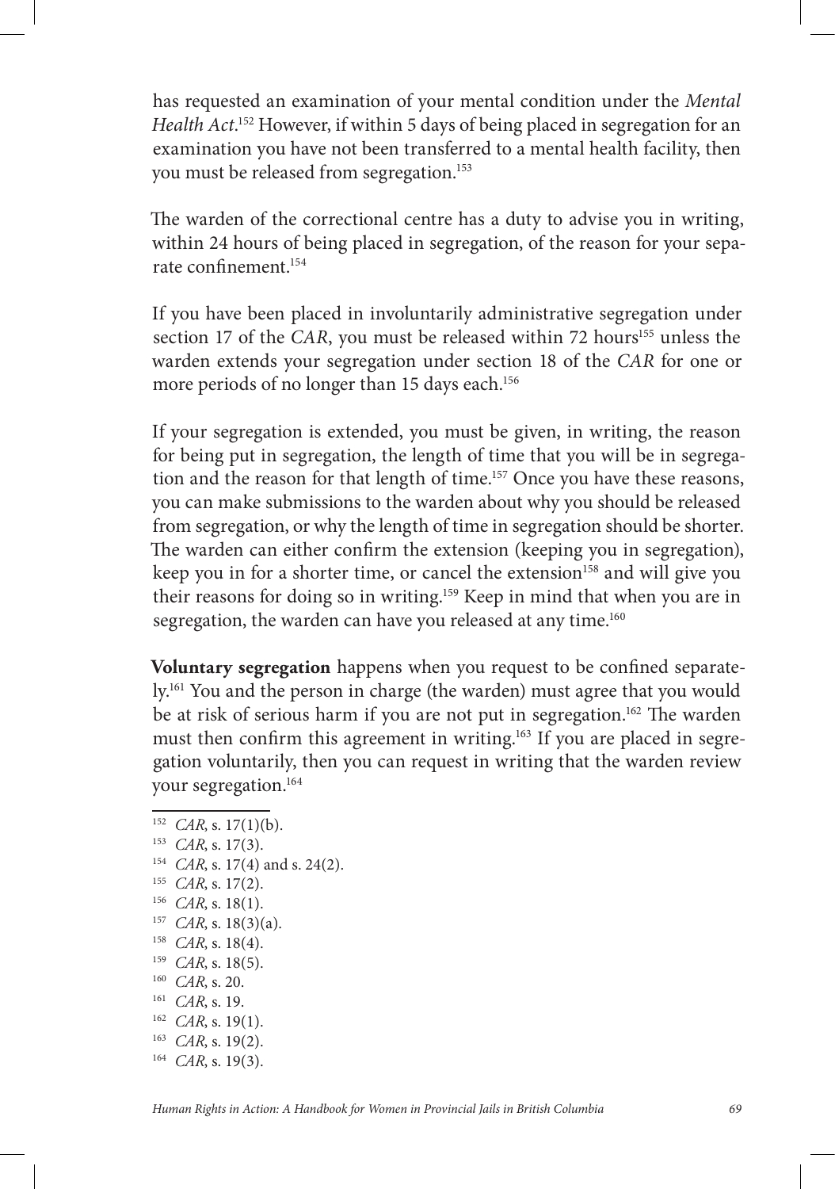has requested an examination of your mental condition under the *Mental Health Act*.[152] However, if within 5 days of being placed in segregation for an examination you have not been transferred to a mental health facility, then you must be released from segregation.[153]

The warden of the correctional centre has a duty to advise you in writing, within 24 hours of being placed in segregation, of the reason for your separate confinement.[154]

If you have been placed in involuntarily administrative segregation under section 17 of the *CAR*, you must be released within 72 hours[155] unless the warden extends your segregation under section 18 of the *CAR* for one or more periods of no longer than 15 days each.[156]

If your segregation is extended, you must be given, in writing, the reason for being put in segregation, the length of time that you will be in segregation and the reason for that length of time.[157] Once you have these reasons, you can make submissions to the warden about why you should be released from segregation, or why the length of time in segregation should be shorter. The warden can either confirm the extension (keeping you in segregation), keep you in for a shorter time, or cancel the extension[158] and will give you their reasons for doing so in writing.[159] Keep in mind that when you are in segregation, the warden can have you released at any time.[160]

**Voluntary segregation** happens when you request to be confined separately.[161] You and the person in charge (the warden) must agree that you would be at risk of serious harm if you are not put in segregation.[162] The warden must then confirm this agreement in writing.[163] If you are placed in segregation voluntarily, then you can request in writing that the warden review your segregation.[164]

---

[152] *CAR*, s. 17(1)(b).
[153] *CAR*, s. 17(3).
[154] *CAR*, s. 17(4) and s. 24(2).
[155] *CAR*, s. 17(2).
[156] *CAR*, s. 18(1).
[157] *CAR*, s. 18(3)(a).
[158] *CAR*, s. 18(4).
[159] *CAR*, s. 18(5).
[160] *CAR*, s. 20.
[161] *CAR*, s. 19.
[162] *CAR*, s. 19(1).
[163] *CAR*, s. 19(2).
[164] *CAR*, s. 19(3).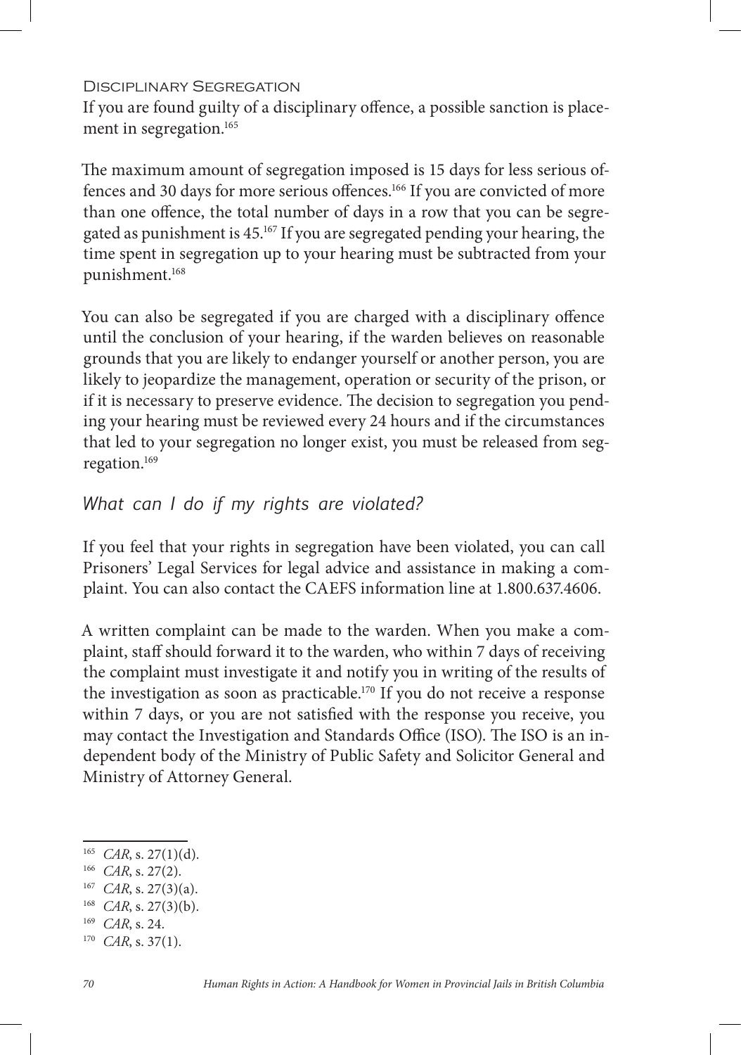### Disciplinary Segregation

If you are found guilty of a disciplinary offence, a possible sanction is placement in segregation.[165]

The maximum amount of segregation imposed is 15 days for less serious offences and 30 days for more serious offences.[166] If you are convicted of more than one offence, the total number of days in a row that you can be segregated as punishment is 45.[167] If you are segregated pending your hearing, the time spent in segregation up to your hearing must be subtracted from your punishment.[168]

You can also be segregated if you are charged with a disciplinary offence until the conclusion of your hearing, if the warden believes on reasonable grounds that you are likely to endanger yourself or another person, you are likely to jeopardize the management, operation or security of the prison, or if it is necessary to preserve evidence. The decision to segregation you pending your hearing must be reviewed every 24 hours and if the circumstances that led to your segregation no longer exist, you must be released from segregation.[169]

## *What can I do if my rights are violated?*

If you feel that your rights in segregation have been violated, you can call Prisoners' Legal Services for legal advice and assistance in making a complaint. You can also contact the CAEFS information line at 1.800.637.4606.

A written complaint can be made to the warden. When you make a complaint, staff should forward it to the warden, who within 7 days of receiving the complaint must investigate it and notify you in writing of the results of the investigation as soon as practicable.[170] If you do not receive a response within 7 days, or you are not satisfied with the response you receive, you may contact the Investigation and Standards Office (ISO). The ISO is an independent body of the Ministry of Public Safety and Solicitor General and Ministry of Attorney General.

---

[165] *CAR*, s. 27(1)(d).

[166] *CAR*, s. 27(2).

[167] *CAR*, s. 27(3)(a).

[168] *CAR*, s. 27(3)(b).

[169] *CAR*, s. 24.

[170] *CAR*, s. 37(1).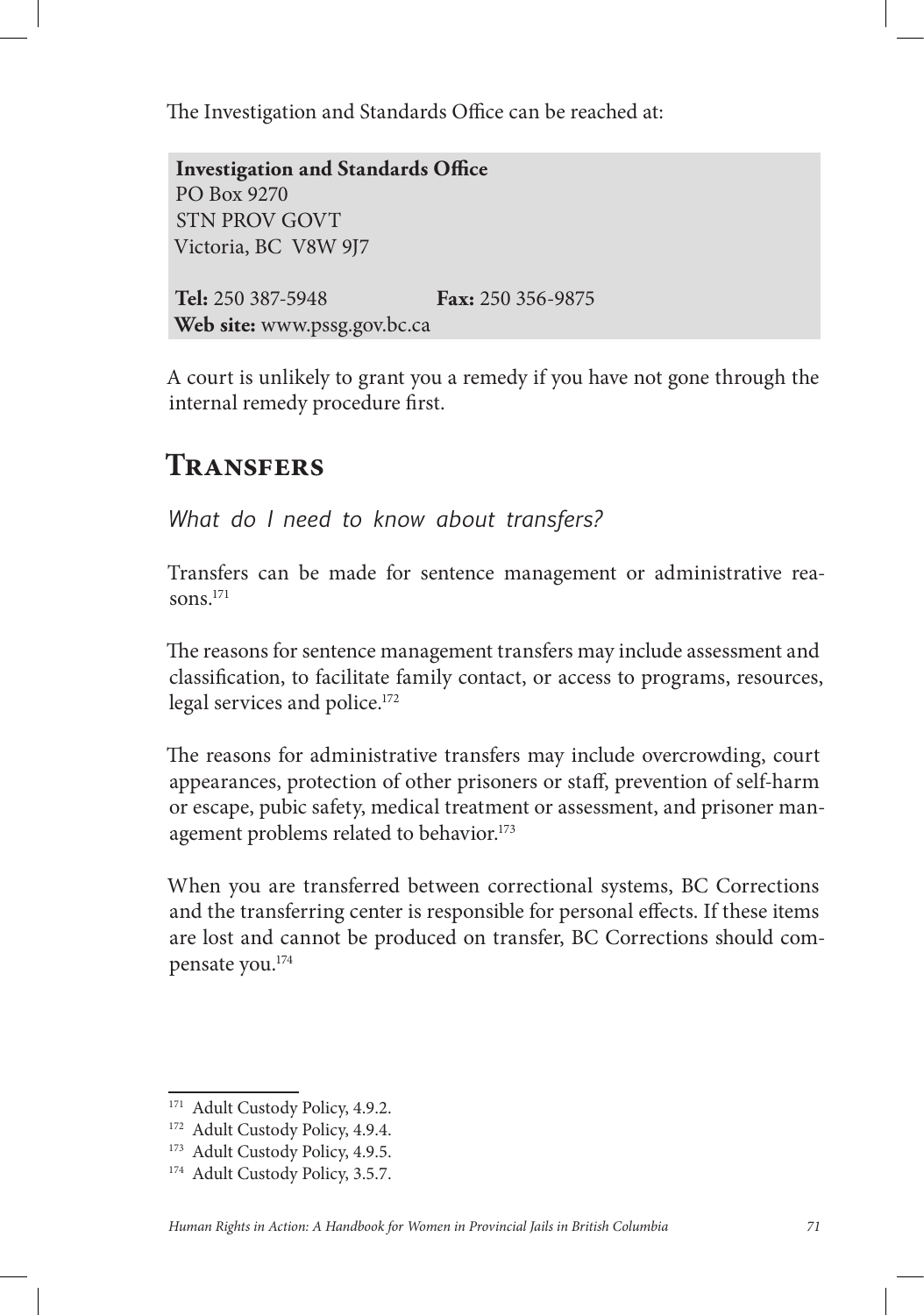The Investigation and Standards Office can be reached at:

**Investigation and Standards Office**
PO Box 9270
STN PROV GOVT
Victoria, BC V8W 9J7

**Tel:** 250 387-5948 **Fax:** 250 356-9875
**Web site:** www.pssg.gov.bc.ca

A court is unlikely to grant you a remedy if you have not gone through the internal remedy procedure first.

## Transfers

*What do I need to know about transfers?*

Transfers can be made for sentence management or administrative reasons.[171]

The reasons for sentence management transfers may include assessment and classification, to facilitate family contact, or access to programs, resources, legal services and police.[172]

The reasons for administrative transfers may include overcrowding, court appearances, protection of other prisoners or staff, prevention of self-harm or escape, pubic safety, medical treatment or assessment, and prisoner management problems related to behavior.[173]

When you are transferred between correctional systems, BC Corrections and the transferring center is responsible for personal effects. If these items are lost and cannot be produced on transfer, BC Corrections should compensate you.[174]

---

[171] Adult Custody Policy, 4.9.2.

[172] Adult Custody Policy, 4.9.4.

[173] Adult Custody Policy, 4.9.5.

[174] Adult Custody Policy, 3.5.7.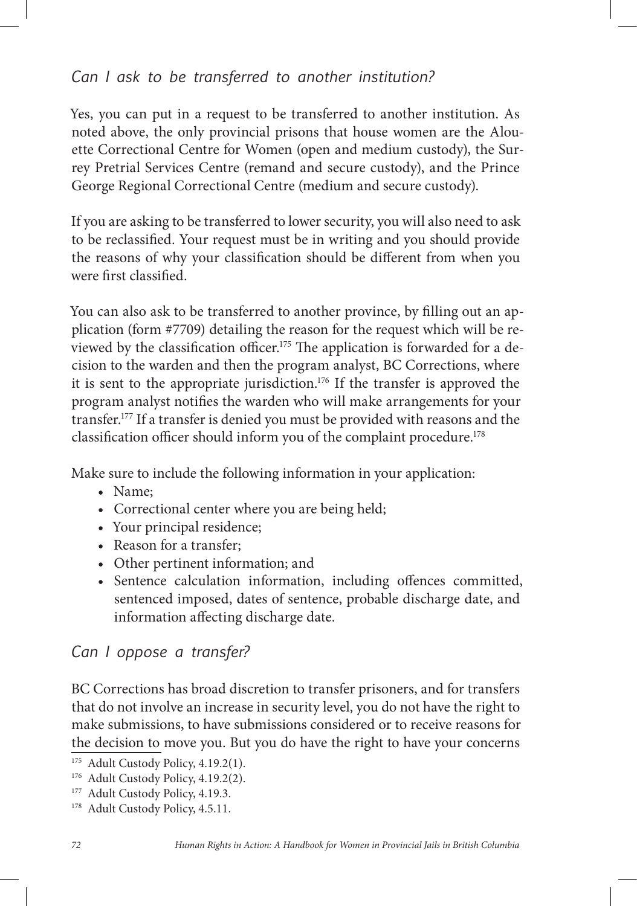### *Can I ask to be transferred to another institution?*

Yes, you can put in a request to be transferred to another institution. As noted above, the only provincial prisons that house women are the Alouette Correctional Centre for Women (open and medium custody), the Surrey Pretrial Services Centre (remand and secure custody), and the Prince George Regional Correctional Centre (medium and secure custody).

If you are asking to be transferred to lower security, you will also need to ask to be reclassified. Your request must be in writing and you should provide the reasons of why your classification should be different from when you were first classified.

You can also ask to be transferred to another province, by filling out an application (form #7709) detailing the reason for the request which will be reviewed by the classification officer.[175] The application is forwarded for a decision to the warden and then the program analyst, BC Corrections, where it is sent to the appropriate jurisdiction.[176] If the transfer is approved the program analyst notifies the warden who will make arrangements for your transfer.[177] If a transfer is denied you must be provided with reasons and the classification officer should inform you of the complaint procedure.[178]

Make sure to include the following information in your application:

- Name;
- Correctional center where you are being held;
- Your principal residence;
- Reason for a transfer;
- Other pertinent information; and
- Sentence calculation information, including offences committed, sentenced imposed, dates of sentence, probable discharge date, and information affecting discharge date.

### *Can I oppose a transfer?*

BC Corrections has broad discretion to transfer prisoners, and for transfers that do not involve an increase in security level, you do not have the right to make submissions, to have submissions considered or to receive reasons for the decision to move you. But you do have the right to have your concerns

[175] Adult Custody Policy, 4.19.2(1).
[176] Adult Custody Policy, 4.19.2(2).
[177] Adult Custody Policy, 4.19.3.
[178] Adult Custody Policy, 4.5.11.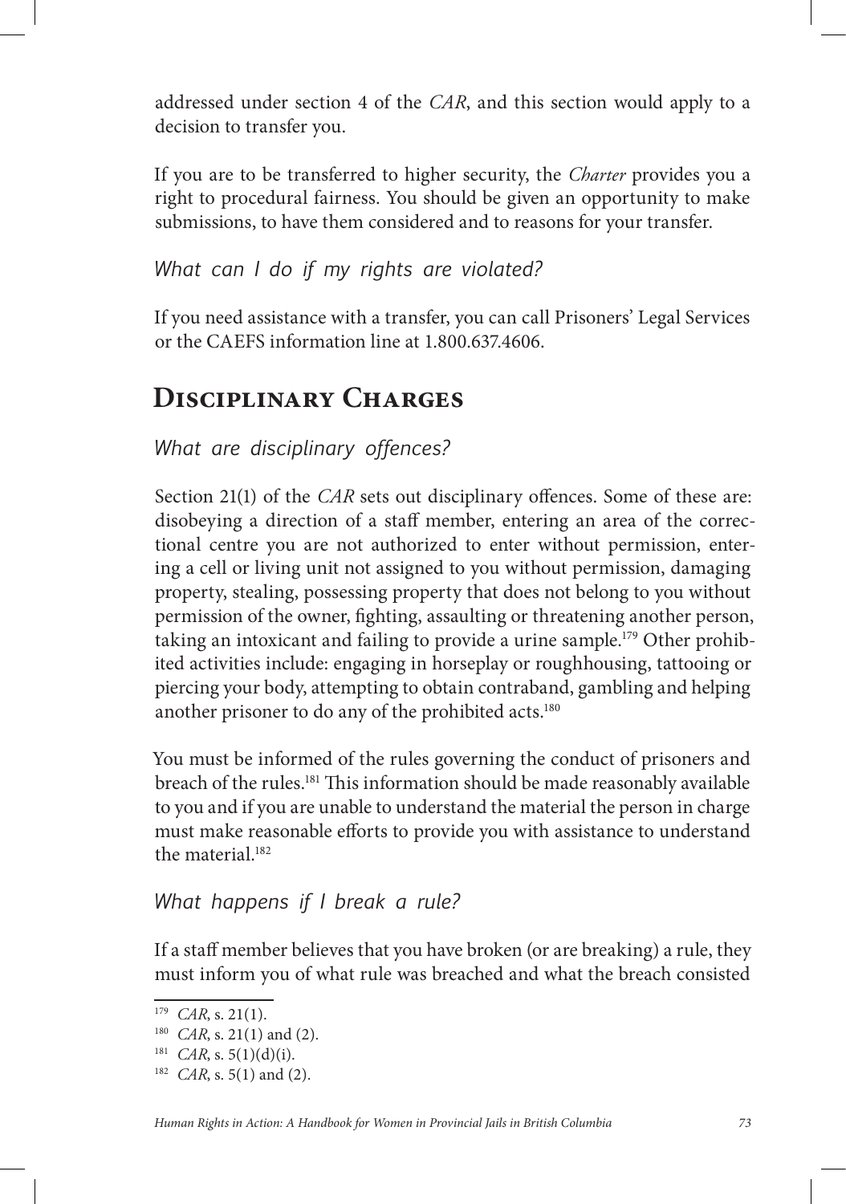addressed under section 4 of the *CAR*, and this section would apply to a decision to transfer you.

If you are to be transferred to higher security, the *Charter* provides you a right to procedural fairness. You should be given an opportunity to make submissions, to have them considered and to reasons for your transfer.

### *What can I do if my rights are violated?*

If you need assistance with a transfer, you can call Prisoners' Legal Services or the CAEFS information line at 1.800.637.4606.

## Disciplinary Charges

### *What are disciplinary offences?*

Section 21(1) of the *CAR* sets out disciplinary offences. Some of these are: disobeying a direction of a staff member, entering an area of the correctional centre you are not authorized to enter without permission, entering a cell or living unit not assigned to you without permission, damaging property, stealing, possessing property that does not belong to you without permission of the owner, fighting, assaulting or threatening another person, taking an intoxicant and failing to provide a urine sample.[179] Other prohibited activities include: engaging in horseplay or roughhousing, tattooing or piercing your body, attempting to obtain contraband, gambling and helping another prisoner to do any of the prohibited acts.[180]

You must be informed of the rules governing the conduct of prisoners and breach of the rules.[181] This information should be made reasonably available to you and if you are unable to understand the material the person in charge must make reasonable efforts to provide you with assistance to understand the material.[182]

### *What happens if I break a rule?*

If a staff member believes that you have broken (or are breaking) a rule, they must inform you of what rule was breached and what the breach consisted

---

[179] *CAR*, s. 21(1).

[180] *CAR*, s. 21(1) and (2).

[181] *CAR*, s. 5(1)(d)(i).

[182] *CAR*, s. 5(1) and (2).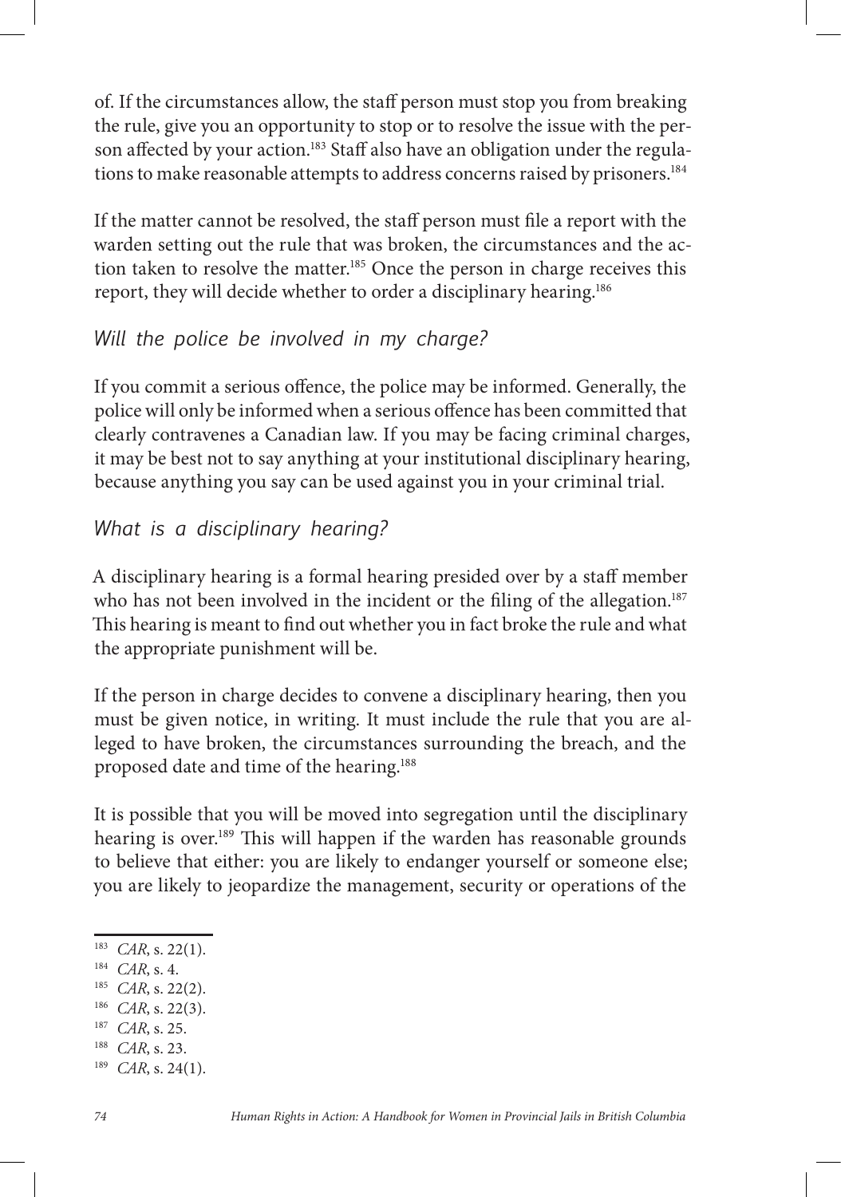of. If the circumstances allow, the staff person must stop you from breaking the rule, give you an opportunity to stop or to resolve the issue with the person affected by your action.[183] Staff also have an obligation under the regulations to make reasonable attempts to address concerns raised by prisoners.[184]

If the matter cannot be resolved, the staff person must file a report with the warden setting out the rule that was broken, the circumstances and the action taken to resolve the matter.[185] Once the person in charge receives this report, they will decide whether to order a disciplinary hearing.[186]

### *Will the police be involved in my charge?*

If you commit a serious offence, the police may be informed. Generally, the police will only be informed when a serious offence has been committed that clearly contravenes a Canadian law. If you may be facing criminal charges, it may be best not to say anything at your institutional disciplinary hearing, because anything you say can be used against you in your criminal trial.

### *What is a disciplinary hearing?*

A disciplinary hearing is a formal hearing presided over by a staff member who has not been involved in the incident or the filing of the allegation.[187] This hearing is meant to find out whether you in fact broke the rule and what the appropriate punishment will be.

If the person in charge decides to convene a disciplinary hearing, then you must be given notice, in writing. It must include the rule that you are alleged to have broken, the circumstances surrounding the breach, and the proposed date and time of the hearing.[188]

It is possible that you will be moved into segregation until the disciplinary hearing is over.[189] This will happen if the warden has reasonable grounds to believe that either: you are likely to endanger yourself or someone else; you are likely to jeopardize the management, security or operations of the

---

[183] *CAR*, s. 22(1).
[184] *CAR*, s. 4.
[185] *CAR*, s. 22(2).
[186] *CAR*, s. 22(3).
[187] *CAR*, s. 25.
[188] *CAR*, s. 23.
[189] *CAR*, s. 24(1).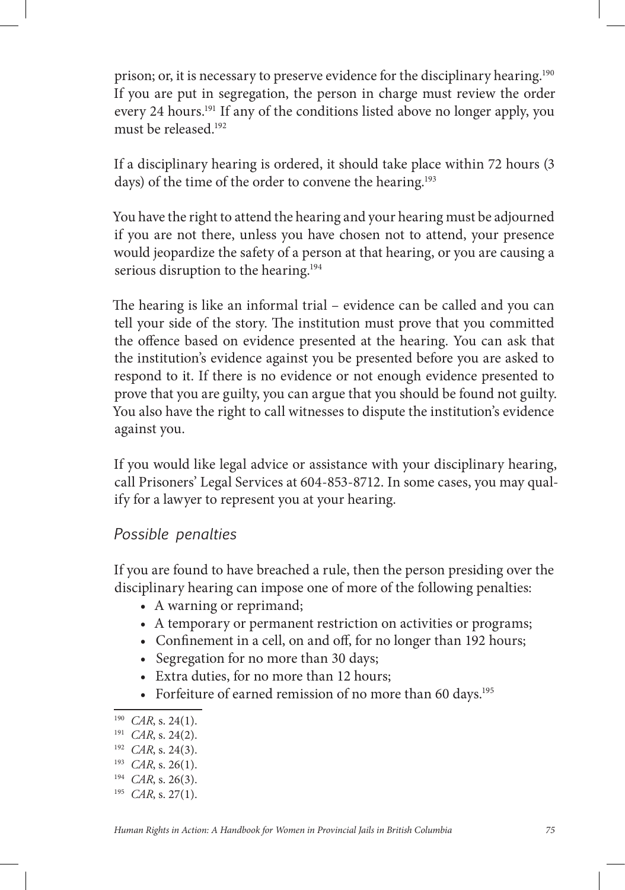prison; or, it is necessary to preserve evidence for the disciplinary hearing.[190] If you are put in segregation, the person in charge must review the order every 24 hours.[191] If any of the conditions listed above no longer apply, you must be released.[192]

If a disciplinary hearing is ordered, it should take place within 72 hours (3 days) of the time of the order to convene the hearing.[193]

You have the right to attend the hearing and your hearing must be adjourned if you are not there, unless you have chosen not to attend, your presence would jeopardize the safety of a person at that hearing, or you are causing a serious disruption to the hearing.[194]

The hearing is like an informal trial – evidence can be called and you can tell your side of the story. The institution must prove that you committed the offence based on evidence presented at the hearing. You can ask that the institution's evidence against you be presented before you are asked to respond to it. If there is no evidence or not enough evidence presented to prove that you are guilty, you can argue that you should be found not guilty. You also have the right to call witnesses to dispute the institution's evidence against you.

If you would like legal advice or assistance with your disciplinary hearing, call Prisoners' Legal Services at 604-853-8712. In some cases, you may qualify for a lawyer to represent you at your hearing.

### *Possible penalties*

If you are found to have breached a rule, then the person presiding over the disciplinary hearing can impose one of more of the following penalties:

- A warning or reprimand;
- A temporary or permanent restriction on activities or programs;
- Confinement in a cell, on and off, for no longer than 192 hours;
- Segregation for no more than 30 days;
- Extra duties, for no more than 12 hours;
- Forfeiture of earned remission of no more than 60 days.[195]

---

[190] *CAR*, s. 24(1).

[191] *CAR*, s. 24(2).

[192] *CAR*, s. 24(3).

[193] *CAR*, s. 26(1).

[194] *CAR*, s. 26(3).

[195] *CAR*, s. 27(1).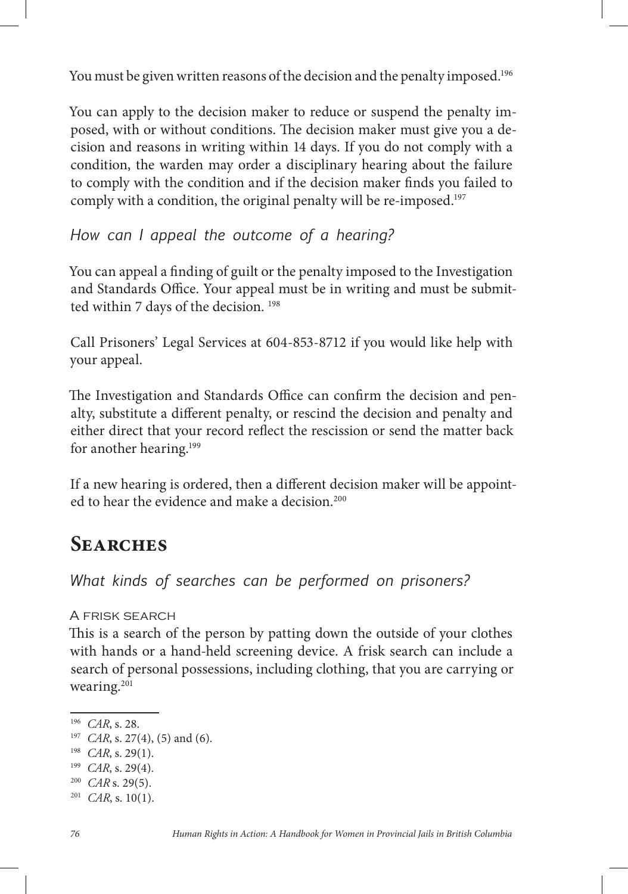You must be given written reasons of the decision and the penalty imposed.[196]

You can apply to the decision maker to reduce or suspend the penalty imposed, with or without conditions. The decision maker must give you a decision and reasons in writing within 14 days. If you do not comply with a condition, the warden may order a disciplinary hearing about the failure to comply with the condition and if the decision maker finds you failed to comply with a condition, the original penalty will be re-imposed.[197]

### *How can I appeal the outcome of a hearing?*

You can appeal a finding of guilt or the penalty imposed to the Investigation and Standards Office. Your appeal must be in writing and must be submitted within 7 days of the decision.[198]

Call Prisoners' Legal Services at 604-853-8712 if you would like help with your appeal.

The Investigation and Standards Office can confirm the decision and penalty, substitute a different penalty, or rescind the decision and penalty and either direct that your record reflect the rescission or send the matter back for another hearing.[199]

If a new hearing is ordered, then a different decision maker will be appointed to hear the evidence and make a decision.[200]

## Searches

### *What kinds of searches can be performed on prisoners?*

#### A frisk search

This is a search of the person by patting down the outside of your clothes with hands or a hand-held screening device. A frisk search can include a search of personal possessions, including clothing, that you are carrying or wearing.[201]

---

[196] *CAR*, s. 28.
[197] *CAR*, s. 27(4), (5) and (6).
[198] *CAR*, s. 29(1).
[199] *CAR*, s. 29(4).
[200] *CAR* s. 29(5).
[201] *CAR*, s. 10(1).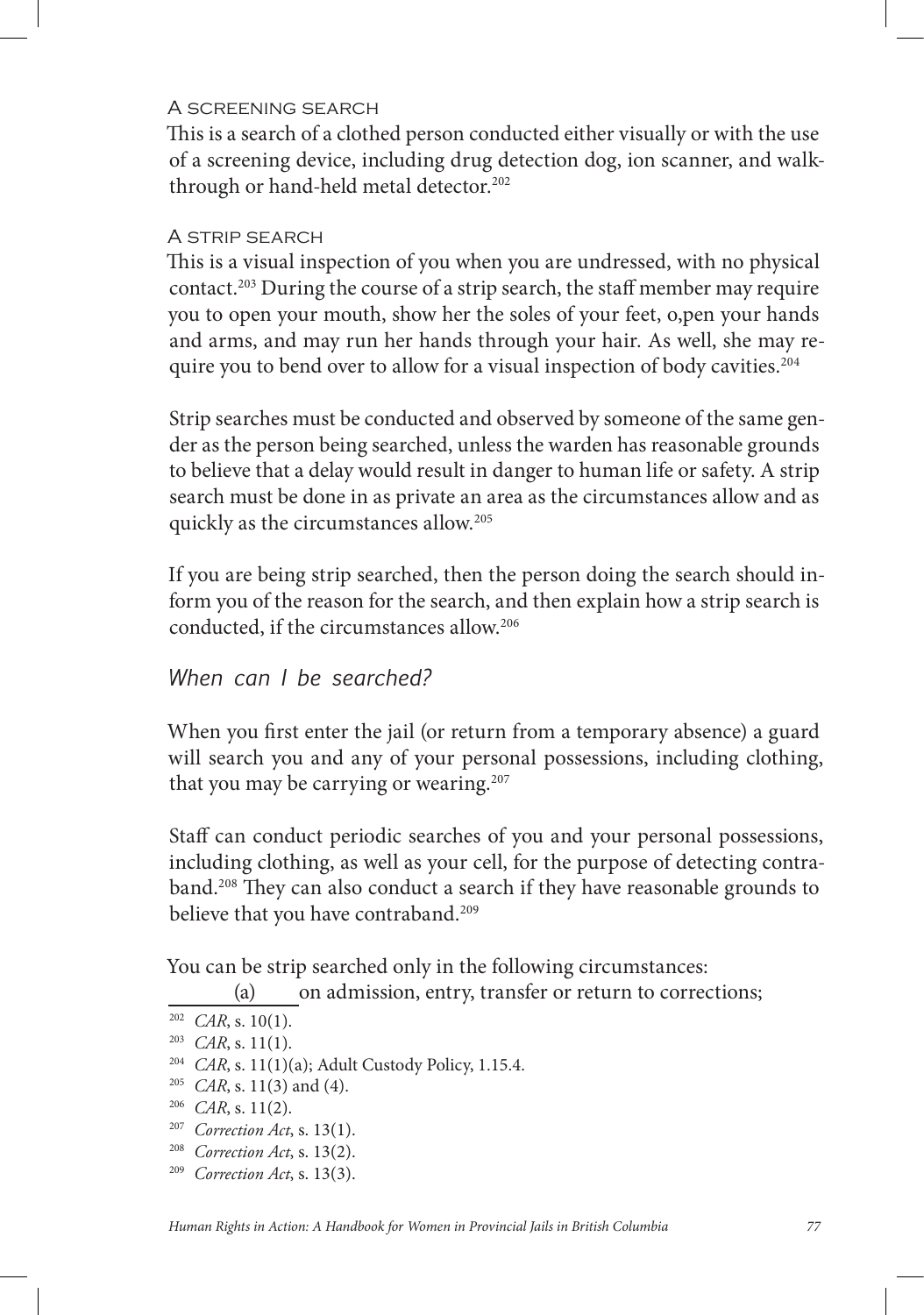### A screening search

This is a search of a clothed person conducted either visually or with the use of a screening device, including drug detection dog, ion scanner, and walk-through or hand-held metal detector.[202]

### A strip search

This is a visual inspection of you when you are undressed, with no physical contact.[203] During the course of a strip search, the staff member may require you to open your mouth, show her the soles of your feet, o,pen your hands and arms, and may run her hands through your hair. As well, she may require you to bend over to allow for a visual inspection of body cavities.[204]

Strip searches must be conducted and observed by someone of the same gender as the person being searched, unless the warden has reasonable grounds to believe that a delay would result in danger to human life or safety. A strip search must be done in as private an area as the circumstances allow and as quickly as the circumstances allow.[205]

If you are being strip searched, then the person doing the search should inform you of the reason for the search, and then explain how a strip search is conducted, if the circumstances allow.[206]

## *When can I be searched?*

When you first enter the jail (or return from a temporary absence) a guard will search you and any of your personal possessions, including clothing, that you may be carrying or wearing.[207]

Staff can conduct periodic searches of you and your personal possessions, including clothing, as well as your cell, for the purpose of detecting contraband.[208] They can also conduct a search if they have reasonable grounds to believe that you have contraband.[209]

You can be strip searched only in the following circumstances:

(a) on admission, entry, transfer or return to corrections;

---

[202] *CAR*, s. 10(1).

[203] *CAR*, s. 11(1).

[204] *CAR*, s. 11(1)(a); Adult Custody Policy, 1.15.4.

[205] *CAR*, s. 11(3) and (4).

[206] *CAR*, s. 11(2).

[207] *Correction Act*, s. 13(1).

[208] *Correction Act*, s. 13(2).

[209] *Correction Act*, s. 13(3).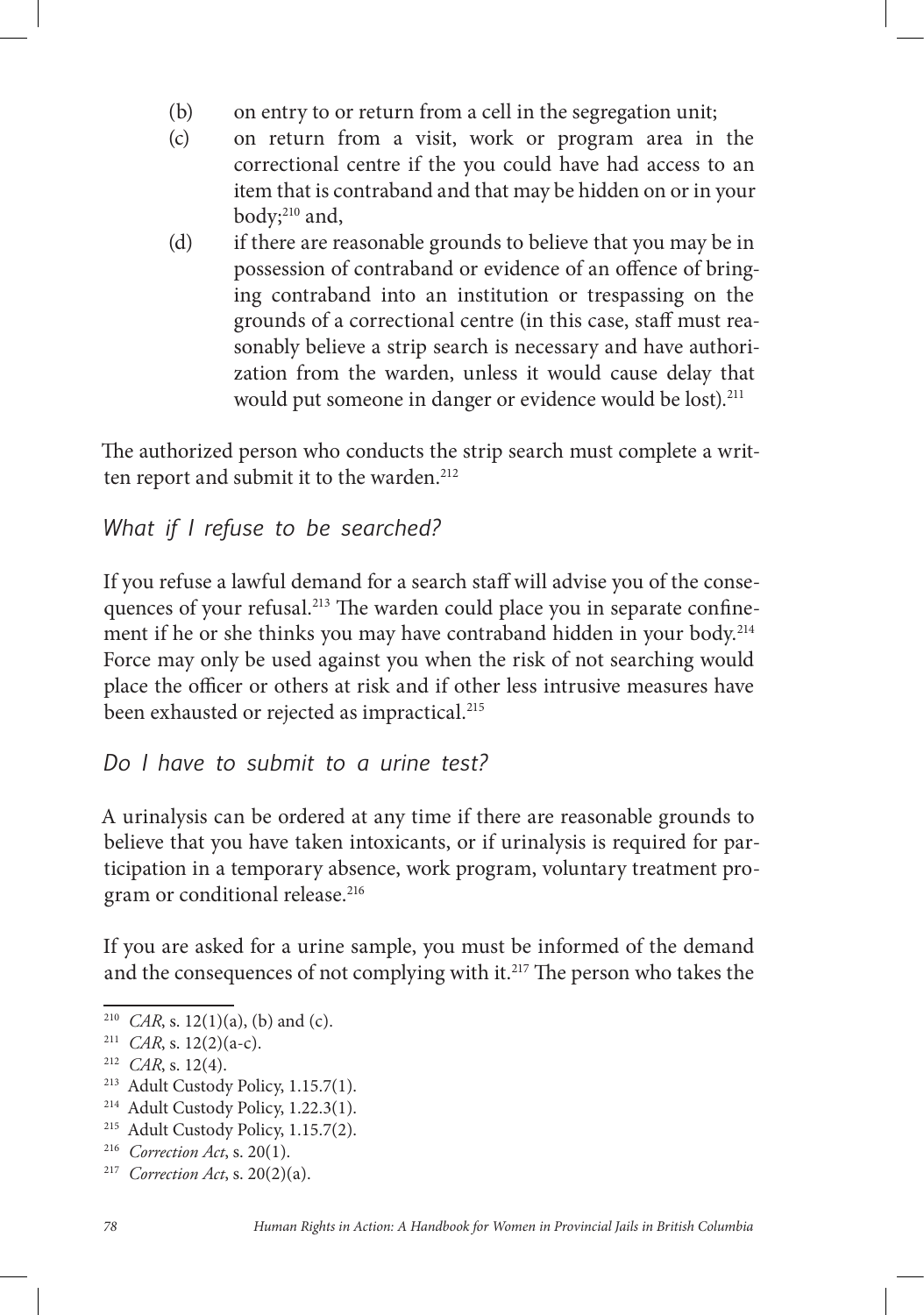(b) on entry to or return from a cell in the segregation unit;

(c) on return from a visit, work or program area in the correctional centre if the you could have had access to an item that is contraband and that may be hidden on or in your body;[210] and,

(d) if there are reasonable grounds to believe that you may be in possession of contraband or evidence of an offence of bringing contraband into an institution or trespassing on the grounds of a correctional centre (in this case, staff must reasonably believe a strip search is necessary and have authorization from the warden, unless it would cause delay that would put someone in danger or evidence would be lost).[211]

The authorized person who conducts the strip search must complete a written report and submit it to the warden.[212]

### *What if I refuse to be searched?*

If you refuse a lawful demand for a search staff will advise you of the consequences of your refusal.[213] The warden could place you in separate confinement if he or she thinks you may have contraband hidden in your body.[214] Force may only be used against you when the risk of not searching would place the officer or others at risk and if other less intrusive measures have been exhausted or rejected as impractical.[215]

### *Do I have to submit to a urine test?*

A urinalysis can be ordered at any time if there are reasonable grounds to believe that you have taken intoxicants, or if urinalysis is required for participation in a temporary absence, work program, voluntary treatment program or conditional release.[216]

If you are asked for a urine sample, you must be informed of the demand and the consequences of not complying with it.[217] The person who takes the

---

[210] *CAR*, s. 12(1)(a), (b) and (c).

[211] *CAR*, s. 12(2)(a-c).

[212] *CAR*, s. 12(4).

[213] Adult Custody Policy, 1.15.7(1).

[214] Adult Custody Policy, 1.22.3(1).

[215] Adult Custody Policy, 1.15.7(2).

[216] *Correction Act*, s. 20(1).

[217] *Correction Act*, s. 20(2)(a).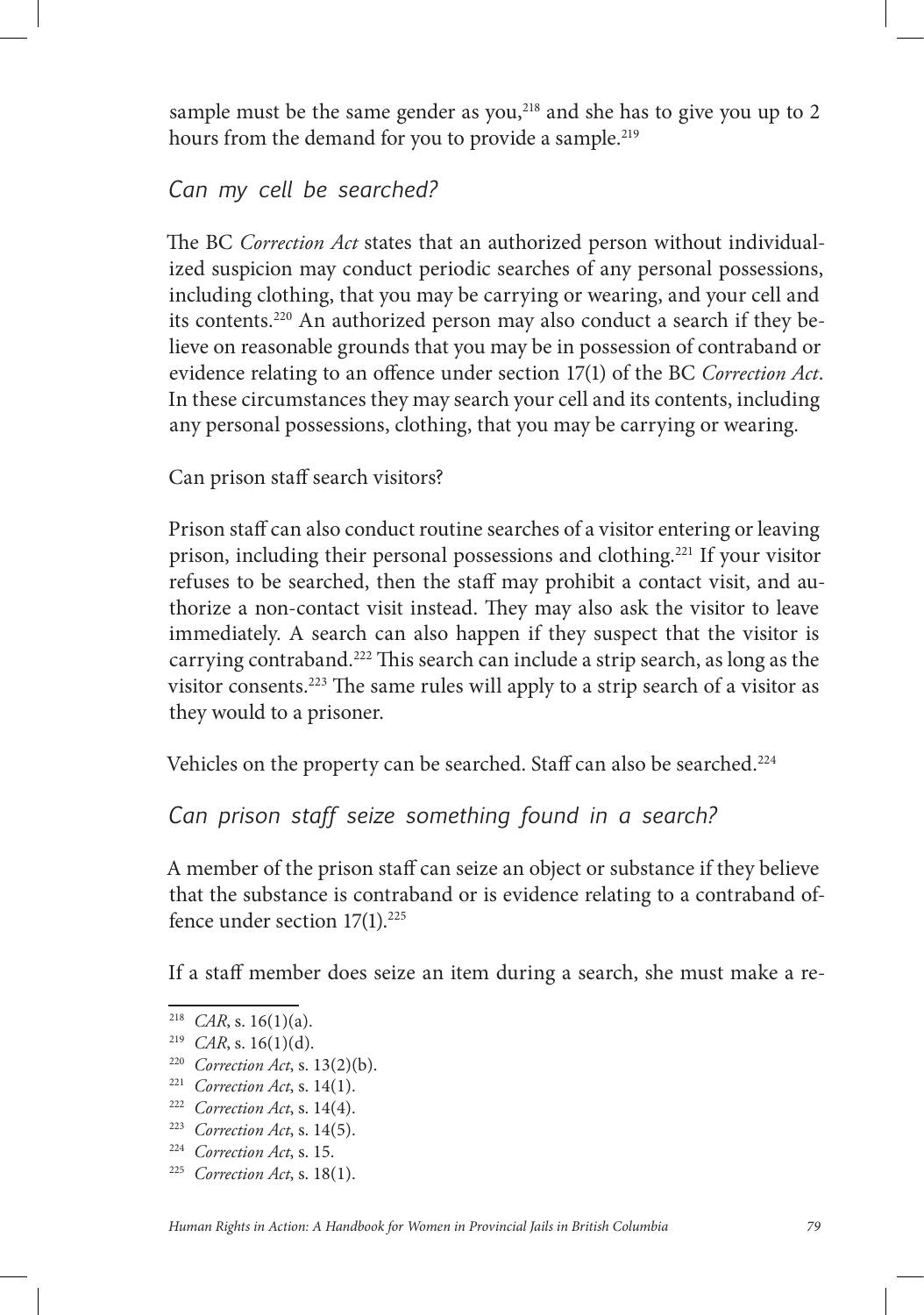sample must be the same gender as you,[218] and she has to give you up to 2 hours from the demand for you to provide a sample.[219]

### *Can my cell be searched?*

The BC *Correction Act* states that an authorized person without individualized suspicion may conduct periodic searches of any personal possessions, including clothing, that you may be carrying or wearing, and your cell and its contents.[220] An authorized person may also conduct a search if they believe on reasonable grounds that you may be in possession of contraband or evidence relating to an offence under section 17(1) of the BC *Correction Act*. In these circumstances they may search your cell and its contents, including any personal possessions, clothing, that you may be carrying or wearing.

Can prison staff search visitors?

Prison staff can also conduct routine searches of a visitor entering or leaving prison, including their personal possessions and clothing.[221] If your visitor refuses to be searched, then the staff may prohibit a contact visit, and authorize a non-contact visit instead. They may also ask the visitor to leave immediately. A search can also happen if they suspect that the visitor is carrying contraband.[222] This search can include a strip search, as long as the visitor consents.[223] The same rules will apply to a strip search of a visitor as they would to a prisoner.

Vehicles on the property can be searched. Staff can also be searched.[224]

### *Can prison staff seize something found in a search?*

A member of the prison staff can seize an object or substance if they believe that the substance is contraband or is evidence relating to a contraband offence under section 17(1).[225]

If a staff member does seize an item during a search, she must make a re-

---

[218] *CAR*, s. 16(1)(a).

[219] *CAR*, s. 16(1)(d).

[220] *Correction Act*, s. 13(2)(b).

[221] *Correction Act*, s. 14(1).

[222] *Correction Act*, s. 14(4).

[223] *Correction Act*, s. 14(5).

[224] *Correction Act*, s. 15.

[225] *Correction Act*, s. 18(1).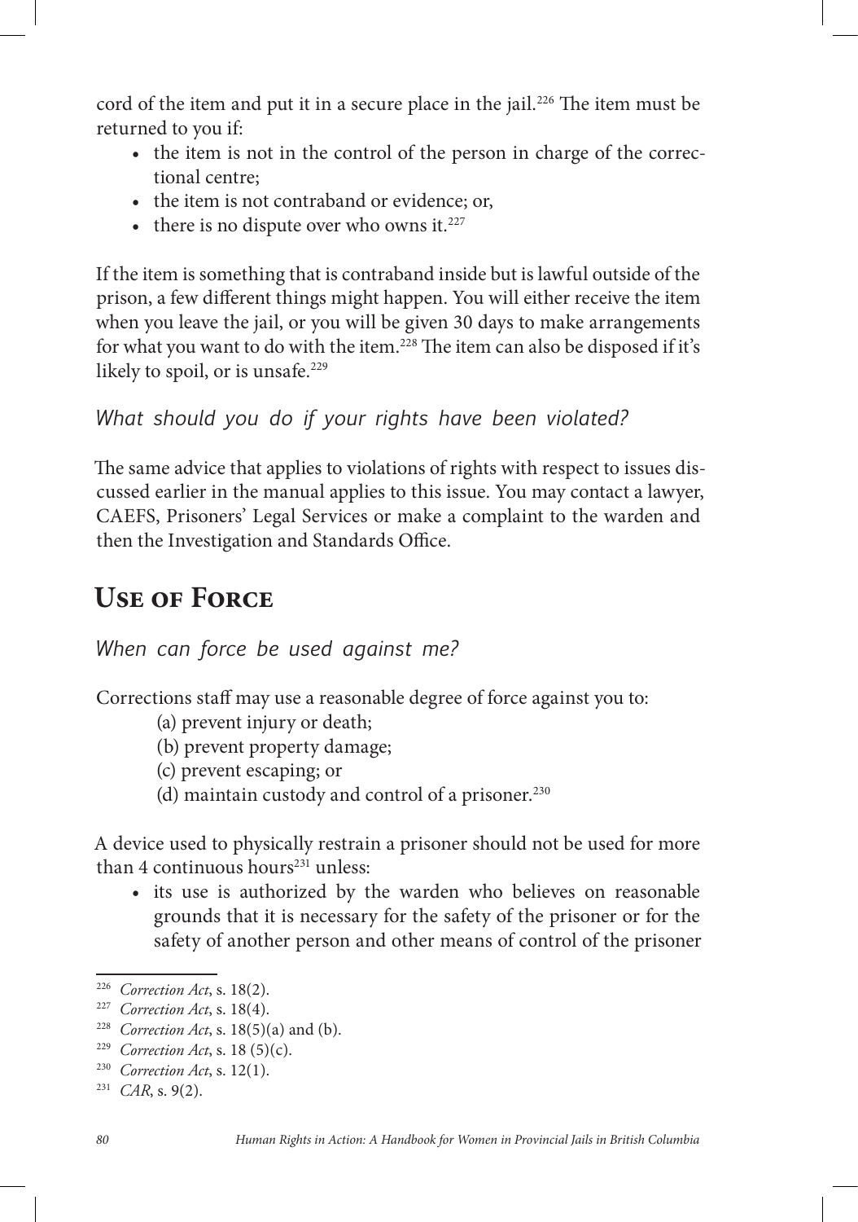cord of the item and put it in a secure place in the jail.[226] The item must be returned to you if:

- the item is not in the control of the person in charge of the correctional centre;
- the item is not contraband or evidence; or,
- there is no dispute over who owns it.[227]

If the item is something that is contraband inside but is lawful outside of the prison, a few different things might happen. You will either receive the item when you leave the jail, or you will be given 30 days to make arrangements for what you want to do with the item.[228] The item can also be disposed if it's likely to spoil, or is unsafe.[229]

### *What should you do if your rights have been violated?*

The same advice that applies to violations of rights with respect to issues discussed earlier in the manual applies to this issue. You may contact a lawyer, CAEFS, Prisoners' Legal Services or make a complaint to the warden and then the Investigation and Standards Office.

## Use of Force

### *When can force be used against me?*

Corrections staff may use a reasonable degree of force against you to:

(a) prevent injury or death;
(b) prevent property damage;
(c) prevent escaping; or
(d) maintain custody and control of a prisoner.[230]

A device used to physically restrain a prisoner should not be used for more than 4 continuous hours[231] unless:

- its use is authorized by the warden who believes on reasonable grounds that it is necessary for the safety of the prisoner or for the safety of another person and other means of control of the prisoner

---

[226] *Correction Act*, s. 18(2).
[227] *Correction Act*, s. 18(4).
[228] *Correction Act*, s. 18(5)(a) and (b).
[229] *Correction Act*, s. 18 (5)(c).
[230] *Correction Act*, s. 12(1).
[231] *CAR*, s. 9(2).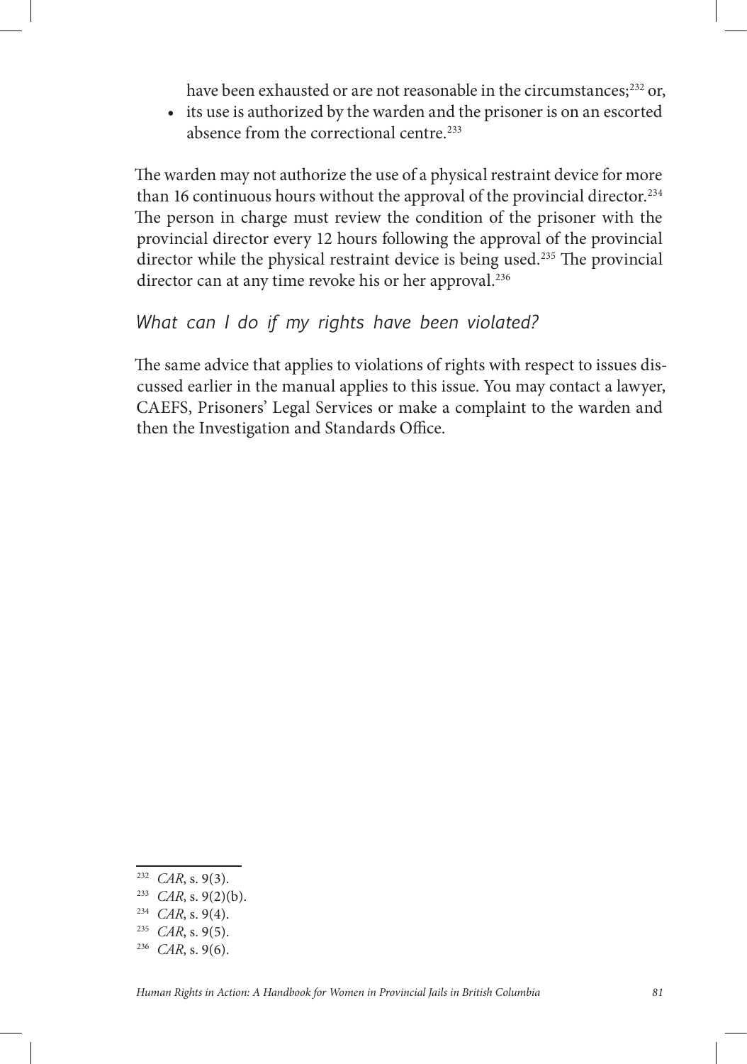have been exhausted or are not reasonable in the circumstances;[232] or,

- its use is authorized by the warden and the prisoner is on an escorted absence from the correctional centre.[233]

The warden may not authorize the use of a physical restraint device for more than 16 continuous hours without the approval of the provincial director.[234] The person in charge must review the condition of the prisoner with the provincial director every 12 hours following the approval of the provincial director while the physical restraint device is being used.[235] The provincial director can at any time revoke his or her approval.[236]

### *What can I do if my rights have been violated?*

The same advice that applies to violations of rights with respect to issues discussed earlier in the manual applies to this issue. You may contact a lawyer, CAEFS, Prisoners' Legal Services or make a complaint to the warden and then the Investigation and Standards Office.

---

[232] *CAR*, s. 9(3).

[233] *CAR*, s. 9(2)(b).

[234] *CAR*, s. 9(4).

[235] *CAR*, s. 9(5).

[236] *CAR*, s. 9(6).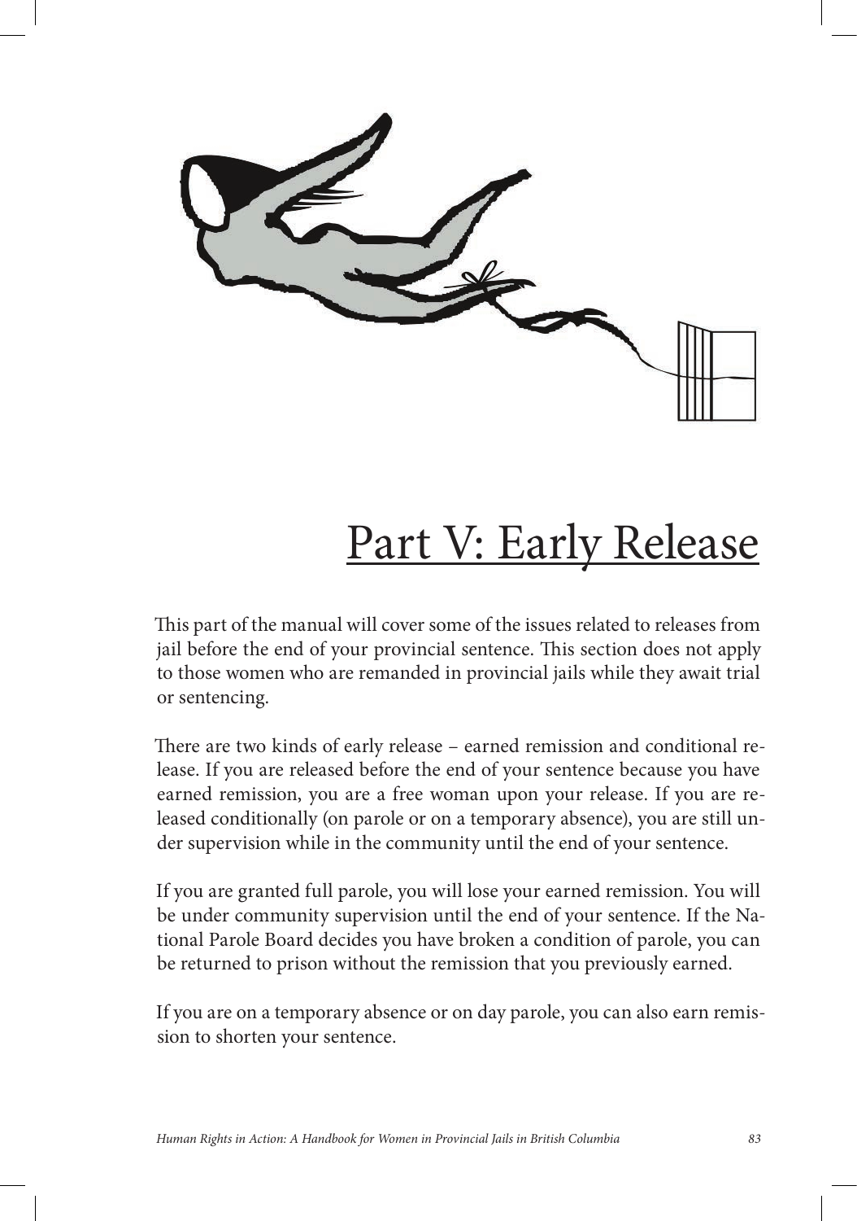# Part V: Early Release

This part of the manual will cover some of the issues related to releases from jail before the end of your provincial sentence. This section does not apply to those women who are remanded in provincial jails while they await trial or sentencing.

There are two kinds of early release – earned remission and conditional release. If you are released before the end of your sentence because you have earned remission, you are a free woman upon your release. If you are released conditionally (on parole or on a temporary absence), you are still under supervision while in the community until the end of your sentence.

If you are granted full parole, you will lose your earned remission. You will be under community supervision until the end of your sentence. If the National Parole Board decides you have broken a condition of parole, you can be returned to prison without the remission that you previously earned.

If you are on a temporary absence or on day parole, you can also earn remission to shorten your sentence.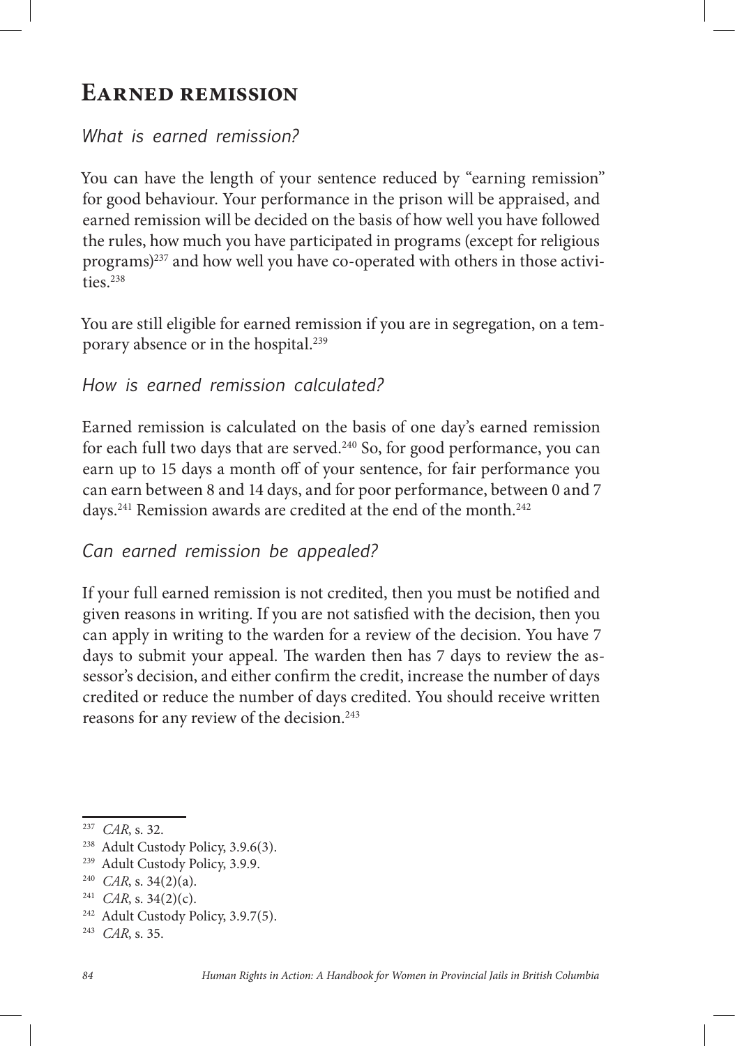# Earned remission

*What is earned remission?*

You can have the length of your sentence reduced by "earning remission" for good behaviour. Your performance in the prison will be appraised, and earned remission will be decided on the basis of how well you have followed the rules, how much you have participated in programs (except for religious programs)[237] and how well you have co-operated with others in those activities.[238]

You are still eligible for earned remission if you are in segregation, on a temporary absence or in the hospital.[239]

*How is earned remission calculated?*

Earned remission is calculated on the basis of one day's earned remission for each full two days that are served.[240] So, for good performance, you can earn up to 15 days a month off of your sentence, for fair performance you can earn between 8 and 14 days, and for poor performance, between 0 and 7 days.[241] Remission awards are credited at the end of the month.[242]

*Can earned remission be appealed?*

If your full earned remission is not credited, then you must be notified and given reasons in writing. If you are not satisfied with the decision, then you can apply in writing to the warden for a review of the decision. You have 7 days to submit your appeal. The warden then has 7 days to review the assessor's decision, and either confirm the credit, increase the number of days credited or reduce the number of days credited. You should receive written reasons for any review of the decision.[243]

---

[237] *CAR*, s. 32.

[238] Adult Custody Policy, 3.9.6(3).

[239] Adult Custody Policy, 3.9.9.

[240] *CAR*, s. 34(2)(a).

[241] *CAR*, s. 34(2)(c).

[242] Adult Custody Policy, 3.9.7(5).

[243] *CAR*, s. 35.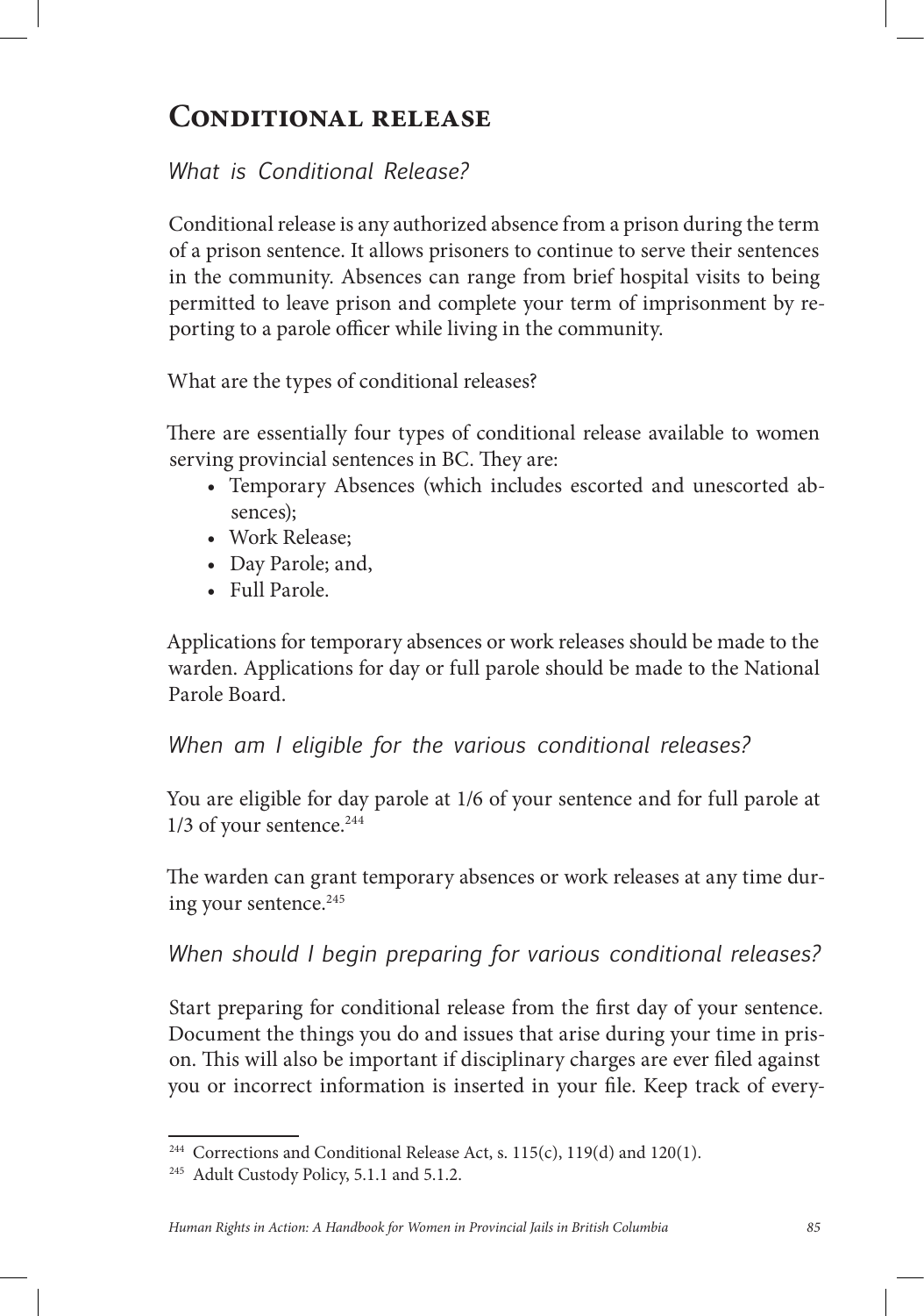# Conditional release

### *What is Conditional Release?*

Conditional release is any authorized absence from a prison during the term of a prison sentence. It allows prisoners to continue to serve their sentences in the community. Absences can range from brief hospital visits to being permitted to leave prison and complete your term of imprisonment by reporting to a parole officer while living in the community.

What are the types of conditional releases?

There are essentially four types of conditional release available to women serving provincial sentences in BC. They are:

- Temporary Absences (which includes escorted and unescorted absences);
- Work Release;
- Day Parole; and,
- Full Parole.

Applications for temporary absences or work releases should be made to the warden. Applications for day or full parole should be made to the National Parole Board.

### *When am I eligible for the various conditional releases?*

You are eligible for day parole at 1/6 of your sentence and for full parole at 1/3 of your sentence.[244]

The warden can grant temporary absences or work releases at any time during your sentence.[245]

### *When should I begin preparing for various conditional releases?*

Start preparing for conditional release from the first day of your sentence. Document the things you do and issues that arise during your time in prison. This will also be important if disciplinary charges are ever filed against you or incorrect information is inserted in your file. Keep track of every-

---

[244] Corrections and Conditional Release Act, s. 115(c), 119(d) and 120(1).

[245] Adult Custody Policy, 5.1.1 and 5.1.2.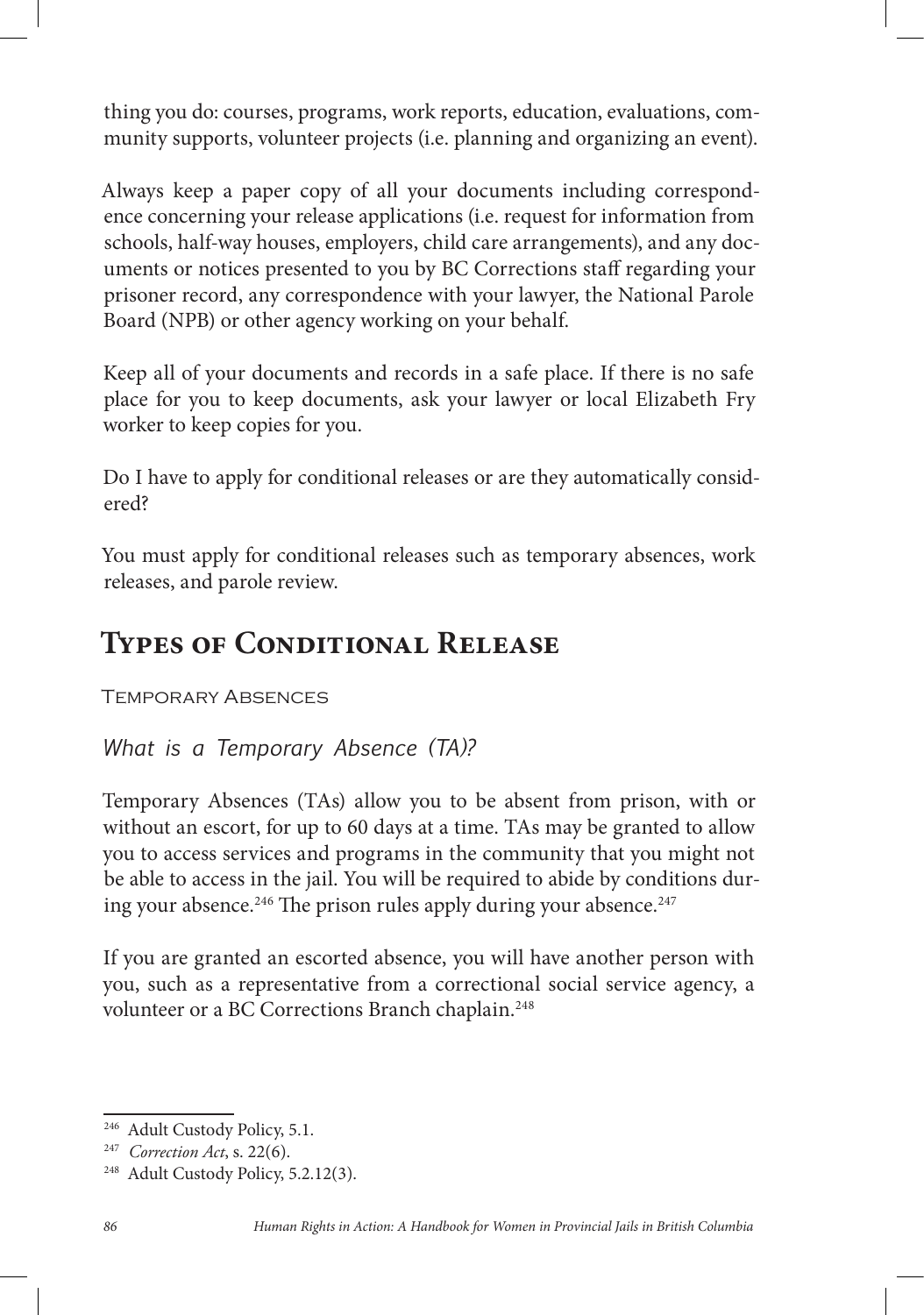thing you do: courses, programs, work reports, education, evaluations, community supports, volunteer projects (i.e. planning and organizing an event).

Always keep a paper copy of all your documents including correspondence concerning your release applications (i.e. request for information from schools, half-way houses, employers, child care arrangements), and any documents or notices presented to you by BC Corrections staff regarding your prisoner record, any correspondence with your lawyer, the National Parole Board (NPB) or other agency working on your behalf.

Keep all of your documents and records in a safe place. If there is no safe place for you to keep documents, ask your lawyer or local Elizabeth Fry worker to keep copies for you.

Do I have to apply for conditional releases or are they automatically considered?

You must apply for conditional releases such as temporary absences, work releases, and parole review.

## Types of Conditional Release

### Temporary Absences

#### *What is a Temporary Absence (TA)?*

Temporary Absences (TAs) allow you to be absent from prison, with or without an escort, for up to 60 days at a time. TAs may be granted to allow you to access services and programs in the community that you might not be able to access in the jail. You will be required to abide by conditions during your absence.[246] The prison rules apply during your absence.[247]

If you are granted an escorted absence, you will have another person with you, such as a representative from a correctional social service agency, a volunteer or a BC Corrections Branch chaplain.[248]

---

[246] Adult Custody Policy, 5.1.

[247] *Correction Act*, s. 22(6).

[248] Adult Custody Policy, 5.2.12(3).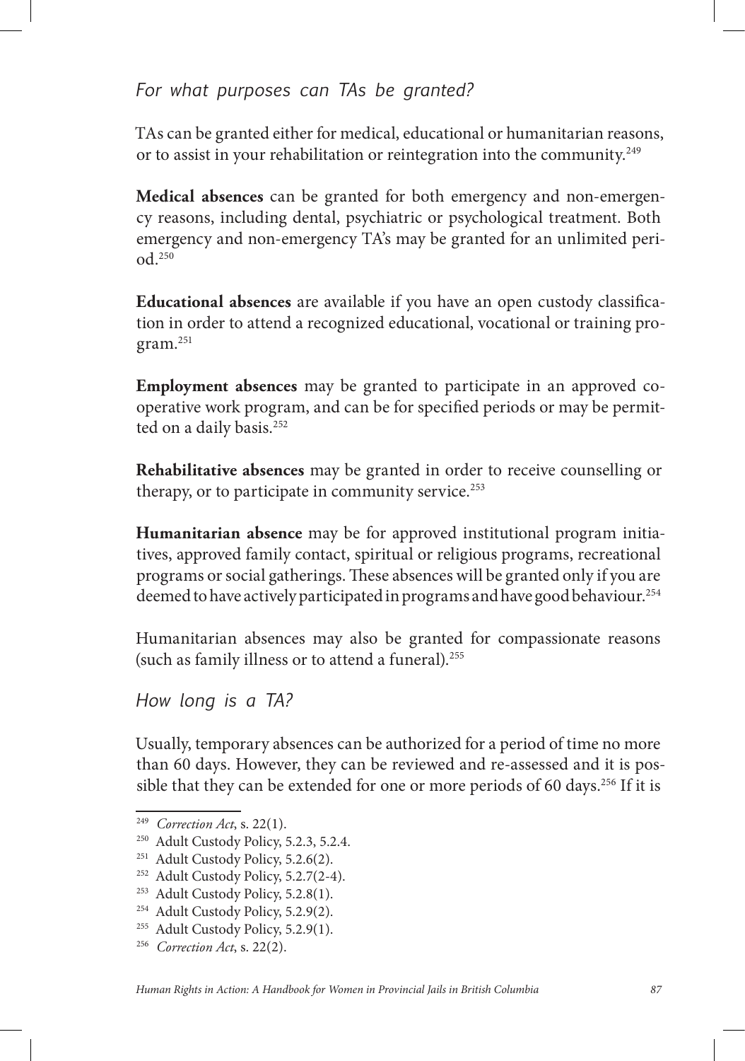### *For what purposes can TAs be granted?*

TAs can be granted either for medical, educational or humanitarian reasons, or to assist in your rehabilitation or reintegration into the community.[249]

**Medical absences** can be granted for both emergency and non-emergency reasons, including dental, psychiatric or psychological treatment. Both emergency and non-emergency TA's may be granted for an unlimited period.[250]

**Educational absences** are available if you have an open custody classification in order to attend a recognized educational, vocational or training program.[251]

**Employment absences** may be granted to participate in an approved co-operative work program, and can be for specified periods or may be permitted on a daily basis.[252]

**Rehabilitative absences** may be granted in order to receive counselling or therapy, or to participate in community service.[253]

**Humanitarian absence** may be for approved institutional program initiatives, approved family contact, spiritual or religious programs, recreational programs or social gatherings. These absences will be granted only if you are deemed to have actively participated in programs and have good behaviour.[254]

Humanitarian absences may also be granted for compassionate reasons (such as family illness or to attend a funeral).[255]

### *How long is a TA?*

Usually, temporary absences can be authorized for a period of time no more than 60 days. However, they can be reviewed and re-assessed and it is possible that they can be extended for one or more periods of 60 days.[256] If it is

---

[249] *Correction Act*, s. 22(1).
[250] Adult Custody Policy, 5.2.3, 5.2.4.
[251] Adult Custody Policy, 5.2.6(2).
[252] Adult Custody Policy, 5.2.7(2-4).
[253] Adult Custody Policy, 5.2.8(1).
[254] Adult Custody Policy, 5.2.9(2).
[255] Adult Custody Policy, 5.2.9(1).
[256] *Correction Act*, s. 22(2).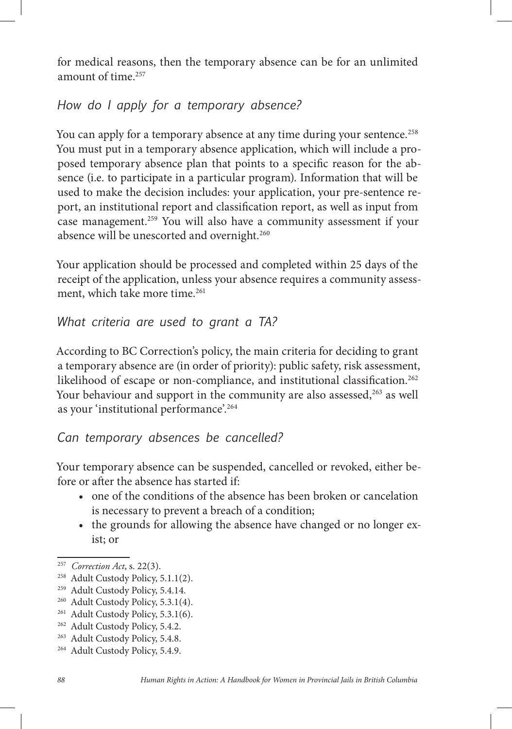for medical reasons, then the temporary absence can be for an unlimited amount of time.[257]

### *How do I apply for a temporary absence?*

You can apply for a temporary absence at any time during your sentence.[258] You must put in a temporary absence application, which will include a proposed temporary absence plan that points to a specific reason for the absence (i.e. to participate in a particular program). Information that will be used to make the decision includes: your application, your pre-sentence report, an institutional report and classification report, as well as input from case management.[259] You will also have a community assessment if your absence will be unescorted and overnight.[260]

Your application should be processed and completed within 25 days of the receipt of the application, unless your absence requires a community assessment, which take more time.[261]

### *What criteria are used to grant a TA?*

According to BC Correction's policy, the main criteria for deciding to grant a temporary absence are (in order of priority): public safety, risk assessment, likelihood of escape or non-compliance, and institutional classification.[262] Your behaviour and support in the community are also assessed,[263] as well as your 'institutional performance'.[264]

### *Can temporary absences be cancelled?*

Your temporary absence can be suspended, cancelled or revoked, either before or after the absence has started if:

- one of the conditions of the absence has been broken or cancelation is necessary to prevent a breach of a condition;
- the grounds for allowing the absence have changed or no longer exist; or

---

[257] *Correction Act*, s. 22(3).
[258] Adult Custody Policy, 5.1.1(2).
[259] Adult Custody Policy, 5.4.14.
[260] Adult Custody Policy, 5.3.1(4).
[261] Adult Custody Policy, 5.3.1(6).
[262] Adult Custody Policy, 5.4.2.
[263] Adult Custody Policy, 5.4.8.
[264] Adult Custody Policy, 5.4.9.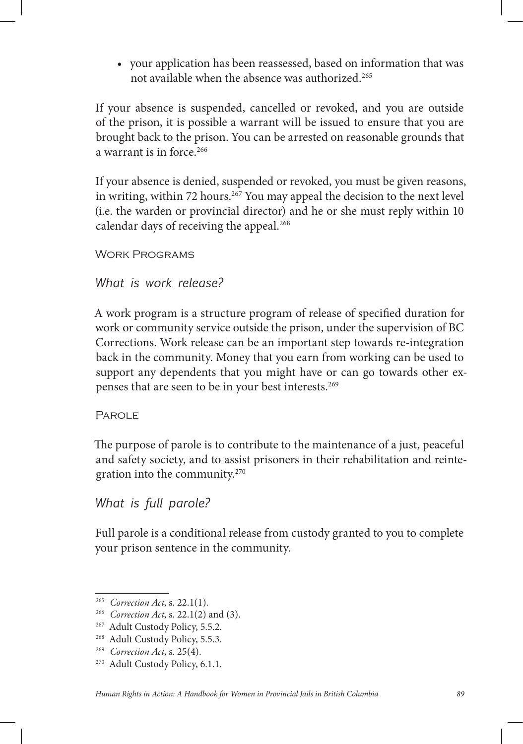- your application has been reassessed, based on information that was not available when the absence was authorized.[265]

If your absence is suspended, cancelled or revoked, and you are outside of the prison, it is possible a warrant will be issued to ensure that you are brought back to the prison. You can be arrested on reasonable grounds that a warrant is in force.[266]

If your absence is denied, suspended or revoked, you must be given reasons, in writing, within 72 hours.[267] You may appeal the decision to the next level (i.e. the warden or provincial director) and he or she must reply within 10 calendar days of receiving the appeal.[268]

### Work Programs

#### *What is work release?*

A work program is a structure program of release of specified duration for work or community service outside the prison, under the supervision of BC Corrections. Work release can be an important step towards re-integration back in the community. Money that you earn from working can be used to support any dependents that you might have or can go towards other expenses that are seen to be in your best interests.[269]

### Parole

The purpose of parole is to contribute to the maintenance of a just, peaceful and safety society, and to assist prisoners in their rehabilitation and reintegration into the community.[270]

#### *What is full parole?*

Full parole is a conditional release from custody granted to you to complete your prison sentence in the community.

---

[265] *Correction Act*, s. 22.1(1).

[266] *Correction Act*, s. 22.1(2) and (3).

[267] Adult Custody Policy, 5.5.2.

[268] Adult Custody Policy, 5.5.3.

[269] *Correction Act*, s. 25(4).

[270] Adult Custody Policy, 6.1.1.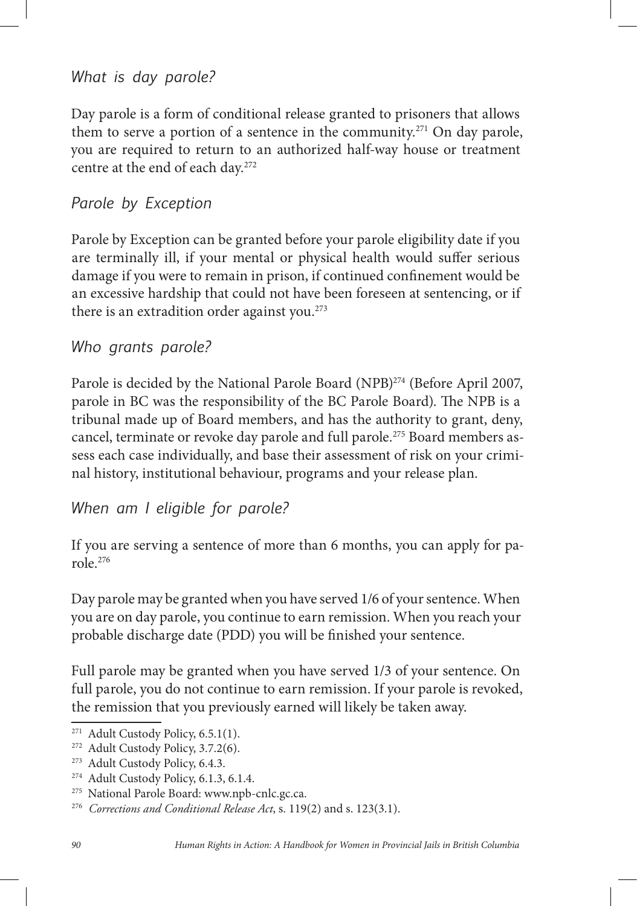## *What is day parole?*

Day parole is a form of conditional release granted to prisoners that allows them to serve a portion of a sentence in the community.[271] On day parole, you are required to return to an authorized half-way house or treatment centre at the end of each day.[272]

## *Parole by Exception*

Parole by Exception can be granted before your parole eligibility date if you are terminally ill, if your mental or physical health would suffer serious damage if you were to remain in prison, if continued confinement would be an excessive hardship that could not have been foreseen at sentencing, or if there is an extradition order against you.[273]

## *Who grants parole?*

Parole is decided by the National Parole Board (NPB)[274] (Before April 2007, parole in BC was the responsibility of the BC Parole Board). The NPB is a tribunal made up of Board members, and has the authority to grant, deny, cancel, terminate or revoke day parole and full parole.[275] Board members assess each case individually, and base their assessment of risk on your criminal history, institutional behaviour, programs and your release plan.

## *When am I eligible for parole?*

If you are serving a sentence of more than 6 months, you can apply for parole.[276]

Day parole may be granted when you have served 1/6 of your sentence. When you are on day parole, you continue to earn remission. When you reach your probable discharge date (PDD) you will be finished your sentence.

Full parole may be granted when you have served 1/3 of your sentence. On full parole, you do not continue to earn remission. If your parole is revoked, the remission that you previously earned will likely be taken away.

---

[271] Adult Custody Policy, 6.5.1(1).

[272] Adult Custody Policy, 3.7.2(6).

[273] Adult Custody Policy, 6.4.3.

[274] Adult Custody Policy, 6.1.3, 6.1.4.

[275] National Parole Board: www.npb-cnlc.gc.ca.

[276] *Corrections and Conditional Release Act*, s. 119(2) and s. 123(3.1).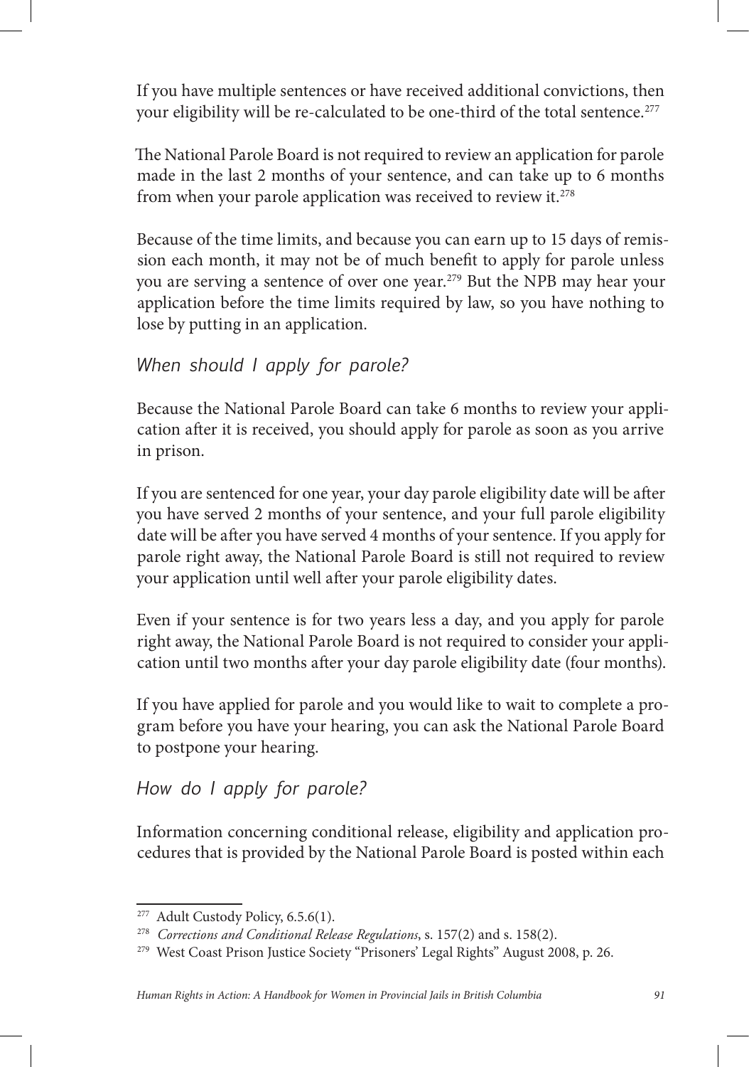If you have multiple sentences or have received additional convictions, then your eligibility will be re-calculated to be one-third of the total sentence.[277]

The National Parole Board is not required to review an application for parole made in the last 2 months of your sentence, and can take up to 6 months from when your parole application was received to review it.[278]

Because of the time limits, and because you can earn up to 15 days of remission each month, it may not be of much benefit to apply for parole unless you are serving a sentence of over one year.[279] But the NPB may hear your application before the time limits required by law, so you have nothing to lose by putting in an application.

### *When should I apply for parole?*

Because the National Parole Board can take 6 months to review your application after it is received, you should apply for parole as soon as you arrive in prison.

If you are sentenced for one year, your day parole eligibility date will be after you have served 2 months of your sentence, and your full parole eligibility date will be after you have served 4 months of your sentence. If you apply for parole right away, the National Parole Board is still not required to review your application until well after your parole eligibility dates.

Even if your sentence is for two years less a day, and you apply for parole right away, the National Parole Board is not required to consider your application until two months after your day parole eligibility date (four months).

If you have applied for parole and you would like to wait to complete a program before you have your hearing, you can ask the National Parole Board to postpone your hearing.

### *How do I apply for parole?*

Information concerning conditional release, eligibility and application procedures that is provided by the National Parole Board is posted within each

---

[277] Adult Custody Policy, 6.5.6(1).

[278] *Corrections and Conditional Release Regulations*, s. 157(2) and s. 158(2).

[279] West Coast Prison Justice Society "Prisoners' Legal Rights" August 2008, p. 26.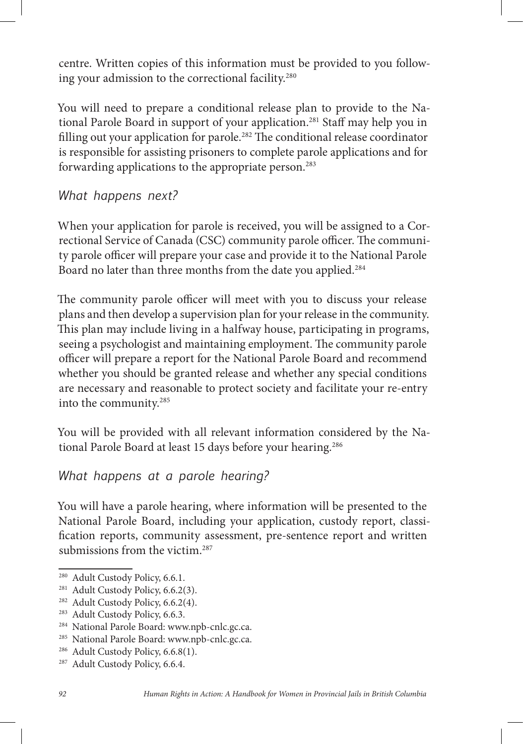centre. Written copies of this information must be provided to you following your admission to the correctional facility.[280]

You will need to prepare a conditional release plan to provide to the National Parole Board in support of your application.[281] Staff may help you in filling out your application for parole.[282] The conditional release coordinator is responsible for assisting prisoners to complete parole applications and for forwarding applications to the appropriate person.[283]

### *What happens next?*

When your application for parole is received, you will be assigned to a Correctional Service of Canada (CSC) community parole officer. The community parole officer will prepare your case and provide it to the National Parole Board no later than three months from the date you applied.[284]

The community parole officer will meet with you to discuss your release plans and then develop a supervision plan for your release in the community. This plan may include living in a halfway house, participating in programs, seeing a psychologist and maintaining employment. The community parole officer will prepare a report for the National Parole Board and recommend whether you should be granted release and whether any special conditions are necessary and reasonable to protect society and facilitate your re-entry into the community.[285]

You will be provided with all relevant information considered by the National Parole Board at least 15 days before your hearing.[286]

### *What happens at a parole hearing?*

You will have a parole hearing, where information will be presented to the National Parole Board, including your application, custody report, classification reports, community assessment, pre-sentence report and written submissions from the victim.[287]

---

[280] Adult Custody Policy, 6.6.1.
[281] Adult Custody Policy, 6.6.2(3).
[282] Adult Custody Policy, 6.6.2(4).
[283] Adult Custody Policy, 6.6.3.
[284] National Parole Board: www.npb-cnlc.gc.ca.
[285] National Parole Board: www.npb-cnlc.gc.ca.
[286] Adult Custody Policy, 6.6.8(1).
[287] Adult Custody Policy, 6.6.4.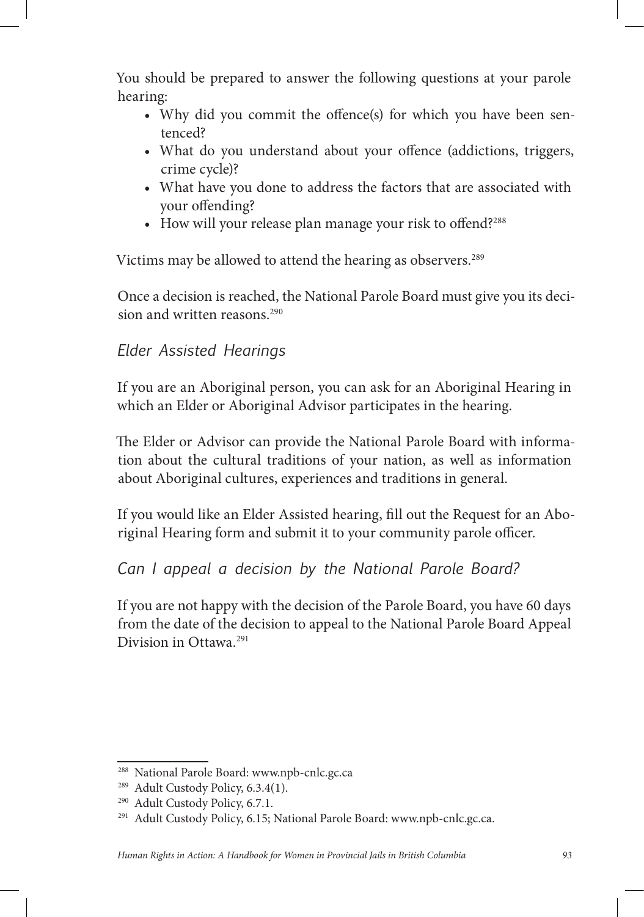You should be prepared to answer the following questions at your parole hearing:

- Why did you commit the offence(s) for which you have been sentenced?
- What do you understand about your offence (addictions, triggers, crime cycle)?
- What have you done to address the factors that are associated with your offending?
- How will your release plan manage your risk to offend?[288]

Victims may be allowed to attend the hearing as observers.[289]

Once a decision is reached, the National Parole Board must give you its decision and written reasons.[290]

### *Elder Assisted Hearings*

If you are an Aboriginal person, you can ask for an Aboriginal Hearing in which an Elder or Aboriginal Advisor participates in the hearing.

The Elder or Advisor can provide the National Parole Board with information about the cultural traditions of your nation, as well as information about Aboriginal cultures, experiences and traditions in general.

If you would like an Elder Assisted hearing, fill out the Request for an Aboriginal Hearing form and submit it to your community parole officer.

### *Can I appeal a decision by the National Parole Board?*

If you are not happy with the decision of the Parole Board, you have 60 days from the date of the decision to appeal to the National Parole Board Appeal Division in Ottawa.[291]

---

[288] National Parole Board: www.npb-cnlc.gc.ca

[289] Adult Custody Policy, 6.3.4(1).

[290] Adult Custody Policy, 6.7.1.

[291] Adult Custody Policy, 6.15; National Parole Board: www.npb-cnlc.gc.ca.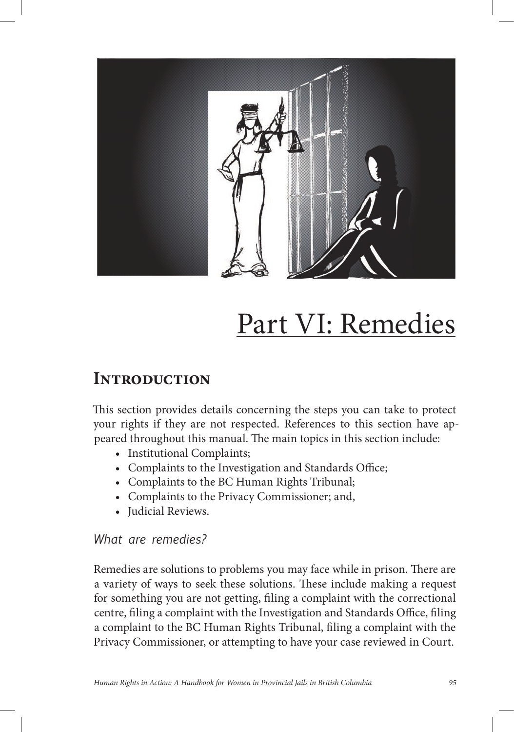# Part VI: Remedies

## Introduction

This section provides details concerning the steps you can take to protect your rights if they are not respected. References to this section have appeared throughout this manual. The main topics in this section include:

- Institutional Complaints;
- Complaints to the Investigation and Standards Office;
- Complaints to the BC Human Rights Tribunal;
- Complaints to the Privacy Commissioner; and,
- Judicial Reviews.

### *What are remedies?*

Remedies are solutions to problems you may face while in prison. There are a variety of ways to seek these solutions. These include making a request for something you are not getting, filing a complaint with the correctional centre, filing a complaint with the Investigation and Standards Office, filing a complaint to the BC Human Rights Tribunal, filing a complaint with the Privacy Commissioner, or attempting to have your case reviewed in Court.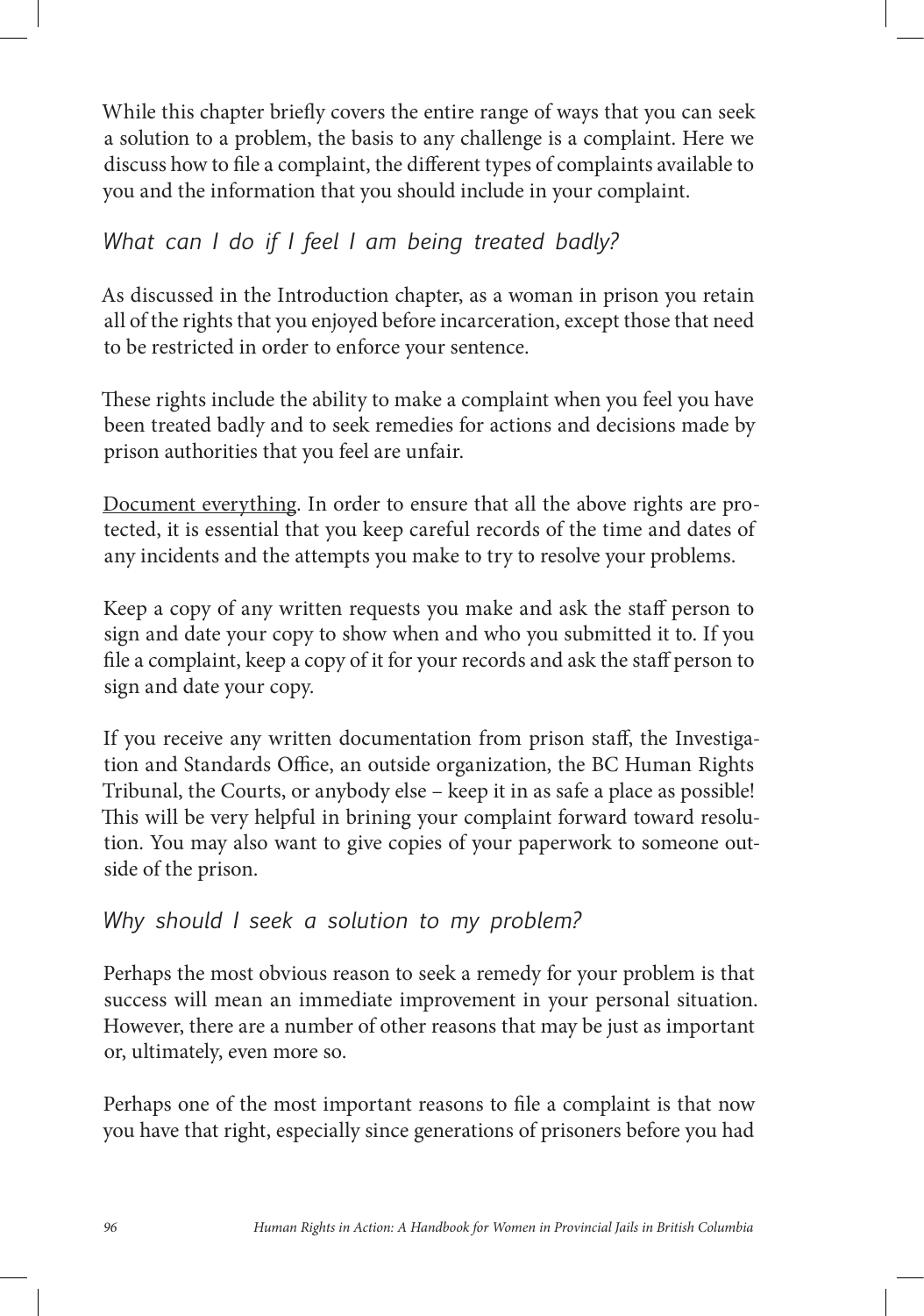While this chapter briefly covers the entire range of ways that you can seek a solution to a problem, the basis to any challenge is a complaint. Here we discuss how to file a complaint, the different types of complaints available to you and the information that you should include in your complaint.

### *What can I do if I feel I am being treated badly?*

As discussed in the Introduction chapter, as a woman in prison you retain all of the rights that you enjoyed before incarceration, except those that need to be restricted in order to enforce your sentence.

These rights include the ability to make a complaint when you feel you have been treated badly and to seek remedies for actions and decisions made by prison authorities that you feel are unfair.

<u>Document everything</u>. In order to ensure that all the above rights are protected, it is essential that you keep careful records of the time and dates of any incidents and the attempts you make to try to resolve your problems.

Keep a copy of any written requests you make and ask the staff person to sign and date your copy to show when and who you submitted it to. If you file a complaint, keep a copy of it for your records and ask the staff person to sign and date your copy.

If you receive any written documentation from prison staff, the Investigation and Standards Office, an outside organization, the BC Human Rights Tribunal, the Courts, or anybody else – keep it in as safe a place as possible! This will be very helpful in brining your complaint forward toward resolution. You may also want to give copies of your paperwork to someone outside of the prison.

### *Why should I seek a solution to my problem?*

Perhaps the most obvious reason to seek a remedy for your problem is that success will mean an immediate improvement in your personal situation. However, there are a number of other reasons that may be just as important or, ultimately, even more so.

Perhaps one of the most important reasons to file a complaint is that now you have that right, especially since generations of prisoners before you had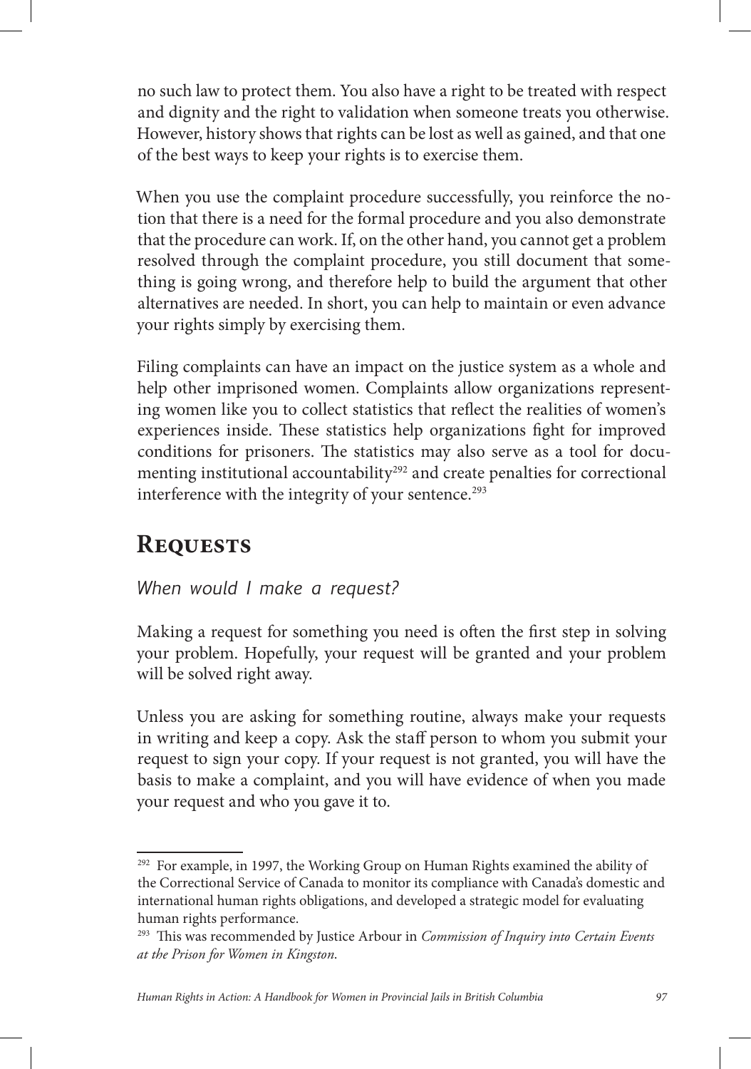no such law to protect them. You also have a right to be treated with respect and dignity and the right to validation when someone treats you otherwise. However, history shows that rights can be lost as well as gained, and that one of the best ways to keep your rights is to exercise them.

When you use the complaint procedure successfully, you reinforce the notion that there is a need for the formal procedure and you also demonstrate that the procedure can work. If, on the other hand, you cannot get a problem resolved through the complaint procedure, you still document that something is going wrong, and therefore help to build the argument that other alternatives are needed. In short, you can help to maintain or even advance your rights simply by exercising them.

Filing complaints can have an impact on the justice system as a whole and help other imprisoned women. Complaints allow organizations representing women like you to collect statistics that reflect the realities of women's experiences inside. These statistics help organizations fight for improved conditions for prisoners. The statistics may also serve as a tool for documenting institutional accountability[292] and create penalties for correctional interference with the integrity of your sentence.[293]

## Requests

*When would I make a request?*

Making a request for something you need is often the first step in solving your problem. Hopefully, your request will be granted and your problem will be solved right away.

Unless you are asking for something routine, always make your requests in writing and keep a copy. Ask the staff person to whom you submit your request to sign your copy. If your request is not granted, you will have the basis to make a complaint, and you will have evidence of when you made your request and who you gave it to.

---

[292] For example, in 1997, the Working Group on Human Rights examined the ability of the Correctional Service of Canada to monitor its compliance with Canada's domestic and international human rights obligations, and developed a strategic model for evaluating human rights performance.

[293] This was recommended by Justice Arbour in *Commission of Inquiry into Certain Events at the Prison for Women in Kingston*.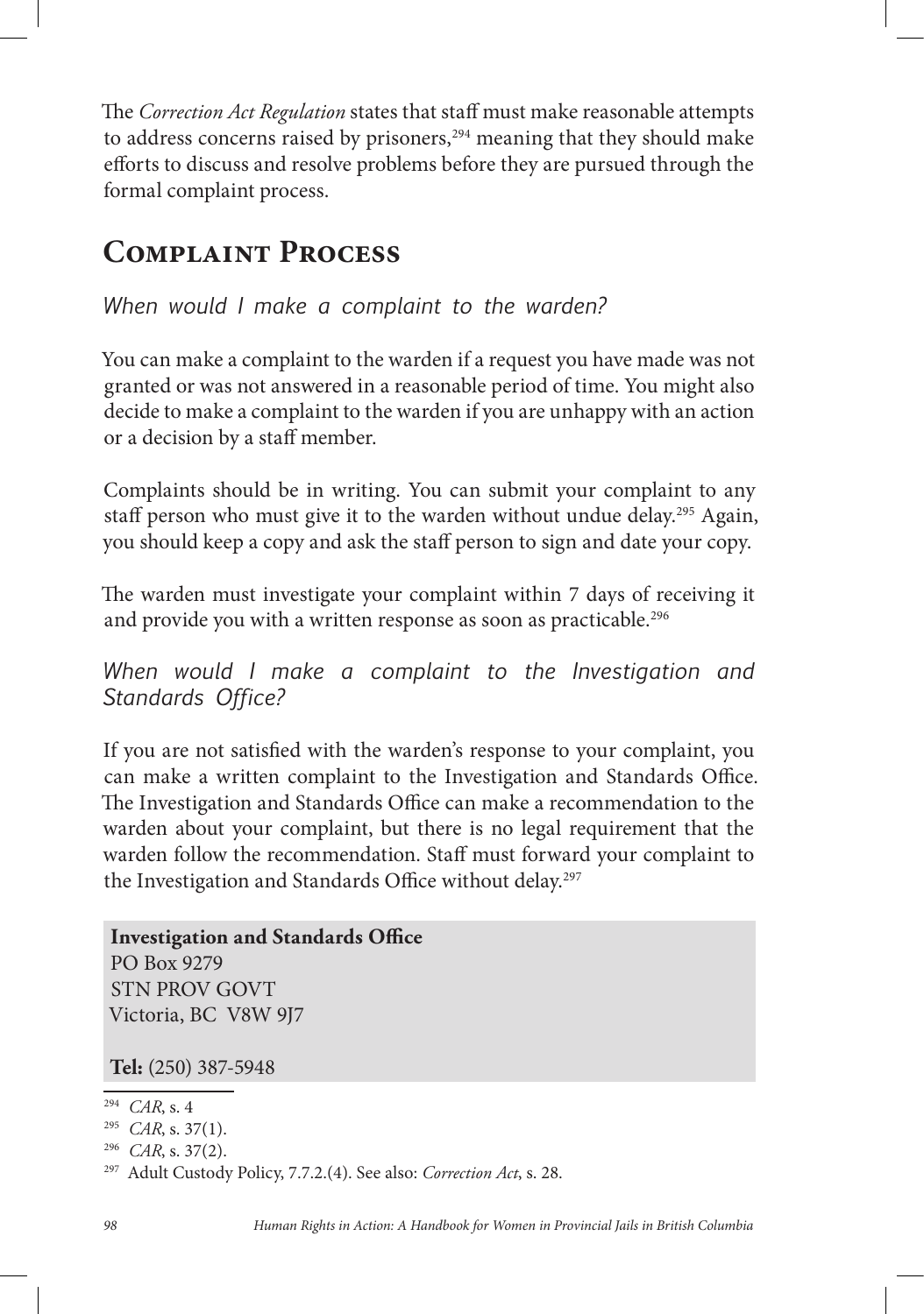The *Correction Act Regulation* states that staff must make reasonable attempts to address concerns raised by prisoners,[294] meaning that they should make efforts to discuss and resolve problems before they are pursued through the formal complaint process.

## Complaint Process

### *When would I make a complaint to the warden?*

You can make a complaint to the warden if a request you have made was not granted or was not answered in a reasonable period of time. You might also decide to make a complaint to the warden if you are unhappy with an action or a decision by a staff member.

Complaints should be in writing. You can submit your complaint to any staff person who must give it to the warden without undue delay.[295] Again, you should keep a copy and ask the staff person to sign and date your copy.

The warden must investigate your complaint within 7 days of receiving it and provide you with a written response as soon as practicable.[296]

### *When would I make a complaint to the Investigation and Standards Office?*

If you are not satisfied with the warden's response to your complaint, you can make a written complaint to the Investigation and Standards Office. The Investigation and Standards Office can make a recommendation to the warden about your complaint, but there is no legal requirement that the warden follow the recommendation. Staff must forward your complaint to the Investigation and Standards Office without delay.[297]

**Investigation and Standards Office**
PO Box 9279
STN PROV GOVT
Victoria, BC V8W 9J7

**Tel:** (250) 387-5948

---

[294] *CAR*, s. 4

[295] *CAR*, s. 37(1).

[296] *CAR*, s. 37(2).

[297] Adult Custody Policy, 7.7.2.(4). See also: *Correction Act*, s. 28.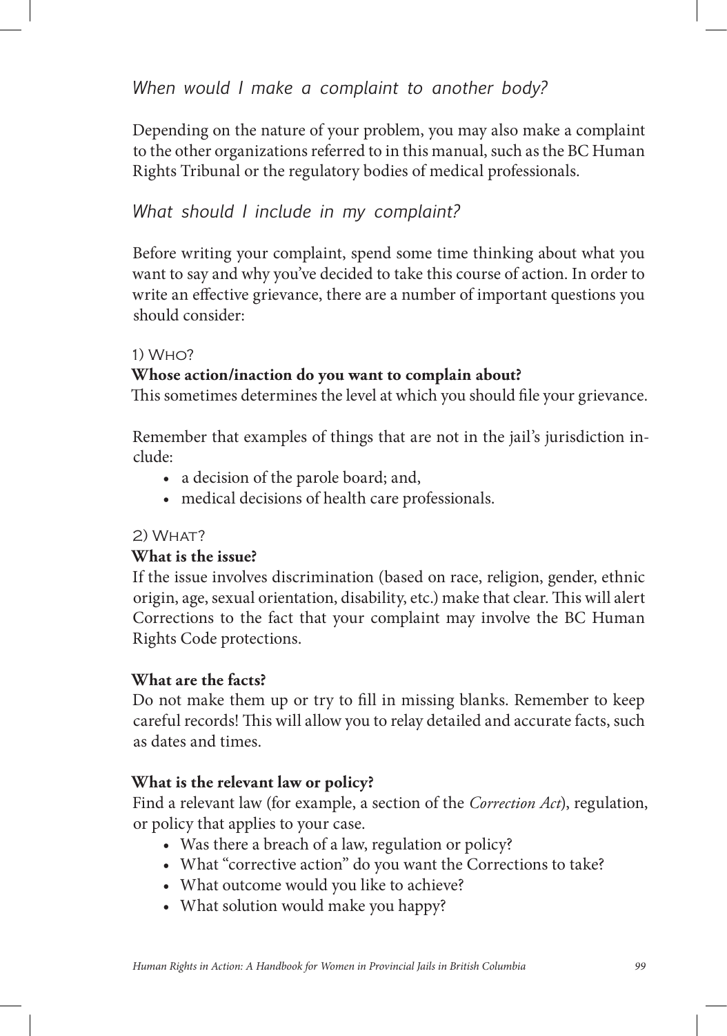### *When would I make a complaint to another body?*

Depending on the nature of your problem, you may also make a complaint to the other organizations referred to in this manual, such as the BC Human Rights Tribunal or the regulatory bodies of medical professionals.

### *What should I include in my complaint?*

Before writing your complaint, spend some time thinking about what you want to say and why you've decided to take this course of action. In order to write an effective grievance, there are a number of important questions you should consider:

#### 1) Who?

**Whose action/inaction do you want to complain about?**
This sometimes determines the level at which you should file your grievance.

Remember that examples of things that are not in the jail's jurisdiction include:

- a decision of the parole board; and,
- medical decisions of health care professionals.

#### 2) What?

**What is the issue?**
If the issue involves discrimination (based on race, religion, gender, ethnic origin, age, sexual orientation, disability, etc.) make that clear. This will alert Corrections to the fact that your complaint may involve the BC Human Rights Code protections.

**What are the facts?**
Do not make them up or try to fill in missing blanks. Remember to keep careful records! This will allow you to relay detailed and accurate facts, such as dates and times.

**What is the relevant law or policy?**
Find a relevant law (for example, a section of the *Correction Act*), regulation, or policy that applies to your case.

- Was there a breach of a law, regulation or policy?
- What "corrective action" do you want the Corrections to take?
- What outcome would you like to achieve?
- What solution would make you happy?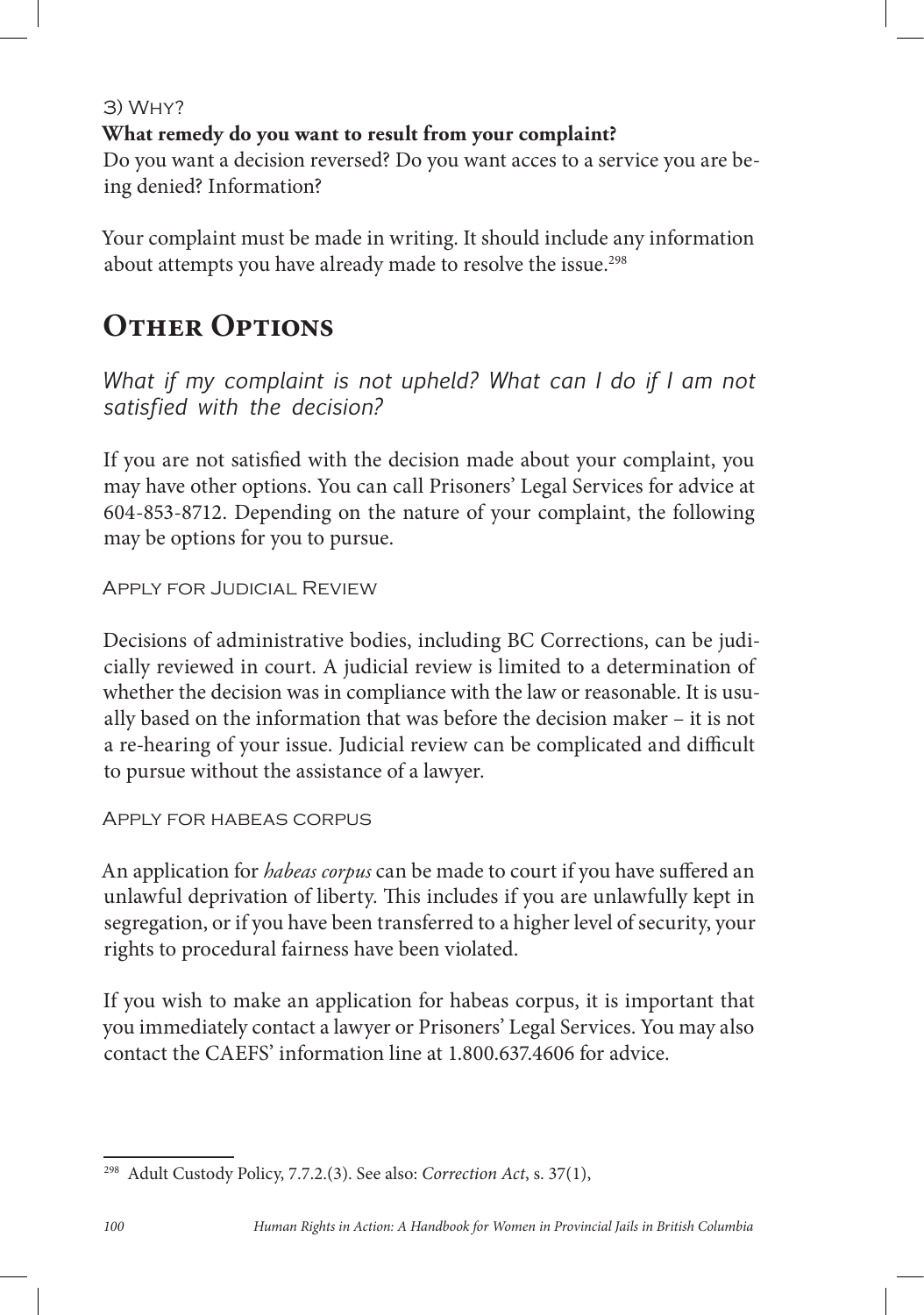### 3) Why?

**What remedy do you want to result from your complaint?**

Do you want a decision reversed? Do you want acces to a service you are being denied? Information?

Your complaint must be made in writing. It should include any information about attempts you have already made to resolve the issue.[298]

## Other Options

*What if my complaint is not upheld? What can I do if I am not satisfied with the decision?*

If you are not satisfied with the decision made about your complaint, you may have other options. You can call Prisoners' Legal Services for advice at 604-853-8712. Depending on the nature of your complaint, the following may be options for you to pursue.

### Apply for Judicial Review

Decisions of administrative bodies, including BC Corrections, can be judicially reviewed in court. A judicial review is limited to a determination of whether the decision was in compliance with the law or reasonable. It is usually based on the information that was before the decision maker – it is not a re-hearing of your issue. Judicial review can be complicated and difficult to pursue without the assistance of a lawyer.

### Apply for habeas corpus

An application for *habeas corpus* can be made to court if you have suffered an unlawful deprivation of liberty. This includes if you are unlawfully kept in segregation, or if you have been transferred to a higher level of security, your rights to procedural fairness have been violated.

If you wish to make an application for habeas corpus, it is important that you immediately contact a lawyer or Prisoners' Legal Services. You may also contact the CAEFS' information line at 1.800.637.4606 for advice.

---

[298] Adult Custody Policy, 7.7.2.(3). See also: *Correction Act*, s. 37(1),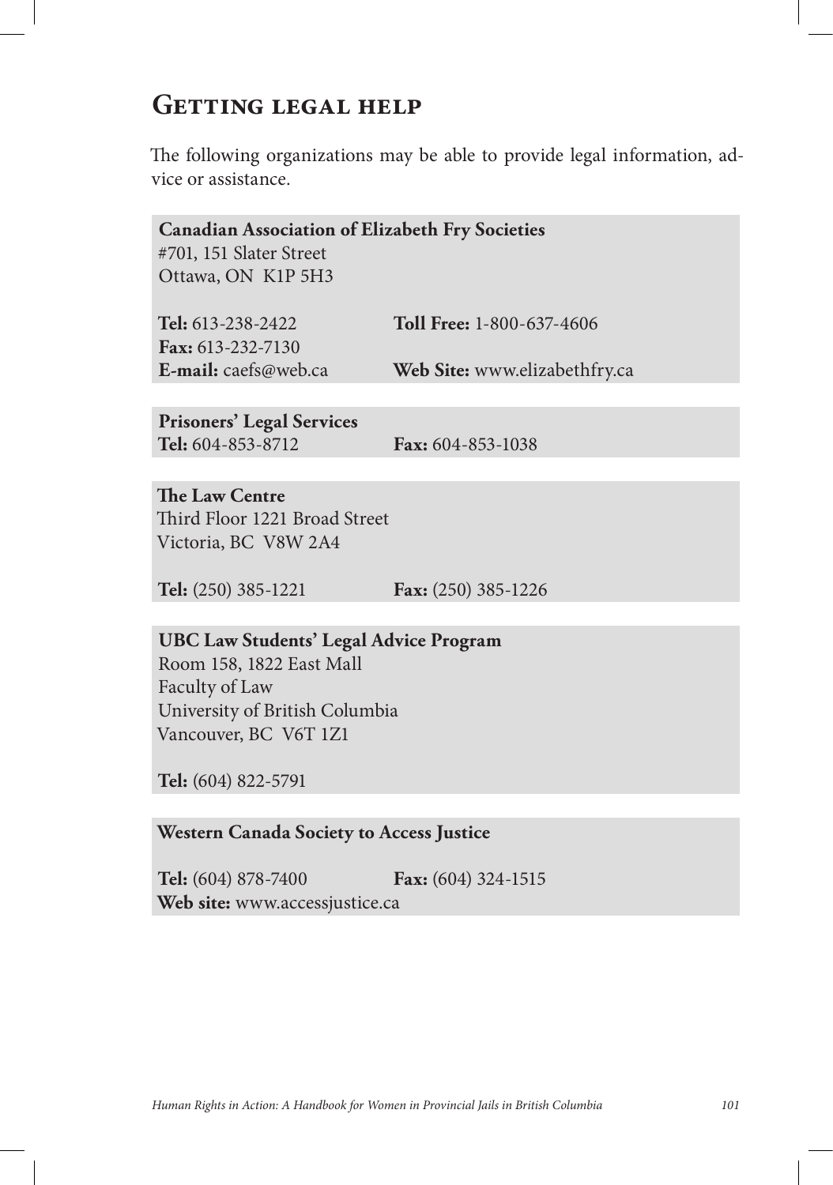# Getting legal help

The following organizations may be able to provide legal information, advice or assistance.

**Canadian Association of Elizabeth Fry Societies**
#701, 151 Slater Street
Ottawa, ON K1P 5H3

**Tel:** 613-238-2422
**Toll Free:** 1-800-637-4606
**Fax:** 613-232-7130
**E-mail:** caefs@web.ca
**Web Site:** www.elizabethfry.ca

**Prisoners' Legal Services**
**Tel:** 604-853-8712
**Fax:** 604-853-1038

**The Law Centre**
Third Floor 1221 Broad Street
Victoria, BC V8W 2A4

**Tel:** (250) 385-1221
**Fax:** (250) 385-1226

**UBC Law Students' Legal Advice Program**
Room 158, 1822 East Mall
Faculty of Law
University of British Columbia
Vancouver, BC V6T 1Z1

**Tel:** (604) 822-5791

**Western Canada Society to Access Justice**

**Tel:** (604) 878-7400
**Fax:** (604) 324-1515
**Web site:** www.accessjustice.ca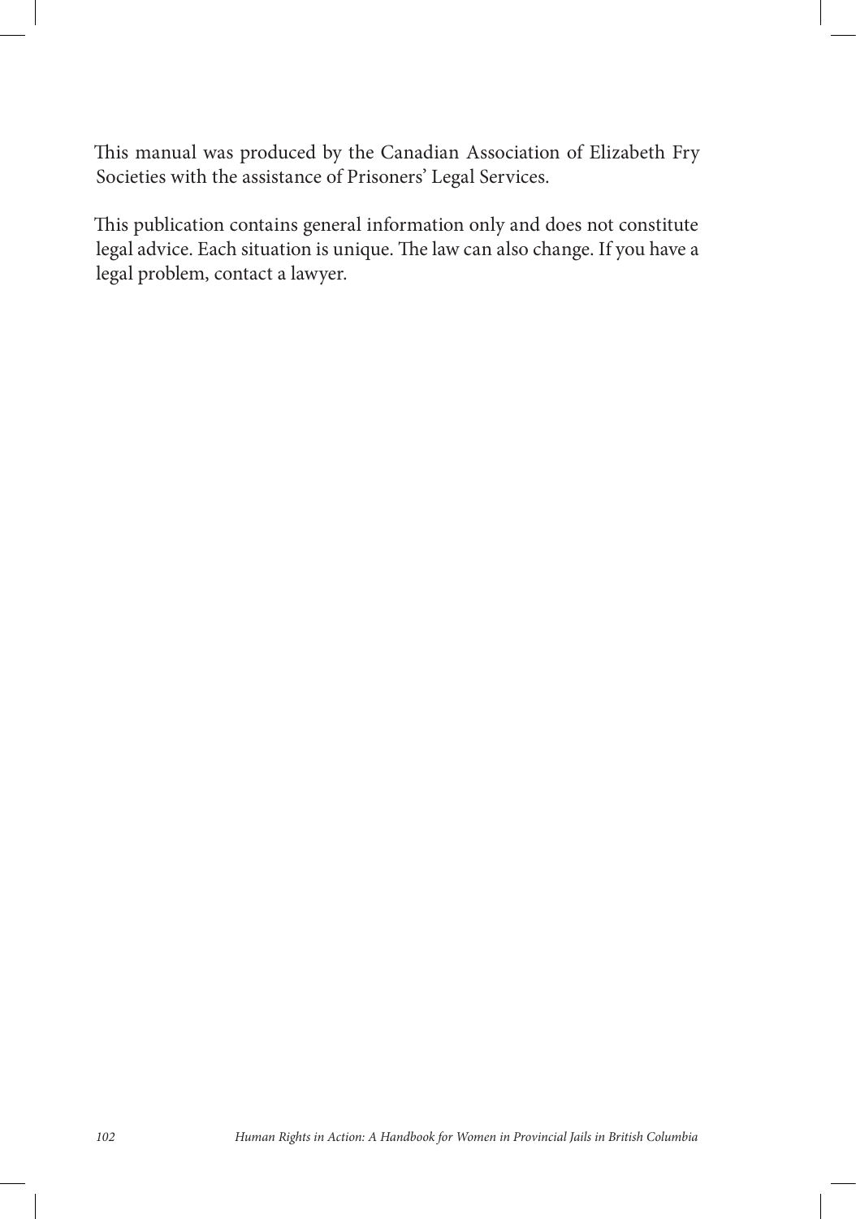This manual was produced by the Canadian Association of Elizabeth Fry Societies with the assistance of Prisoners' Legal Services.

This publication contains general information only and does not constitute legal advice. Each situation is unique. The law can also change. If you have a legal problem, contact a lawyer.